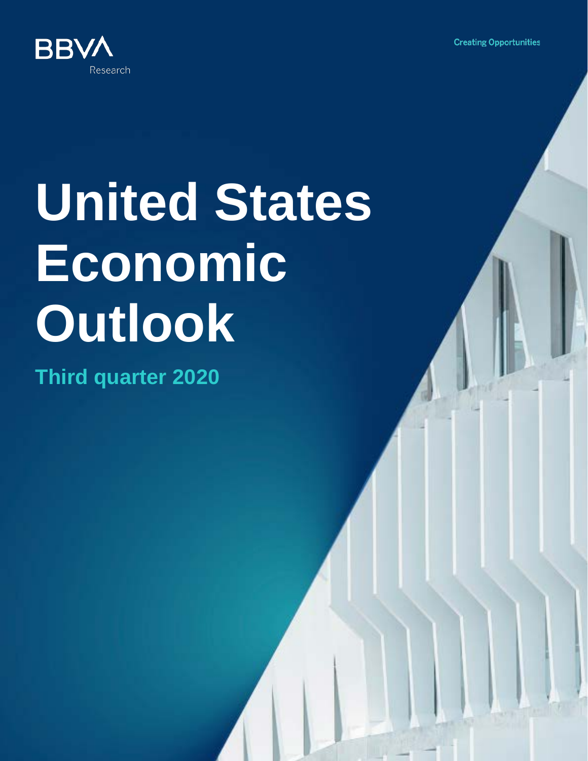BBVA Research

Creating Opportunities

# United States Economic Outlook

## Third quarter 2020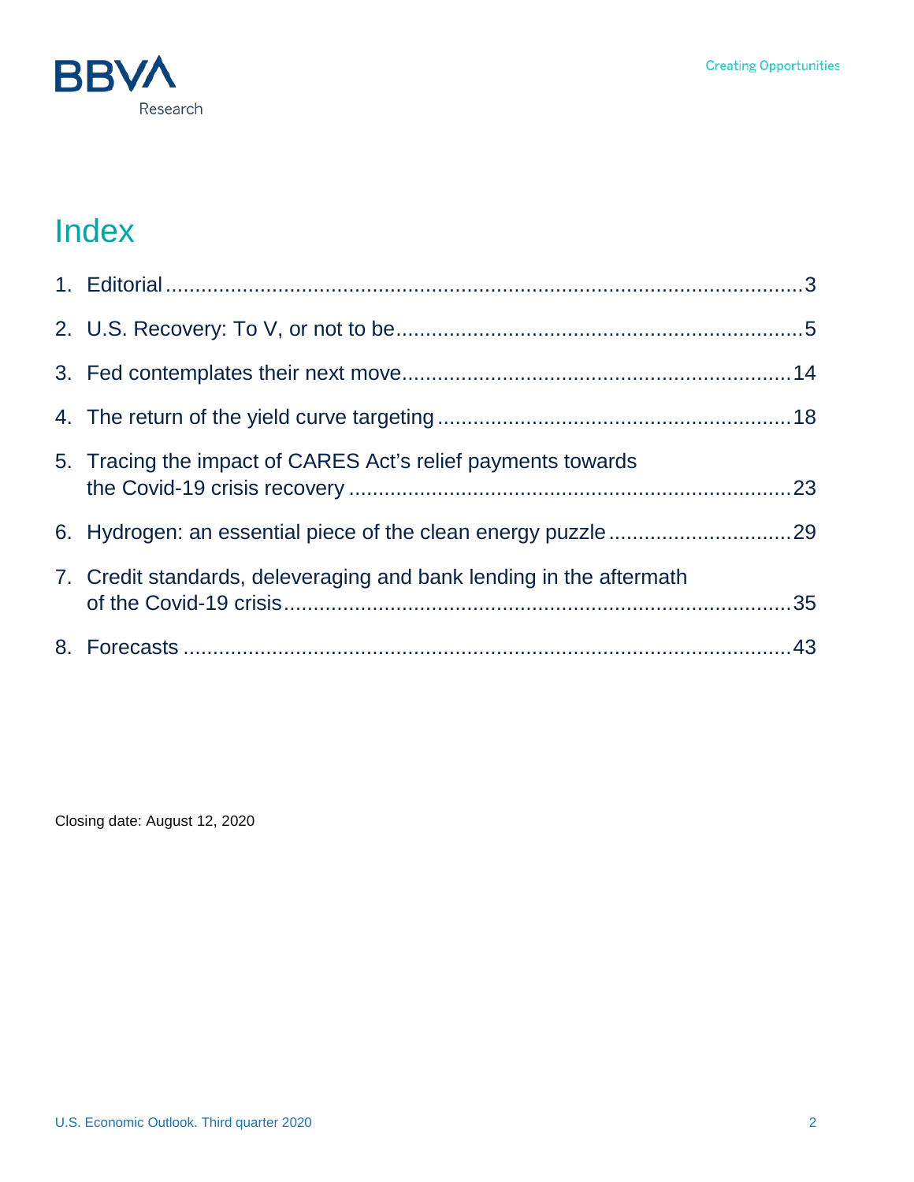# Index

1. Editorial ..... 3
2. U.S. Recovery: To V, or not to be ..... 5
3. Fed contemplates their next move ..... 14
4. The return of the yield curve targeting ..... 18
5. Tracing the impact of CARES Act's relief payments towards the Covid-19 crisis recovery ..... 23
6. Hydrogen: an essential piece of the clean energy puzzle ..... 29
7. Credit standards, deleveraging and bank lending in the aftermath of the Covid-19 crisis ..... 35
8. Forecasts ..... 43

Closing date: August 12, 2020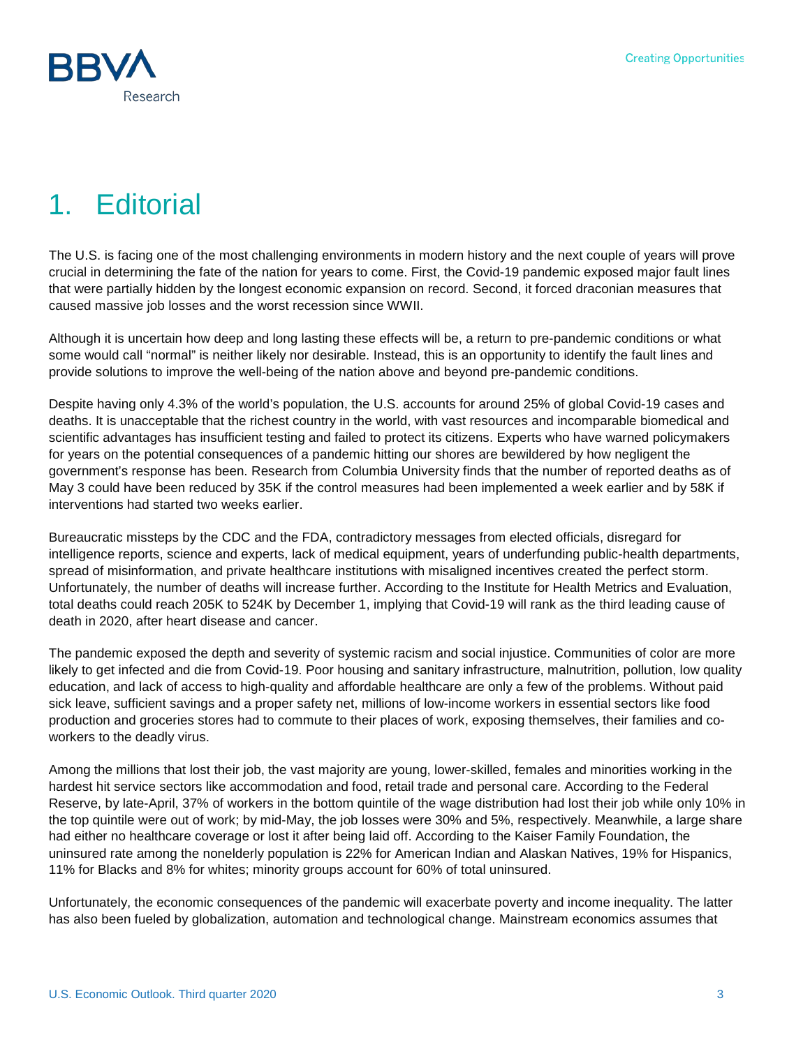# 1. Editorial

The U.S. is facing one of the most challenging environments in modern history and the next couple of years will prove crucial in determining the fate of the nation for years to come. First, the Covid-19 pandemic exposed major fault lines that were partially hidden by the longest economic expansion on record. Second, it forced draconian measures that caused massive job losses and the worst recession since WWII.

Although it is uncertain how deep and long lasting these effects will be, a return to pre-pandemic conditions or what some would call "normal" is neither likely nor desirable. Instead, this is an opportunity to identify the fault lines and provide solutions to improve the well-being of the nation above and beyond pre-pandemic conditions.

Despite having only 4.3% of the world's population, the U.S. accounts for around 25% of global Covid-19 cases and deaths. It is unacceptable that the richest country in the world, with vast resources and incomparable biomedical and scientific advantages has insufficient testing and failed to protect its citizens. Experts who have warned policymakers for years on the potential consequences of a pandemic hitting our shores are bewildered by how negligent the government's response has been. Research from Columbia University finds that the number of reported deaths as of May 3 could have been reduced by 35K if the control measures had been implemented a week earlier and by 58K if interventions had started two weeks earlier.

Bureaucratic missteps by the CDC and the FDA, contradictory messages from elected officials, disregard for intelligence reports, science and experts, lack of medical equipment, years of underfunding public-health departments, spread of misinformation, and private healthcare institutions with misaligned incentives created the perfect storm. Unfortunately, the number of deaths will increase further. According to the Institute for Health Metrics and Evaluation, total deaths could reach 205K to 524K by December 1, implying that Covid-19 will rank as the third leading cause of death in 2020, after heart disease and cancer.

The pandemic exposed the depth and severity of systemic racism and social injustice. Communities of color are more likely to get infected and die from Covid-19. Poor housing and sanitary infrastructure, malnutrition, pollution, low quality education, and lack of access to high-quality and affordable healthcare are only a few of the problems. Without paid sick leave, sufficient savings and a proper safety net, millions of low-income workers in essential sectors like food production and groceries stores had to commute to their places of work, exposing themselves, their families and co-workers to the deadly virus.

Among the millions that lost their job, the vast majority are young, lower-skilled, females and minorities working in the hardest hit service sectors like accommodation and food, retail trade and personal care. According to the Federal Reserve, by late-April, 37% of workers in the bottom quintile of the wage distribution had lost their job while only 10% in the top quintile were out of work; by mid-May, the job losses were 30% and 5%, respectively. Meanwhile, a large share had either no healthcare coverage or lost it after being laid off. According to the Kaiser Family Foundation, the uninsured rate among the nonelderly population is 22% for American Indian and Alaskan Natives, 19% for Hispanics, 11% for Blacks and 8% for whites; minority groups account for 60% of total uninsured.

Unfortunately, the economic consequences of the pandemic will exacerbate poverty and income inequality. The latter has also been fueled by globalization, automation and technological change. Mainstream economics assumes that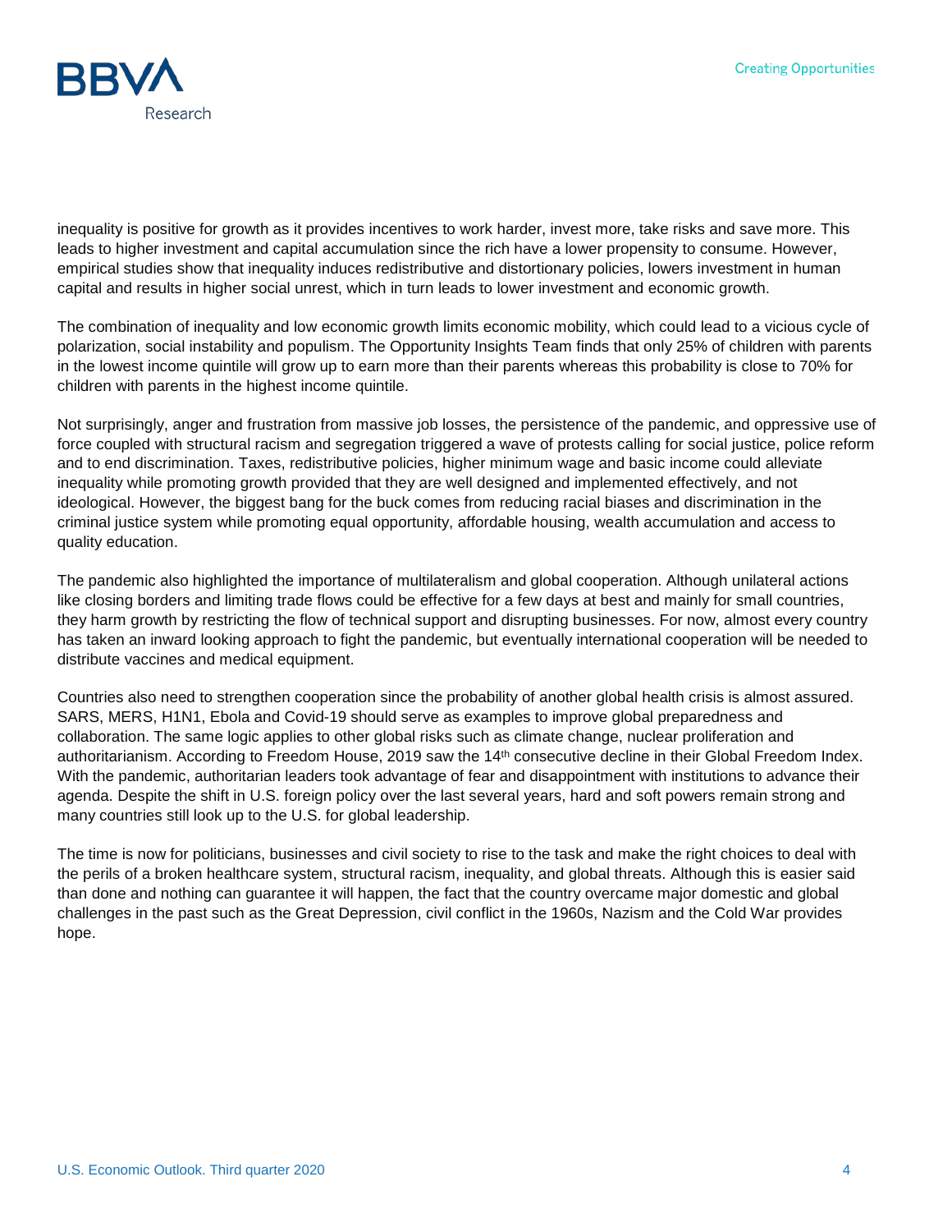inequality is positive for growth as it provides incentives to work harder, invest more, take risks and save more. This leads to higher investment and capital accumulation since the rich have a lower propensity to consume. However, empirical studies show that inequality induces redistributive and distortionary policies, lowers investment in human capital and results in higher social unrest, which in turn leads to lower investment and economic growth.

The combination of inequality and low economic growth limits economic mobility, which could lead to a vicious cycle of polarization, social instability and populism. The Opportunity Insights Team finds that only 25% of children with parents in the lowest income quintile will grow up to earn more than their parents whereas this probability is close to 70% for children with parents in the highest income quintile.

Not surprisingly, anger and frustration from massive job losses, the persistence of the pandemic, and oppressive use of force coupled with structural racism and segregation triggered a wave of protests calling for social justice, police reform and to end discrimination. Taxes, redistributive policies, higher minimum wage and basic income could alleviate inequality while promoting growth provided that they are well designed and implemented effectively, and not ideological. However, the biggest bang for the buck comes from reducing racial biases and discrimination in the criminal justice system while promoting equal opportunity, affordable housing, wealth accumulation and access to quality education.

The pandemic also highlighted the importance of multilateralism and global cooperation. Although unilateral actions like closing borders and limiting trade flows could be effective for a few days at best and mainly for small countries, they harm growth by restricting the flow of technical support and disrupting businesses. For now, almost every country has taken an inward looking approach to fight the pandemic, but eventually international cooperation will be needed to distribute vaccines and medical equipment.

Countries also need to strengthen cooperation since the probability of another global health crisis is almost assured. SARS, MERS, H1N1, Ebola and Covid-19 should serve as examples to improve global preparedness and collaboration. The same logic applies to other global risks such as climate change, nuclear proliferation and authoritarianism. According to Freedom House, 2019 saw the 14th consecutive decline in their Global Freedom Index. With the pandemic, authoritarian leaders took advantage of fear and disappointment with institutions to advance their agenda. Despite the shift in U.S. foreign policy over the last several years, hard and soft powers remain strong and many countries still look up to the U.S. for global leadership.

The time is now for politicians, businesses and civil society to rise to the task and make the right choices to deal with the perils of a broken healthcare system, structural racism, inequality, and global threats. Although this is easier said than done and nothing can guarantee it will happen, the fact that the country overcame major domestic and global challenges in the past such as the Great Depression, civil conflict in the 1960s, Nazism and the Cold War provides hope.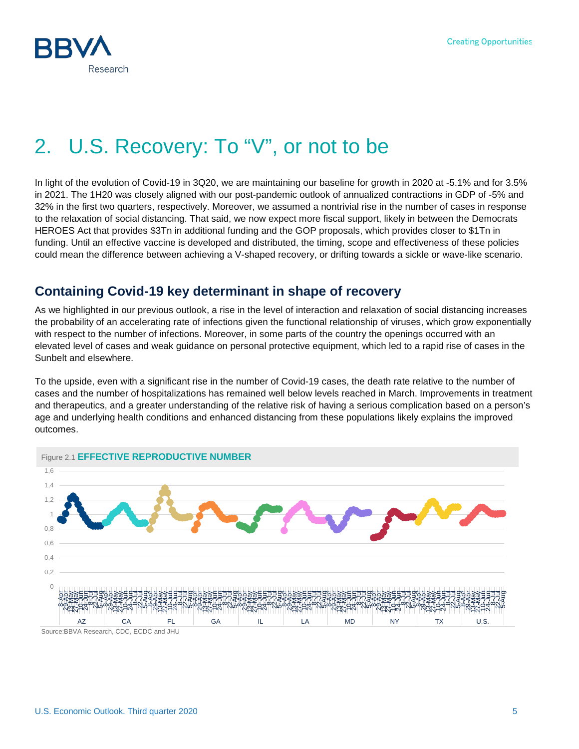# 2. U.S. Recovery: To "V", or not to be

In light of the evolution of Covid-19 in 3Q20, we are maintaining our baseline for growth in 2020 at -5.1% and for 3.5% in 2021. The 1H20 was closely aligned with our post-pandemic outlook of annualized contractions in GDP of -5% and 32% in the first two quarters, respectively. Moreover, we assumed a nontrivial rise in the number of cases in response to the relaxation of social distancing. That said, we now expect more fiscal support, likely in between the Democrats HEROES Act that provides $3Tn in additional funding and the GOP proposals, which provides closer to $1Tn in funding. Until an effective vaccine is developed and distributed, the timing, scope and effectiveness of these policies could mean the difference between achieving a V-shaped recovery, or drifting towards a sickle or wave-like scenario.

## Containing Covid-19 key determinant in shape of recovery

As we highlighted in our previous outlook, a rise in the level of interaction and relaxation of social distancing increases the probability of an accelerating rate of infections given the functional relationship of viruses, which grow exponentially with respect to the number of infections. Moreover, in some parts of the country the openings occurred with an elevated level of cases and weak guidance on personal protective equipment, which led to a rapid rise of cases in the Sunbelt and elsewhere.

To the upside, even with a significant rise in the number of Covid-19 cases, the death rate relative to the number of cases and the number of hospitalizations has remained well below levels reached in March. Improvements in treatment and therapeutics, and a greater understanding of the relative risk of having a serious complication based on a person's age and underlying health conditions and enhanced distancing from these populations likely explains the improved outcomes.

Figure 2.1 **EFFECTIVE REPRODUCTIVE NUMBER**

Source:BBVA Research, CDC, ECDC and JHU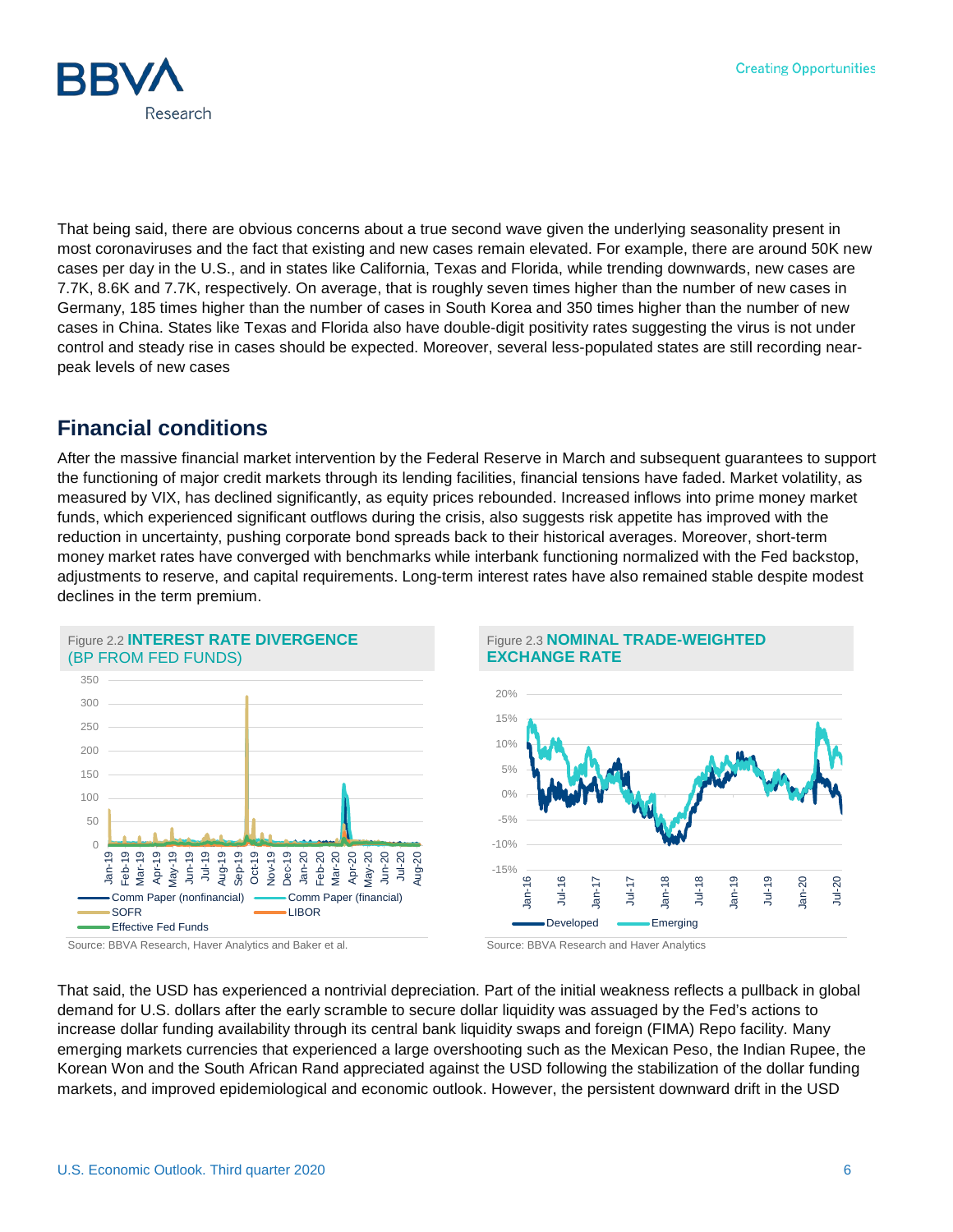That being said, there are obvious concerns about a true second wave given the underlying seasonality present in most coronaviruses and the fact that existing and new cases remain elevated. For example, there are around 50K new cases per day in the U.S., and in states like California, Texas and Florida, while trending downwards, new cases are 7.7K, 8.6K and 7.7K, respectively. On average, that is roughly seven times higher than the number of new cases in Germany, 185 times higher than the number of cases in South Korea and 350 times higher than the number of new cases in China. States like Texas and Florida also have double-digit positivity rates suggesting the virus is not under control and steady rise in cases should be expected. Moreover, several less-populated states are still recording near-peak levels of new cases

## Financial conditions

After the massive financial market intervention by the Federal Reserve in March and subsequent guarantees to support the functioning of major credit markets through its lending facilities, financial tensions have faded. Market volatility, as measured by VIX, has declined significantly, as equity prices rebounded. Increased inflows into prime money market funds, which experienced significant outflows during the crisis, also suggests risk appetite has improved with the reduction in uncertainty, pushing corporate bond spreads back to their historical averages. Moreover, short-term money market rates have converged with benchmarks while interbank functioning normalized with the Fed backstop, adjustments to reserve, and capital requirements. Long-term interest rates have also remained stable despite modest declines in the term premium.

Figure 2.2 **INTEREST RATE DIVERGENCE (BP FROM FED FUNDS)**

Source: BBVA Research, Haver Analytics and Baker et al.

Figure 2.3 **NOMINAL TRADE-WEIGHTED EXCHANGE RATE**

Source: BBVA Research and Haver Analytics

That said, the USD has experienced a nontrivial depreciation. Part of the initial weakness reflects a pullback in global demand for U.S. dollars after the early scramble to secure dollar liquidity was assuaged by the Fed's actions to increase dollar funding availability through its central bank liquidity swaps and foreign (FIMA) Repo facility. Many emerging markets currencies that experienced a large overshooting such as the Mexican Peso, the Indian Rupee, the Korean Won and the South African Rand appreciated against the USD following the stabilization of the dollar funding markets, and improved epidemiological and economic outlook. However, the persistent downward drift in the USD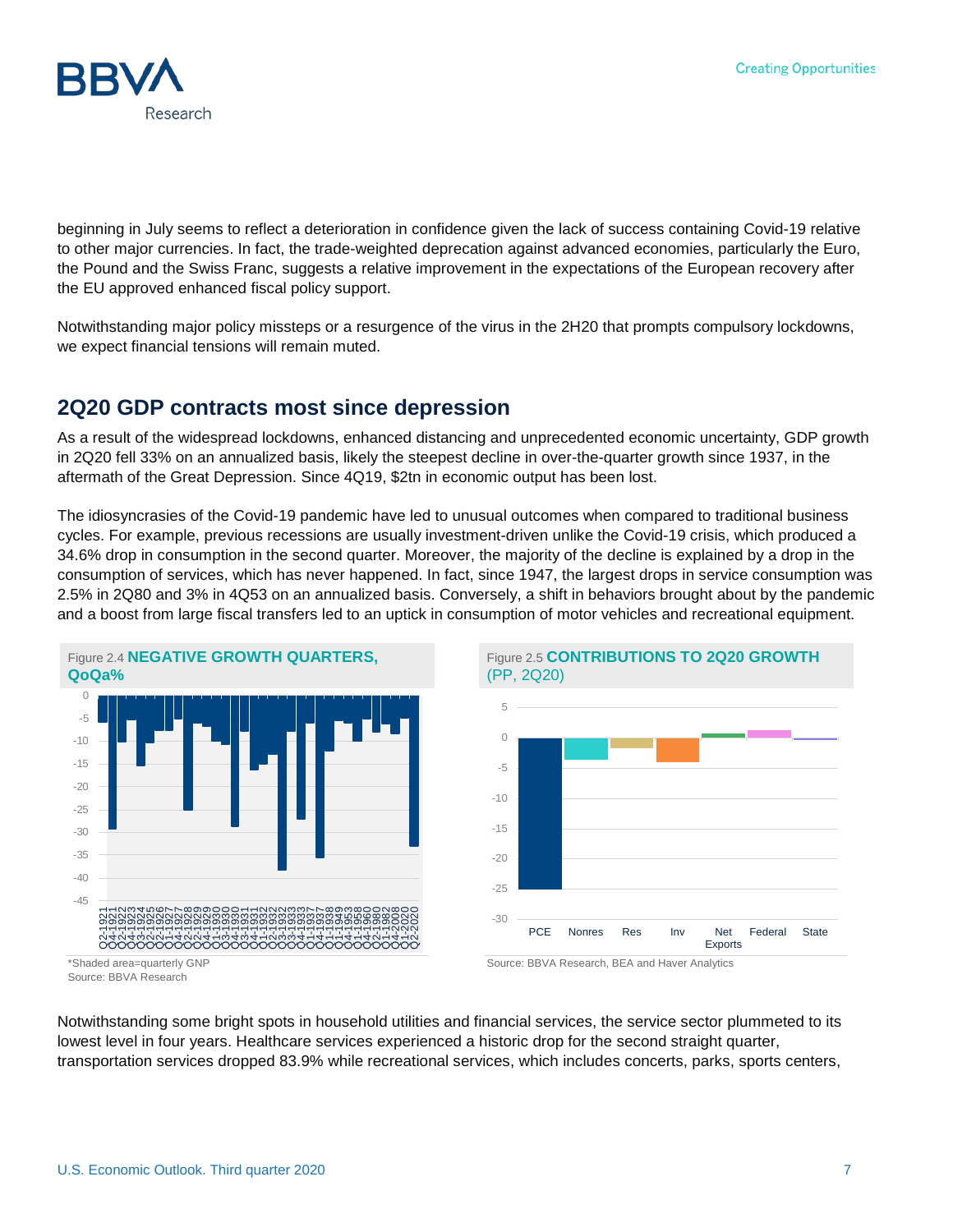beginning in July seems to reflect a deterioration in confidence given the lack of success containing Covid-19 relative to other major currencies. In fact, the trade-weighted deprecation against advanced economies, particularly the Euro, the Pound and the Swiss Franc, suggests a relative improvement in the expectations of the European recovery after the EU approved enhanced fiscal policy support.

Notwithstanding major policy missteps or a resurgence of the virus in the 2H20 that prompts compulsory lockdowns, we expect financial tensions will remain muted.

## 2Q20 GDP contracts most since depression

As a result of the widespread lockdowns, enhanced distancing and unprecedented economic uncertainty, GDP growth in 2Q20 fell 33% on an annualized basis, likely the steepest decline in over-the-quarter growth since 1937, in the aftermath of the Great Depression. Since 4Q19, $2tn in economic output has been lost.

The idiosyncrasies of the Covid-19 pandemic have led to unusual outcomes when compared to traditional business cycles. For example, previous recessions are usually investment-driven unlike the Covid-19 crisis, which produced a 34.6% drop in consumption in the second quarter. Moreover, the majority of the decline is explained by a drop in the consumption of services, which has never happened. In fact, since 1947, the largest drops in service consumption was 2.5% in 2Q80 and 3% in 4Q53 on an annualized basis. Conversely, a shift in behaviors brought about by the pandemic and a boost from large fiscal transfers led to an uptick in consumption of motor vehicles and recreational equipment.

Figure 2.4 **NEGATIVE GROWTH QUARTERS, QoQa%**

*Shaded area=quarterly GNP
Source: BBVA Research

Figure 2.5 **CONTRIBUTIONS TO 2Q20 GROWTH (PP, 2Q20)**

Source: BBVA Research, BEA and Haver Analytics

Notwithstanding some bright spots in household utilities and financial services, the service sector plummeted to its lowest level in four years. Healthcare services experienced a historic drop for the second straight quarter, transportation services dropped 83.9% while recreational services, which includes concerts, parks, sports centers,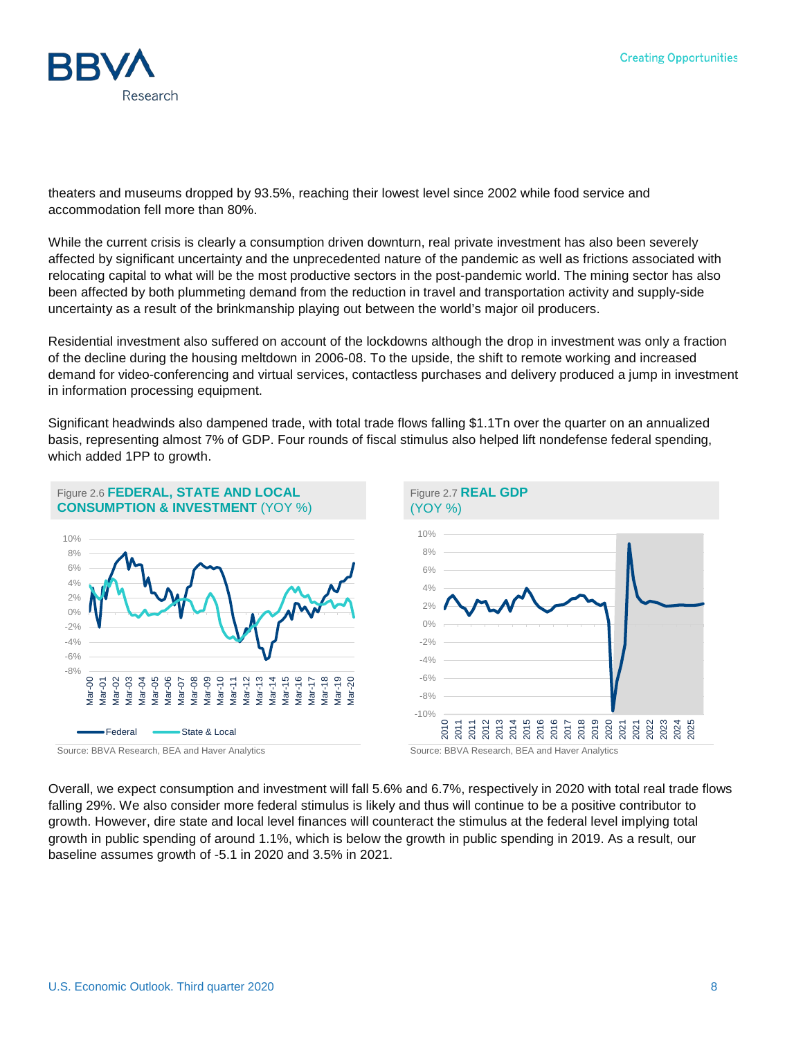theaters and museums dropped by 93.5%, reaching their lowest level since 2002 while food service and accommodation fell more than 80%.

While the current crisis is clearly a consumption driven downturn, real private investment has also been severely affected by significant uncertainty and the unprecedented nature of the pandemic as well as frictions associated with relocating capital to what will be the most productive sectors in the post-pandemic world. The mining sector has also been affected by both plummeting demand from the reduction in travel and transportation activity and supply-side uncertainty as a result of the brinkmanship playing out between the world's major oil producers.

Residential investment also suffered on account of the lockdowns although the drop in investment was only a fraction of the decline during the housing meltdown in 2006-08. To the upside, the shift to remote working and increased demand for video-conferencing and virtual services, contactless purchases and delivery produced a jump in investment in information processing equipment.

Significant headwinds also dampened trade, with total trade flows falling $1.1Tn over the quarter on an annualized basis, representing almost 7% of GDP. Four rounds of fiscal stimulus also helped lift nondefense federal spending, which added 1PP to growth.

Figure 2.6 **FEDERAL, STATE AND LOCAL CONSUMPTION & INVESTMENT** (YOY %)

Source: BBVA Research, BEA and Haver Analytics

Figure 2.7 **REAL GDP** (YOY %)

Source: BBVA Research, BEA and Haver Analytics

Overall, we expect consumption and investment will fall 5.6% and 6.7%, respectively in 2020 with total real trade flows falling 29%. We also consider more federal stimulus is likely and thus will continue to be a positive contributor to growth. However, dire state and local level finances will counteract the stimulus at the federal level implying total growth in public spending of around 1.1%, which is below the growth in public spending in 2019. As a result, our baseline assumes growth of -5.1 in 2020 and 3.5% in 2021.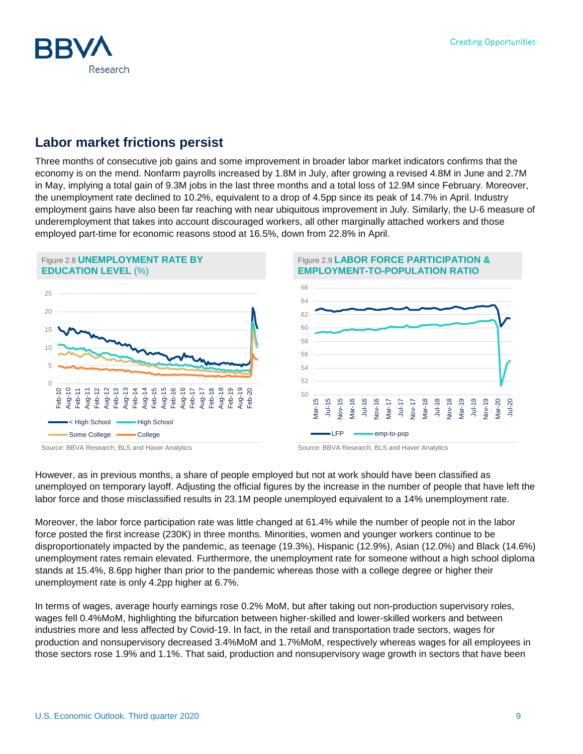## Labor market frictions persist

Three months of consecutive job gains and some improvement in broader labor market indicators confirms that the economy is on the mend. Nonfarm payrolls increased by 1.8M in July, after growing a revised 4.8M in June and 2.7M in May, implying a total gain of 9.3M jobs in the last three months and a total loss of 12.9M since February. Moreover, the unemployment rate declined to 10.2%, equivalent to a drop of 4.5pp since its peak of 14.7% in April. Industry employment gains have also been far reaching with near ubiquitous improvement in July. Similarly, the U-6 measure of underemployment that takes into account discouraged workers, all other marginally attached workers and those employed part-time for economic reasons stood at 16.5%, down from 22.8% in April.

Figure 2.8 **UNEMPLOYMENT RATE BY EDUCATION LEVEL** (%)

Source: BBVA Research, BLS and Haver Analytics

Figure 2.9 **LABOR FORCE PARTICIPATION & EMPLOYMENT-TO-POPULATION RATIO**

Source: BBVA Research, BLS and Haver Analytics

However, as in previous months, a share of people employed but not at work should have been classified as unemployed on temporary layoff. Adjusting the official figures by the increase in the number of people that have left the labor force and those misclassified results in 23.1M people unemployed equivalent to a 14% unemployment rate.

Moreover, the labor force participation rate was little changed at 61.4% while the number of people not in the labor force posted the first increase (230K) in three months. Minorities, women and younger workers continue to be disproportionately impacted by the pandemic, as teenage (19.3%), Hispanic (12.9%), Asian (12.0%) and Black (14.6%) unemployment rates remain elevated. Furthermore, the unemployment rate for someone without a high school diploma stands at 15.4%, 8.6pp higher than prior to the pandemic whereas those with a college degree or higher their unemployment rate is only 4.2pp higher at 6.7%.

In terms of wages, average hourly earnings rose 0.2% MoM, but after taking out non-production supervisory roles, wages fell 0.4%MoM, highlighting the bifurcation between higher-skilled and lower-skilled workers and between industries more and less affected by Covid-19. In fact, in the retail and transportation trade sectors, wages for production and nonsupervisory decreased 3.4%MoM and 1.7%MoM, respectively whereas wages for all employees in those sectors rose 1.9% and 1.1%. That said, production and nonsupervisory wage growth in sectors that have been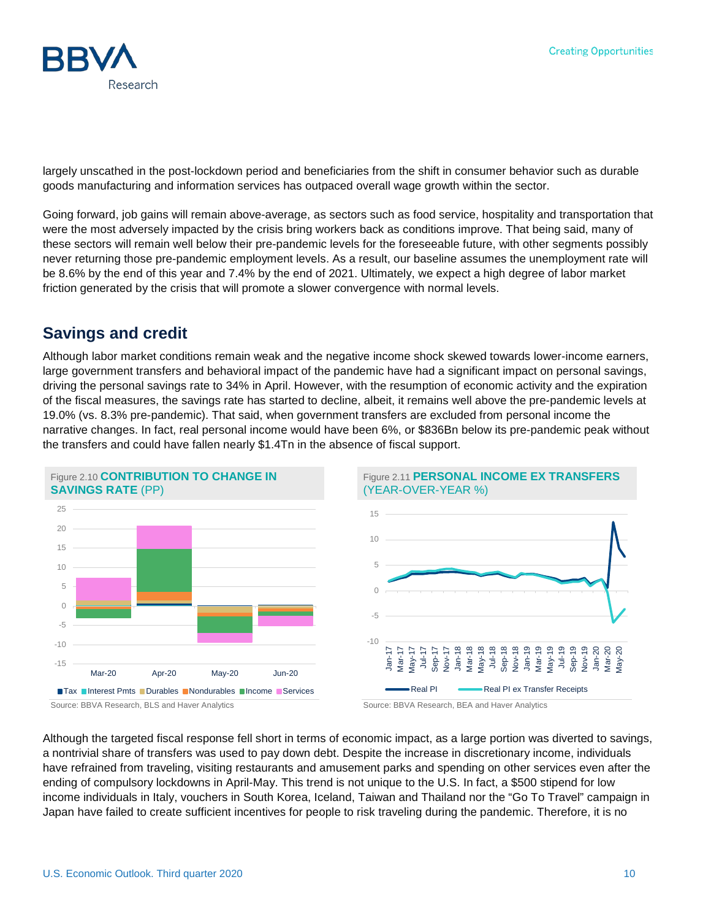largely unscathed in the post-lockdown period and beneficiaries from the shift in consumer behavior such as durable goods manufacturing and information services has outpaced overall wage growth within the sector.

Going forward, job gains will remain above-average, as sectors such as food service, hospitality and transportation that were the most adversely impacted by the crisis bring workers back as conditions improve. That being said, many of these sectors will remain well below their pre-pandemic levels for the foreseeable future, with other segments possibly never returning those pre-pandemic employment levels. As a result, our baseline assumes the unemployment rate will be 8.6% by the end of this year and 7.4% by the end of 2021. Ultimately, we expect a high degree of labor market friction generated by the crisis that will promote a slower convergence with normal levels.

## Savings and credit

Although labor market conditions remain weak and the negative income shock skewed towards lower-income earners, large government transfers and behavioral impact of the pandemic have had a significant impact on personal savings, driving the personal savings rate to 34% in April. However, with the resumption of economic activity and the expiration of the fiscal measures, the savings rate has started to decline, albeit, it remains well above the pre-pandemic levels at 19.0% (vs. 8.3% pre-pandemic). That said, when government transfers are excluded from personal income the narrative changes. In fact, real personal income would have been 6%, or $836Bn below its pre-pandemic peak without the transfers and could have fallen nearly $1.4Tn in the absence of fiscal support.

Figure 2.10 **CONTRIBUTION TO CHANGE IN SAVINGS RATE** (PP)

Source: BBVA Research, BLS and Haver Analytics

Figure 2.11 **PERSONAL INCOME EX TRANSFERS** (YEAR-OVER-YEAR %)

Source: BBVA Research, BEA and Haver Analytics

Although the targeted fiscal response fell short in terms of economic impact, as a large portion was diverted to savings, a nontrivial share of transfers was used to pay down debt. Despite the increase in discretionary income, individuals have refrained from traveling, visiting restaurants and amusement parks and spending on other services even after the ending of compulsory lockdowns in April-May. This trend is not unique to the U.S. In fact, a $500 stipend for low income individuals in Italy, vouchers in South Korea, Iceland, Taiwan and Thailand nor the "Go To Travel" campaign in Japan have failed to create sufficient incentives for people to risk traveling during the pandemic. Therefore, it is no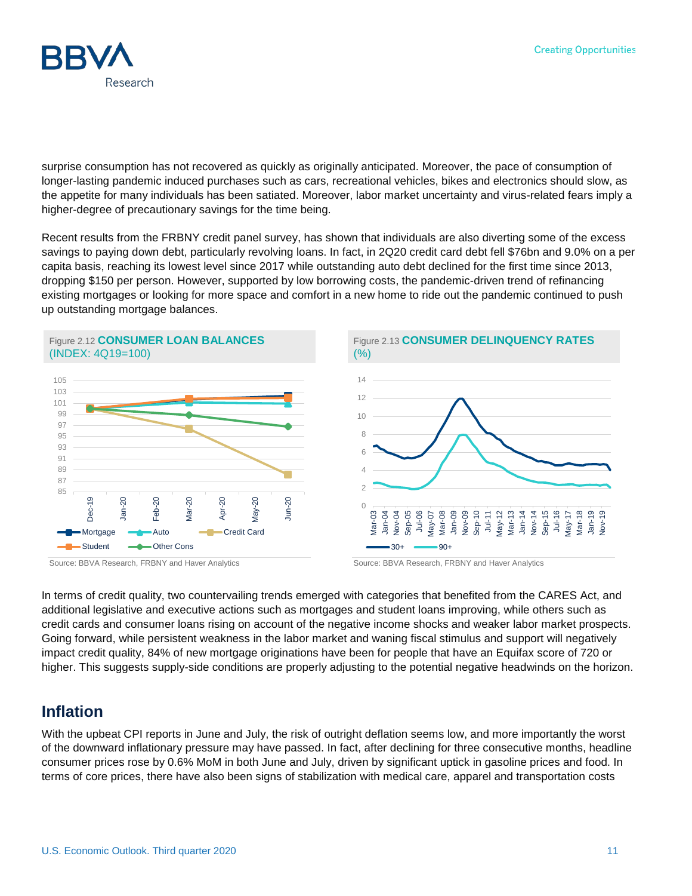surprise consumption has not recovered as quickly as originally anticipated. Moreover, the pace of consumption of longer-lasting pandemic induced purchases such as cars, recreational vehicles, bikes and electronics should slow, as the appetite for many individuals has been satiated. Moreover, labor market uncertainty and virus-related fears imply a higher-degree of precautionary savings for the time being.

Recent results from the FRBNY credit panel survey, has shown that individuals are also diverting some of the excess savings to paying down debt, particularly revolving loans. In fact, in 2Q20 credit card debt fell $76bn and 9.0% on a per capita basis, reaching its lowest level since 2017 while outstanding auto debt declined for the first time since 2013, dropping $150 per person. However, supported by low borrowing costs, the pandemic-driven trend of refinancing existing mortgages or looking for more space and comfort in a new home to ride out the pandemic continued to push up outstanding mortgage balances.

Figure 2.12 **CONSUMER LOAN BALANCES (INDEX: 4Q19=100)**

Source: BBVA Research, FRBNY and Haver Analytics

Figure 2.13 **CONSUMER DELINQUENCY RATES (%)**

Source: BBVA Research, FRBNY and Haver Analytics

In terms of credit quality, two countervailing trends emerged with categories that benefited from the CARES Act, and additional legislative and executive actions such as mortgages and student loans improving, while others such as credit cards and consumer loans rising on account of the negative income shocks and weaker labor market prospects. Going forward, while persistent weakness in the labor market and waning fiscal stimulus and support will negatively impact credit quality, 84% of new mortgage originations have been for people that have an Equifax score of 720 or higher. This suggests supply-side conditions are properly adjusting to the potential negative headwinds on the horizon.

## Inflation

With the upbeat CPI reports in June and July, the risk of outright deflation seems low, and more importantly the worst of the downward inflationary pressure may have passed. In fact, after declining for three consecutive months, headline consumer prices rose by 0.6% MoM in both June and July, driven by significant uptick in gasoline prices and food. In terms of core prices, there have also been signs of stabilization with medical care, apparel and transportation costs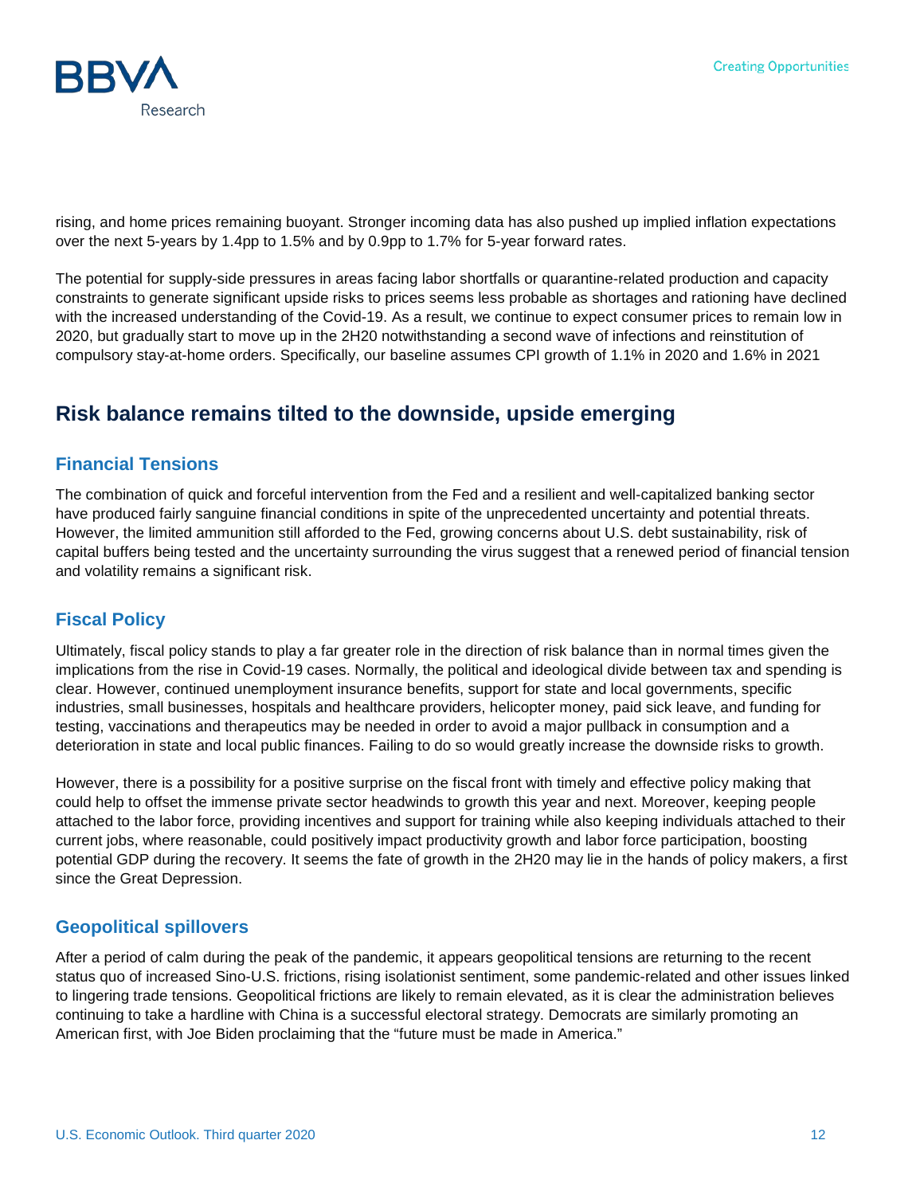rising, and home prices remaining buoyant. Stronger incoming data has also pushed up implied inflation expectations over the next 5-years by 1.4pp to 1.5% and by 0.9pp to 1.7% for 5-year forward rates.

The potential for supply-side pressures in areas facing labor shortfalls or quarantine-related production and capacity constraints to generate significant upside risks to prices seems less probable as shortages and rationing have declined with the increased understanding of the Covid-19. As a result, we continue to expect consumer prices to remain low in 2020, but gradually start to move up in the 2H20 notwithstanding a second wave of infections and reinstitution of compulsory stay-at-home orders. Specifically, our baseline assumes CPI growth of 1.1% in 2020 and 1.6% in 2021

## Risk balance remains tilted to the downside, upside emerging

### Financial Tensions

The combination of quick and forceful intervention from the Fed and a resilient and well-capitalized banking sector have produced fairly sanguine financial conditions in spite of the unprecedented uncertainty and potential threats. However, the limited ammunition still afforded to the Fed, growing concerns about U.S. debt sustainability, risk of capital buffers being tested and the uncertainty surrounding the virus suggest that a renewed period of financial tension and volatility remains a significant risk.

### Fiscal Policy

Ultimately, fiscal policy stands to play a far greater role in the direction of risk balance than in normal times given the implications from the rise in Covid-19 cases. Normally, the political and ideological divide between tax and spending is clear. However, continued unemployment insurance benefits, support for state and local governments, specific industries, small businesses, hospitals and healthcare providers, helicopter money, paid sick leave, and funding for testing, vaccinations and therapeutics may be needed in order to avoid a major pullback in consumption and a deterioration in state and local public finances. Failing to do so would greatly increase the downside risks to growth.

However, there is a possibility for a positive surprise on the fiscal front with timely and effective policy making that could help to offset the immense private sector headwinds to growth this year and next. Moreover, keeping people attached to the labor force, providing incentives and support for training while also keeping individuals attached to their current jobs, where reasonable, could positively impact productivity growth and labor force participation, boosting potential GDP during the recovery. It seems the fate of growth in the 2H20 may lie in the hands of policy makers, a first since the Great Depression.

### Geopolitical spillovers

After a period of calm during the peak of the pandemic, it appears geopolitical tensions are returning to the recent status quo of increased Sino-U.S. frictions, rising isolationist sentiment, some pandemic-related and other issues linked to lingering trade tensions. Geopolitical frictions are likely to remain elevated, as it is clear the administration believes continuing to take a hardline with China is a successful electoral strategy. Democrats are similarly promoting an American first, with Joe Biden proclaiming that the "future must be made in America."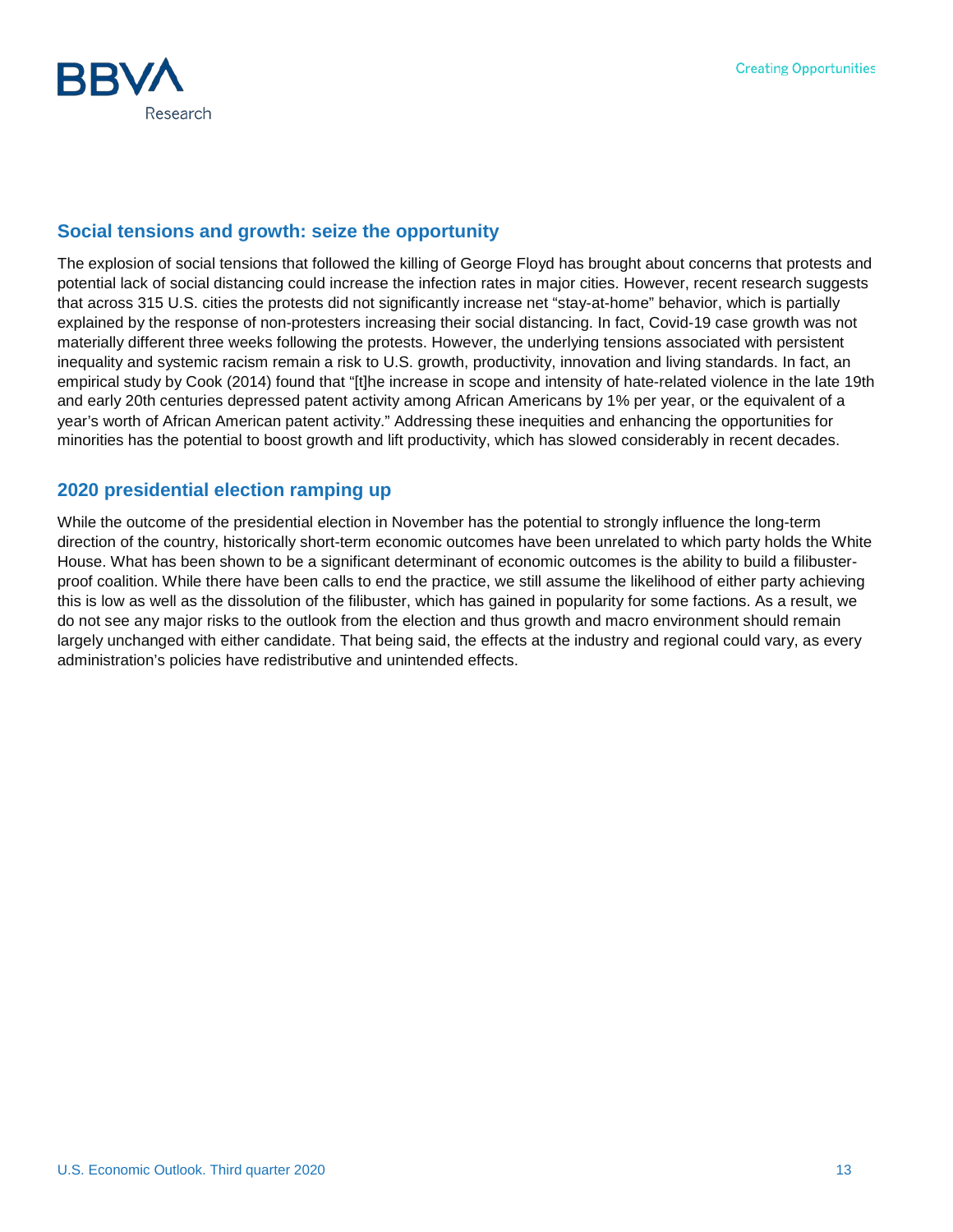## Social tensions and growth: seize the opportunity

The explosion of social tensions that followed the killing of George Floyd has brought about concerns that protests and potential lack of social distancing could increase the infection rates in major cities. However, recent research suggests that across 315 U.S. cities the protests did not significantly increase net "stay-at-home" behavior, which is partially explained by the response of non-protesters increasing their social distancing. In fact, Covid-19 case growth was not materially different three weeks following the protests. However, the underlying tensions associated with persistent inequality and systemic racism remain a risk to U.S. growth, productivity, innovation and living standards. In fact, an empirical study by Cook (2014) found that "[t]he increase in scope and intensity of hate-related violence in the late 19th and early 20th centuries depressed patent activity among African Americans by 1% per year, or the equivalent of a year's worth of African American patent activity." Addressing these inequities and enhancing the opportunities for minorities has the potential to boost growth and lift productivity, which has slowed considerably in recent decades.

## 2020 presidential election ramping up

While the outcome of the presidential election in November has the potential to strongly influence the long-term direction of the country, historically short-term economic outcomes have been unrelated to which party holds the White House. What has been shown to be a significant determinant of economic outcomes is the ability to build a filibuster-proof coalition. While there have been calls to end the practice, we still assume the likelihood of either party achieving this is low as well as the dissolution of the filibuster, which has gained in popularity for some factions. As a result, we do not see any major risks to the outlook from the election and thus growth and macro environment should remain largely unchanged with either candidate. That being said, the effects at the industry and regional could vary, as every administration's policies have redistributive and unintended effects.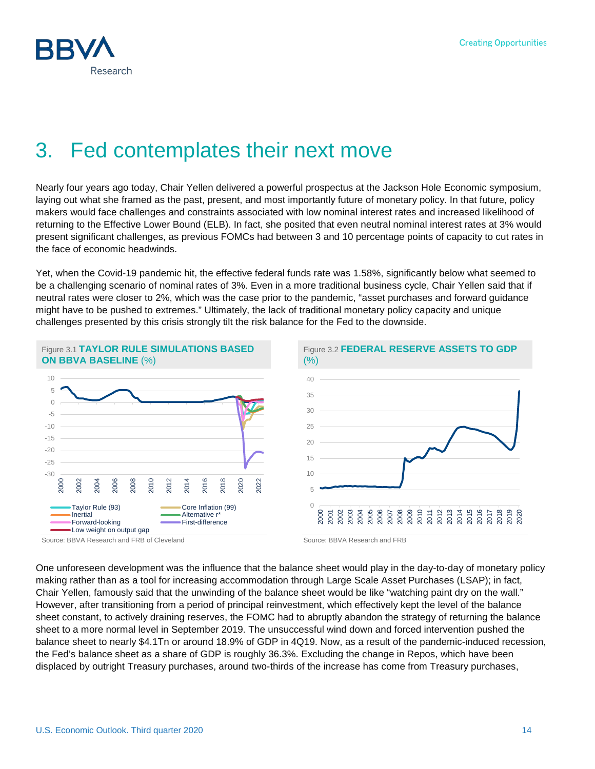# 3. Fed contemplates their next move

Nearly four years ago today, Chair Yellen delivered a powerful prospectus at the Jackson Hole Economic symposium, laying out what she framed as the past, present, and most importantly future of monetary policy. In that future, policy makers would face challenges and constraints associated with low nominal interest rates and increased likelihood of returning to the Effective Lower Bound (ELB). In fact, she posited that even neutral nominal interest rates at 3% would present significant challenges, as previous FOMCs had between 3 and 10 percentage points of capacity to cut rates in the face of economic headwinds.

Yet, when the Covid-19 pandemic hit, the effective federal funds rate was 1.58%, significantly below what seemed to be a challenging scenario of nominal rates of 3%. Even in a more traditional business cycle, Chair Yellen said that if neutral rates were closer to 2%, which was the case prior to the pandemic, "asset purchases and forward guidance might have to be pushed to extremes." Ultimately, the lack of traditional monetary policy capacity and unique challenges presented by this crisis strongly tilt the risk balance for the Fed to the downside.

Figure 3.1 **TAYLOR RULE SIMULATIONS BASED ON BBVA BASELINE** (%)

Source: BBVA Research and FRB of Cleveland

Figure 3.2 **FEDERAL RESERVE ASSETS TO GDP** (%)

Source: BBVA Research and FRB

One unforeseen development was the influence that the balance sheet would play in the day-to-day of monetary policy making rather than as a tool for increasing accommodation through Large Scale Asset Purchases (LSAP); in fact, Chair Yellen, famously said that the unwinding of the balance sheet would be like "watching paint dry on the wall." However, after transitioning from a period of principal reinvestment, which effectively kept the level of the balance sheet constant, to actively draining reserves, the FOMC had to abruptly abandon the strategy of returning the balance sheet to a more normal level in September 2019. The unsuccessful wind down and forced intervention pushed the balance sheet to nearly $4.1Tn or around 18.9% of GDP in 4Q19. Now, as a result of the pandemic-induced recession, the Fed's balance sheet as a share of GDP is roughly 36.3%. Excluding the change in Repos, which have been displaced by outright Treasury purchases, around two-thirds of the increase has come from Treasury purchases,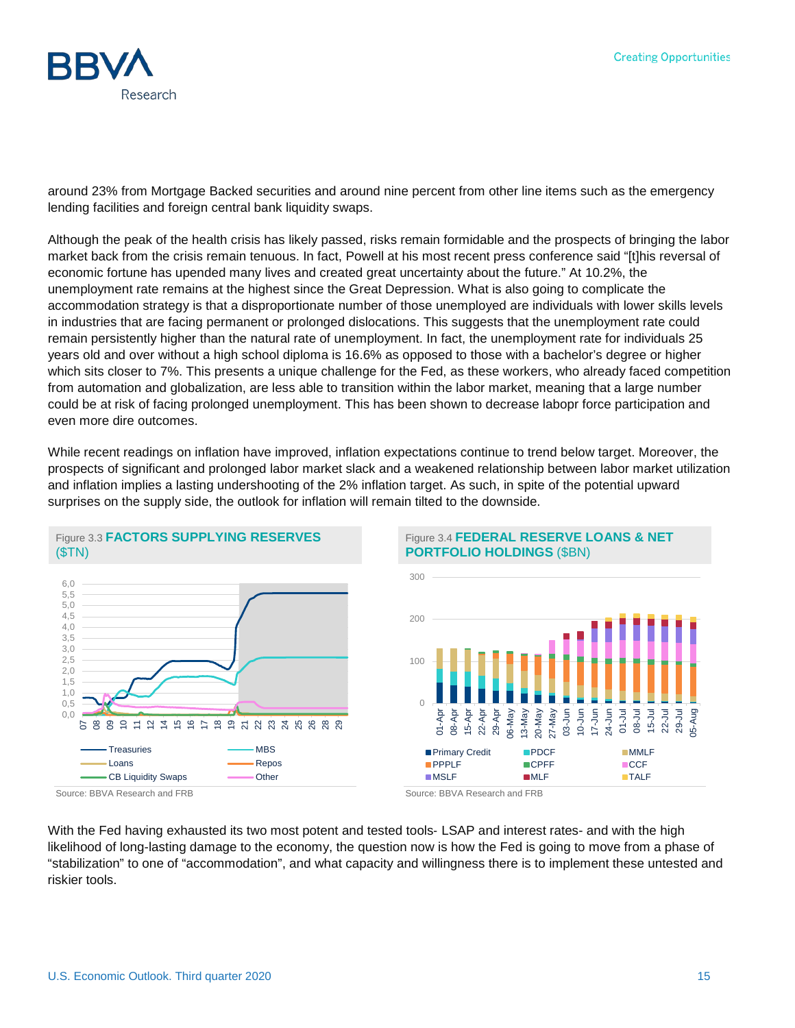around 23% from Mortgage Backed securities and around nine percent from other line items such as the emergency lending facilities and foreign central bank liquidity swaps.

Although the peak of the health crisis has likely passed, risks remain formidable and the prospects of bringing the labor market back from the crisis remain tenuous. In fact, Powell at his most recent press conference said "[t]his reversal of economic fortune has upended many lives and created great uncertainty about the future." At 10.2%, the unemployment rate remains at the highest since the Great Depression. What is also going to complicate the accommodation strategy is that a disproportionate number of those unemployed are individuals with lower skills levels in industries that are facing permanent or prolonged dislocations. This suggests that the unemployment rate could remain persistently higher than the natural rate of unemployment. In fact, the unemployment rate for individuals 25 years old and over without a high school diploma is 16.6% as opposed to those with a bachelor's degree or higher which sits closer to 7%. This presents a unique challenge for the Fed, as these workers, who already faced competition from automation and globalization, are less able to transition within the labor market, meaning that a large number could be at risk of facing prolonged unemployment. This has been shown to decrease labopr force participation and even more dire outcomes.

While recent readings on inflation have improved, inflation expectations continue to trend below target. Moreover, the prospects of significant and prolonged labor market slack and a weakened relationship between labor market utilization and inflation implies a lasting undershooting of the 2% inflation target. As such, in spite of the potential upward surprises on the supply side, the outlook for inflation will remain tilted to the downside.

Figure 3.3 **FACTORS SUPPLYING RESERVES** ($TN)

Source: BBVA Research and FRB

Figure 3.4 **FEDERAL RESERVE LOANS & NET PORTFOLIO HOLDINGS** ($BN)

Source: BBVA Research and FRB

With the Fed having exhausted its two most potent and tested tools- LSAP and interest rates- and with the high likelihood of long-lasting damage to the economy, the question now is how the Fed is going to move from a phase of "stabilization" to one of "accommodation", and what capacity and willingness there is to implement these untested and riskier tools.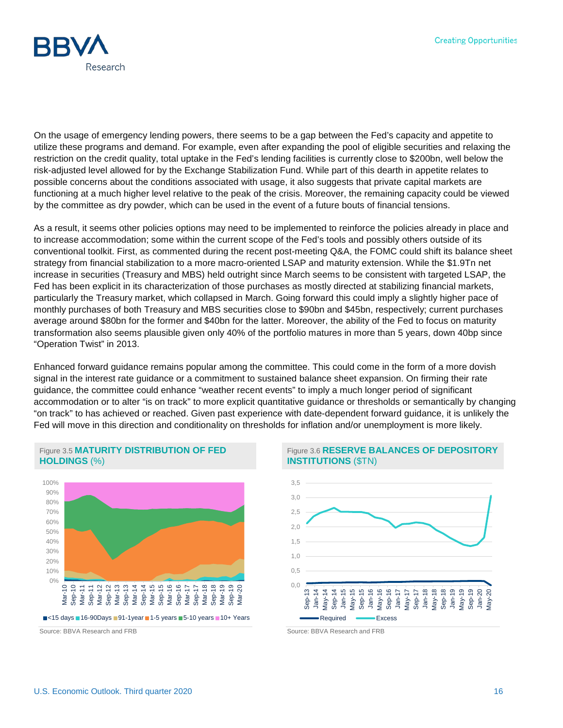On the usage of emergency lending powers, there seems to be a gap between the Fed's capacity and appetite to utilize these programs and demand. For example, even after expanding the pool of eligible securities and relaxing the restriction on the credit quality, total uptake in the Fed's lending facilities is currently close to $200bn, well below the risk-adjusted level allowed for by the Exchange Stabilization Fund. While part of this dearth in appetite relates to possible concerns about the conditions associated with usage, it also suggests that private capital markets are functioning at a much higher level relative to the peak of the crisis. Moreover, the remaining capacity could be viewed by the committee as dry powder, which can be used in the event of a future bouts of financial tensions.

As a result, it seems other policies options may need to be implemented to reinforce the policies already in place and to increase accommodation; some within the current scope of the Fed's tools and possibly others outside of its conventional toolkit. First, as commented during the recent post-meeting Q&A, the FOMC could shift its balance sheet strategy from financial stabilization to a more macro-oriented LSAP and maturity extension. While the $1.9Tn net increase in securities (Treasury and MBS) held outright since March seems to be consistent with targeted LSAP, the Fed has been explicit in its characterization of those purchases as mostly directed at stabilizing financial markets, particularly the Treasury market, which collapsed in March. Going forward this could imply a slightly higher pace of monthly purchases of both Treasury and MBS securities close to $90bn and $45bn, respectively; current purchases average around $80bn for the former and $40bn for the latter. Moreover, the ability of the Fed to focus on maturity transformation also seems plausible given only 40% of the portfolio matures in more than 5 years, down 40bp since "Operation Twist" in 2013.

Enhanced forward guidance remains popular among the committee. This could come in the form of a more dovish signal in the interest rate guidance or a commitment to sustained balance sheet expansion. On firming their rate guidance, the committee could enhance "weather recent events" to imply a much longer period of significant accommodation or to alter "is on track" to more explicit quantitative guidance or thresholds or semantically by changing "on track" to has achieved or reached. Given past experience with date-dependent forward guidance, it is unlikely the Fed will move in this direction and conditionality on thresholds for inflation and/or unemployment is more likely.

Figure 3.5 **MATURITY DISTRIBUTION OF FED HOLDINGS** (%)

Source: BBVA Research and FRB

Figure 3.6 **RESERVE BALANCES OF DEPOSITORY INSTITUTIONS** ($TN)

Source: BBVA Research and FRB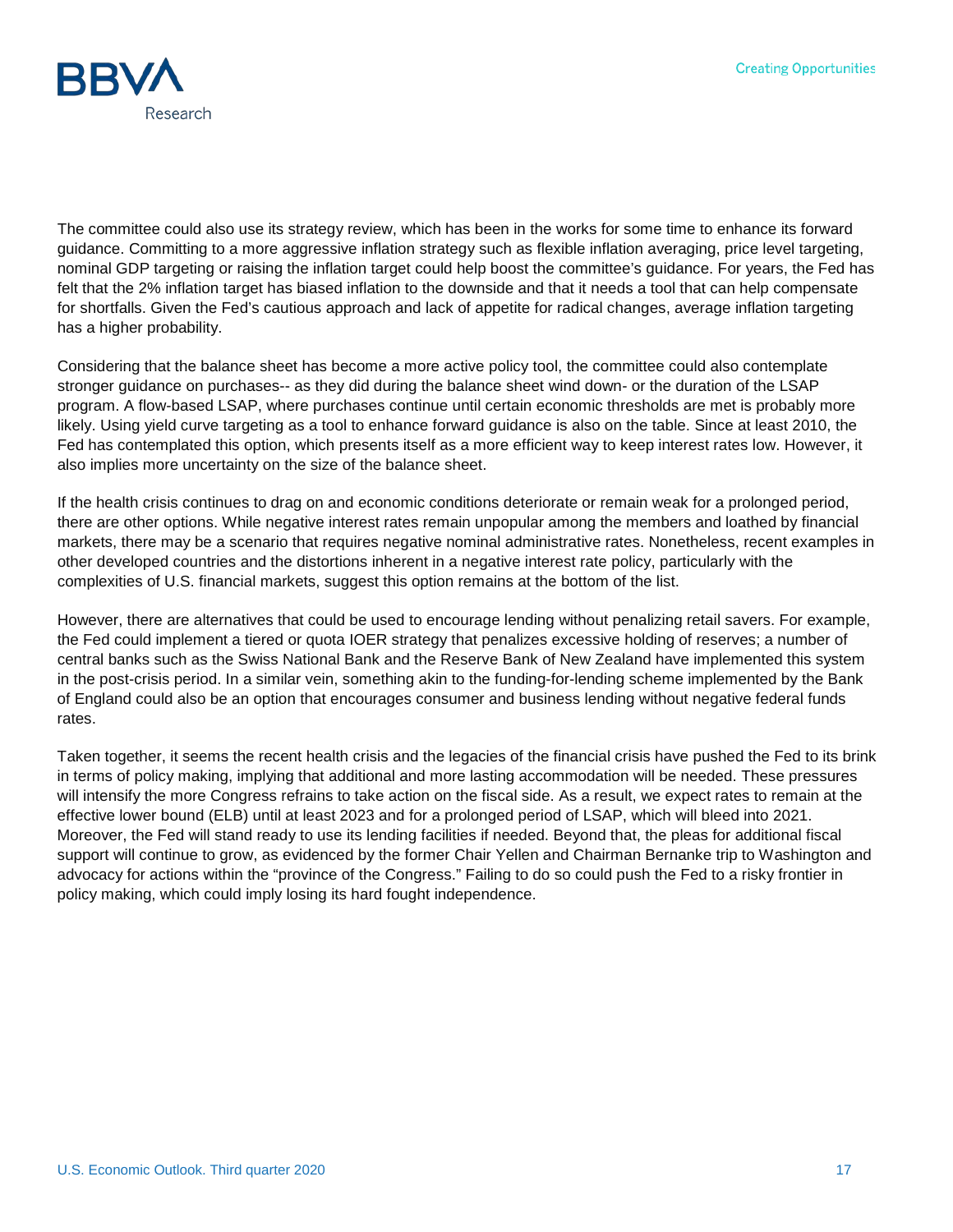The committee could also use its strategy review, which has been in the works for some time to enhance its forward guidance. Committing to a more aggressive inflation strategy such as flexible inflation averaging, price level targeting, nominal GDP targeting or raising the inflation target could help boost the committee's guidance. For years, the Fed has felt that the 2% inflation target has biased inflation to the downside and that it needs a tool that can help compensate for shortfalls. Given the Fed's cautious approach and lack of appetite for radical changes, average inflation targeting has a higher probability.

Considering that the balance sheet has become a more active policy tool, the committee could also contemplate stronger guidance on purchases-- as they did during the balance sheet wind down- or the duration of the LSAP program. A flow-based LSAP, where purchases continue until certain economic thresholds are met is probably more likely. Using yield curve targeting as a tool to enhance forward guidance is also on the table. Since at least 2010, the Fed has contemplated this option, which presents itself as a more efficient way to keep interest rates low. However, it also implies more uncertainty on the size of the balance sheet.

If the health crisis continues to drag on and economic conditions deteriorate or remain weak for a prolonged period, there are other options. While negative interest rates remain unpopular among the members and loathed by financial markets, there may be a scenario that requires negative nominal administrative rates. Nonetheless, recent examples in other developed countries and the distortions inherent in a negative interest rate policy, particularly with the complexities of U.S. financial markets, suggest this option remains at the bottom of the list.

However, there are alternatives that could be used to encourage lending without penalizing retail savers. For example, the Fed could implement a tiered or quota IOER strategy that penalizes excessive holding of reserves; a number of central banks such as the Swiss National Bank and the Reserve Bank of New Zealand have implemented this system in the post-crisis period. In a similar vein, something akin to the funding-for-lending scheme implemented by the Bank of England could also be an option that encourages consumer and business lending without negative federal funds rates.

Taken together, it seems the recent health crisis and the legacies of the financial crisis have pushed the Fed to its brink in terms of policy making, implying that additional and more lasting accommodation will be needed. These pressures will intensify the more Congress refrains to take action on the fiscal side. As a result, we expect rates to remain at the effective lower bound (ELB) until at least 2023 and for a prolonged period of LSAP, which will bleed into 2021. Moreover, the Fed will stand ready to use its lending facilities if needed. Beyond that, the pleas for additional fiscal support will continue to grow, as evidenced by the former Chair Yellen and Chairman Bernanke trip to Washington and advocacy for actions within the "province of the Congress." Failing to do so could push the Fed to a risky frontier in policy making, which could imply losing its hard fought independence.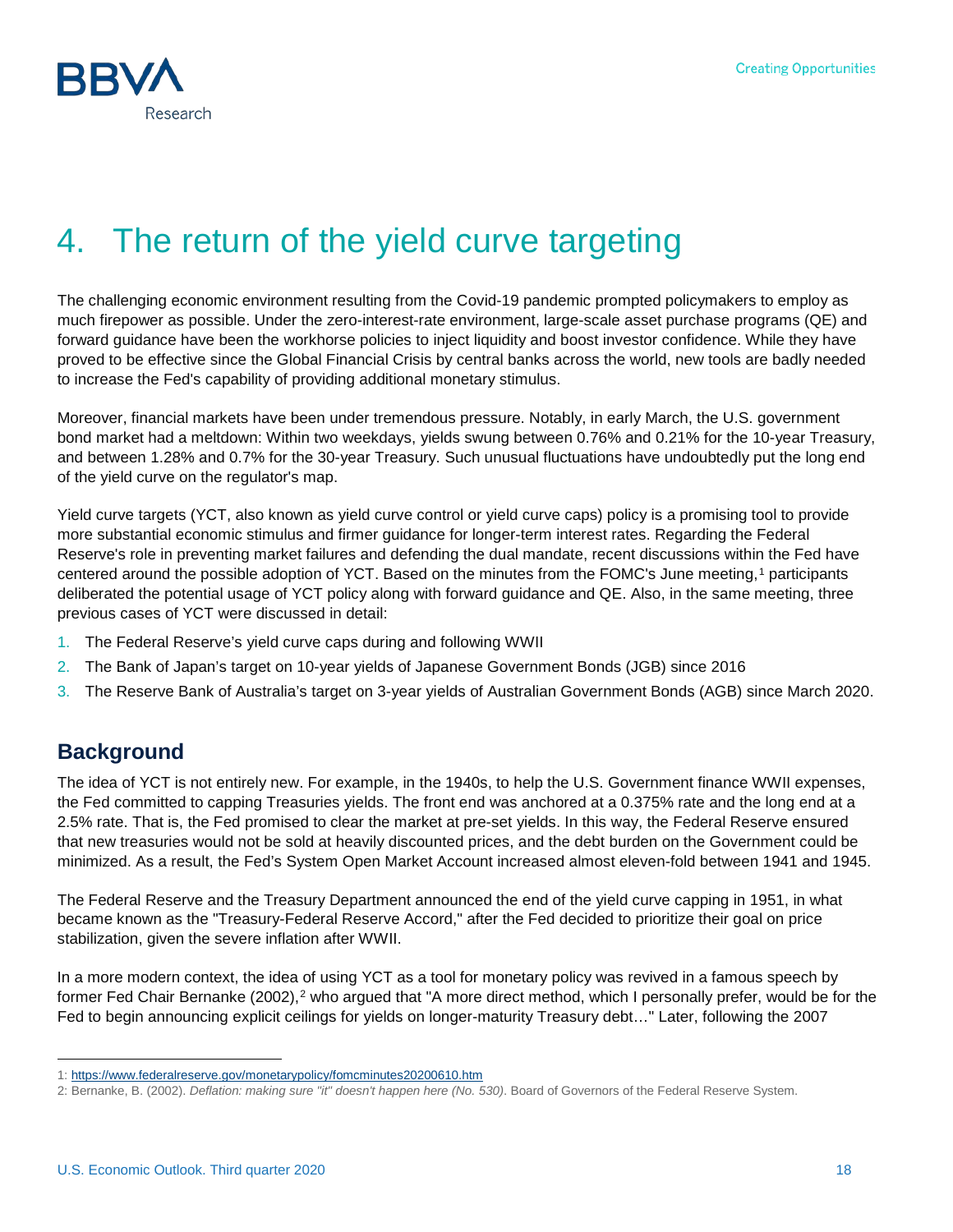# 4. The return of the yield curve targeting

The challenging economic environment resulting from the Covid-19 pandemic prompted policymakers to employ as much firepower as possible. Under the zero-interest-rate environment, large-scale asset purchase programs (QE) and forward guidance have been the workhorse policies to inject liquidity and boost investor confidence. While they have proved to be effective since the Global Financial Crisis by central banks across the world, new tools are badly needed to increase the Fed's capability of providing additional monetary stimulus.

Moreover, financial markets have been under tremendous pressure. Notably, in early March, the U.S. government bond market had a meltdown: Within two weekdays, yields swung between 0.76% and 0.21% for the 10-year Treasury, and between 1.28% and 0.7% for the 30-year Treasury. Such unusual fluctuations have undoubtedly put the long end of the yield curve on the regulator's map.

Yield curve targets (YCT, also known as yield curve control or yield curve caps) policy is a promising tool to provide more substantial economic stimulus and firmer guidance for longer-term interest rates. Regarding the Federal Reserve's role in preventing market failures and defending the dual mandate, recent discussions within the Fed have centered around the possible adoption of YCT. Based on the minutes from the FOMC's June meeting,[1] participants deliberated the potential usage of YCT policy along with forward guidance and QE. Also, in the same meeting, three previous cases of YCT were discussed in detail:

1. The Federal Reserve's yield curve caps during and following WWII
2. The Bank of Japan's target on 10-year yields of Japanese Government Bonds (JGB) since 2016
3. The Reserve Bank of Australia's target on 3-year yields of Australian Government Bonds (AGB) since March 2020.

## Background

The idea of YCT is not entirely new. For example, in the 1940s, to help the U.S. Government finance WWII expenses, the Fed committed to capping Treasuries yields. The front end was anchored at a 0.375% rate and the long end at a 2.5% rate. That is, the Fed promised to clear the market at pre-set yields. In this way, the Federal Reserve ensured that new treasuries would not be sold at heavily discounted prices, and the debt burden on the Government could be minimized. As a result, the Fed's System Open Market Account increased almost eleven-fold between 1941 and 1945.

The Federal Reserve and the Treasury Department announced the end of the yield curve capping in 1951, in what became known as the "Treasury-Federal Reserve Accord," after the Fed decided to prioritize their goal on price stabilization, given the severe inflation after WWII.

In a more modern context, the idea of using YCT as a tool for monetary policy was revived in a famous speech by former Fed Chair Bernanke (2002),[2] who argued that "A more direct method, which I personally prefer, would be for the Fed to begin announcing explicit ceilings for yields on longer-maturity Treasury debt…" Later, following the 2007

---

1: https://www.federalreserve.gov/monetarypolicy/fomcminutes20200610.htm

2: Bernanke, B. (2002). *Deflation: making sure "it" doesn't happen here (No. 530)*. Board of Governors of the Federal Reserve System.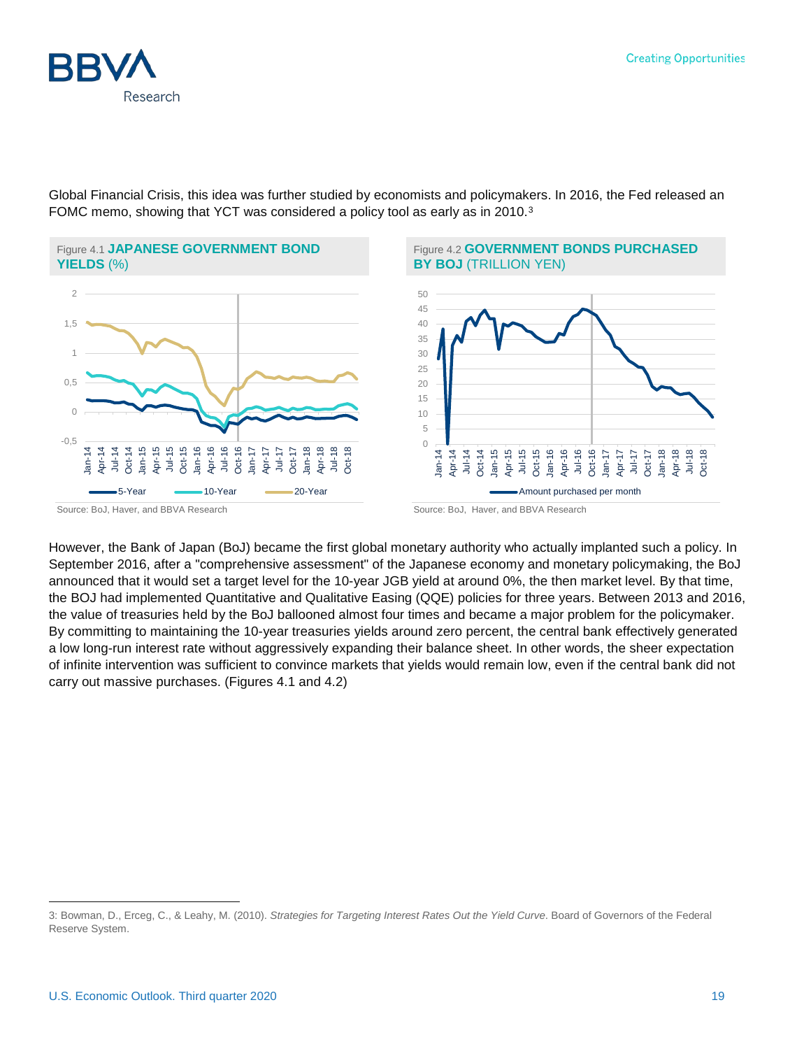Global Financial Crisis, this idea was further studied by economists and policymakers. In 2016, the Fed released an FOMC memo, showing that YCT was considered a policy tool as early as in 2010.[3]

Figure 4.1 **JAPANESE GOVERNMENT BOND YIELDS** (%)

Source: BoJ, Haver, and BBVA Research

Figure 4.2 **GOVERNMENT BONDS PURCHASED BY BOJ** (TRILLION YEN)

Source: BoJ, Haver, and BBVA Research

However, the Bank of Japan (BoJ) became the first global monetary authority who actually implanted such a policy. In September 2016, after a "comprehensive assessment" of the Japanese economy and monetary policymaking, the BoJ announced that it would set a target level for the 10-year JGB yield at around 0%, the then market level. By that time, the BOJ had implemented Quantitative and Qualitative Easing (QQE) policies for three years. Between 2013 and 2016, the value of treasuries held by the BoJ ballooned almost four times and became a major problem for the policymaker. By committing to maintaining the 10-year treasuries yields around zero percent, the central bank effectively generated a low long-run interest rate without aggressively expanding their balance sheet. In other words, the sheer expectation of infinite intervention was sufficient to convince markets that yields would remain low, even if the central bank did not carry out massive purchases. (Figures 4.1 and 4.2)

---

3: Bowman, D., Erceg, C., & Leahy, M. (2010). *Strategies for Targeting Interest Rates Out the Yield Curve*. Board of Governors of the Federal Reserve System.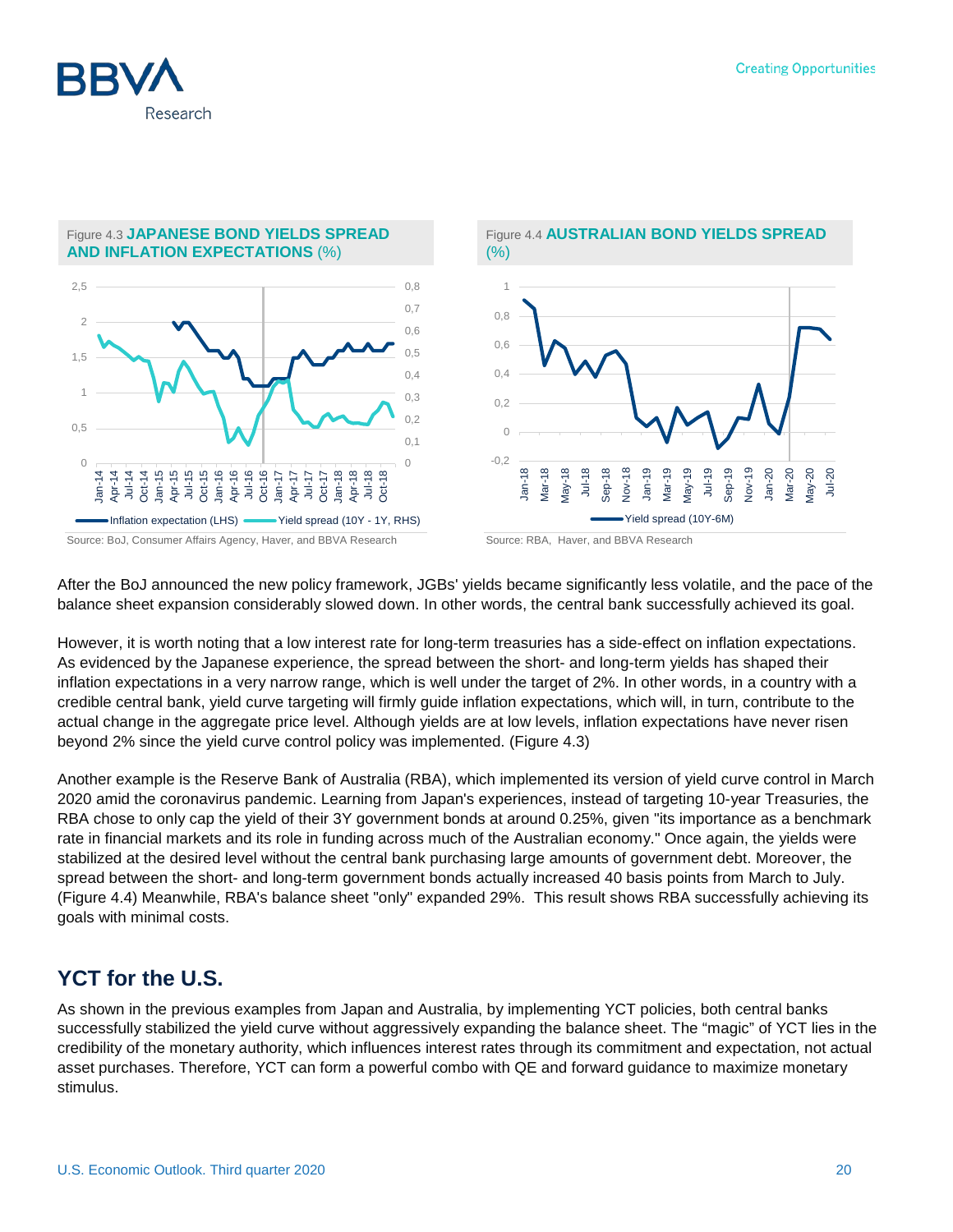Figure 4.3 **JAPANESE BOND YIELDS SPREAD AND INFLATION EXPECTATIONS** (%)

Source: BoJ, Consumer Affairs Agency, Haver, and BBVA Research

Figure 4.4 **AUSTRALIAN BOND YIELDS SPREAD** (%)

Source: RBA, Haver, and BBVA Research

After the BoJ announced the new policy framework, JGBs' yields became significantly less volatile, and the pace of the balance sheet expansion considerably slowed down. In other words, the central bank successfully achieved its goal.

However, it is worth noting that a low interest rate for long-term treasuries has a side-effect on inflation expectations. As evidenced by the Japanese experience, the spread between the short- and long-term yields has shaped their inflation expectations in a very narrow range, which is well under the target of 2%. In other words, in a country with a credible central bank, yield curve targeting will firmly guide inflation expectations, which will, in turn, contribute to the actual change in the aggregate price level. Although yields are at low levels, inflation expectations have never risen beyond 2% since the yield curve control policy was implemented. (Figure 4.3)

Another example is the Reserve Bank of Australia (RBA), which implemented its version of yield curve control in March 2020 amid the coronavirus pandemic. Learning from Japan's experiences, instead of targeting 10-year Treasuries, the RBA chose to only cap the yield of their 3Y government bonds at around 0.25%, given "its importance as a benchmark rate in financial markets and its role in funding across much of the Australian economy." Once again, the yields were stabilized at the desired level without the central bank purchasing large amounts of government debt. Moreover, the spread between the short- and long-term government bonds actually increased 40 basis points from March to July. (Figure 4.4) Meanwhile, RBA's balance sheet "only" expanded 29%. This result shows RBA successfully achieving its goals with minimal costs.

## YCT for the U.S.

As shown in the previous examples from Japan and Australia, by implementing YCT policies, both central banks successfully stabilized the yield curve without aggressively expanding the balance sheet. The "magic" of YCT lies in the credibility of the monetary authority, which influences interest rates through its commitment and expectation, not actual asset purchases. Therefore, YCT can form a powerful combo with QE and forward guidance to maximize monetary stimulus.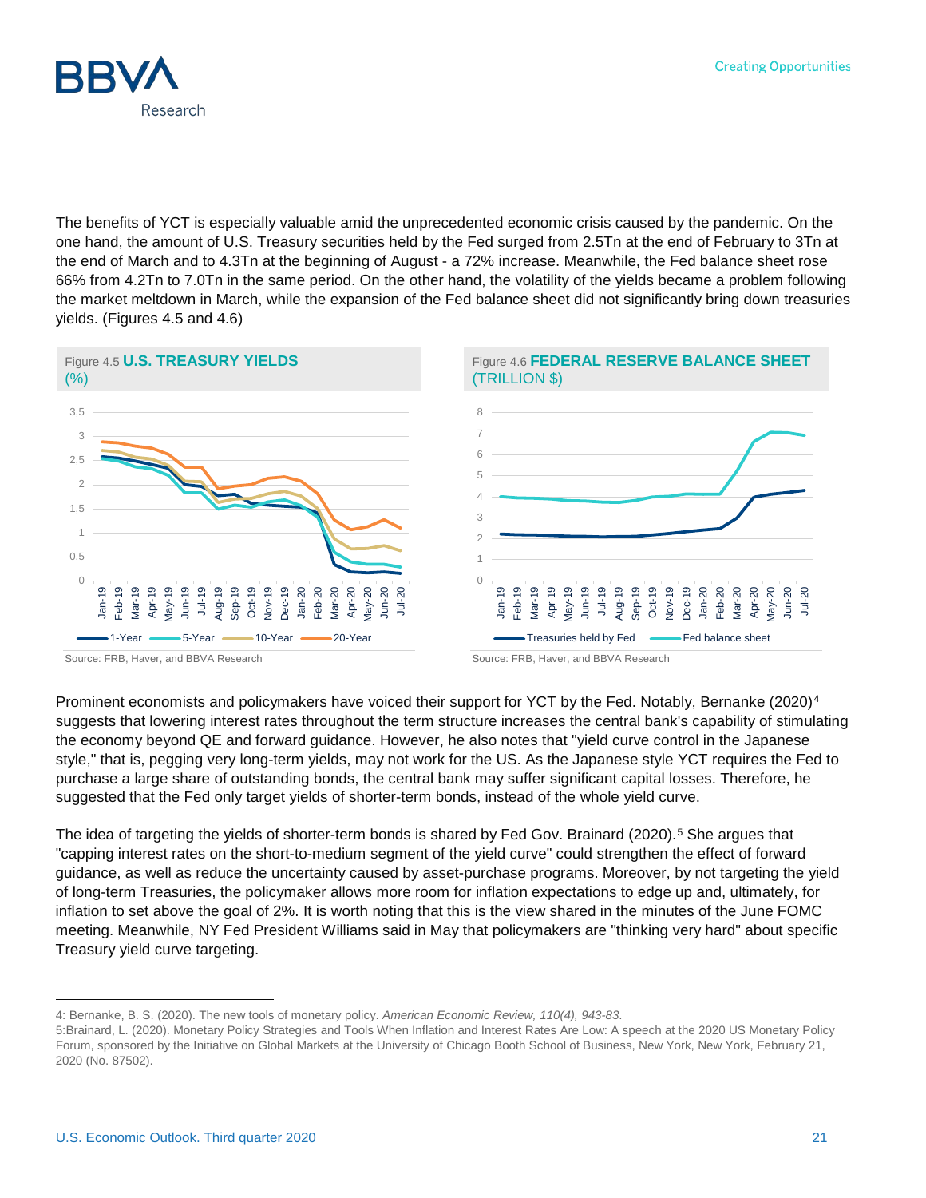The benefits of YCT is especially valuable amid the unprecedented economic crisis caused by the pandemic. On the one hand, the amount of U.S. Treasury securities held by the Fed surged from 2.5Tn at the end of February to 3Tn at the end of March and to 4.3Tn at the beginning of August - a 72% increase. Meanwhile, the Fed balance sheet rose 66% from 4.2Tn to 7.0Tn in the same period. On the other hand, the volatility of the yields became a problem following the market meltdown in March, while the expansion of the Fed balance sheet did not significantly bring down treasuries yields. (Figures 4.5 and 4.6)

Figure 4.5 **U.S. TREASURY YIELDS** (%)

Source: FRB, Haver, and BBVA Research

Figure 4.6 **FEDERAL RESERVE BALANCE SHEET** (TRILLION $)

Source: FRB, Haver, and BBVA Research

Prominent economists and policymakers have voiced their support for YCT by the Fed. Notably, Bernanke (2020)[4] suggests that lowering interest rates throughout the term structure increases the central bank's capability of stimulating the economy beyond QE and forward guidance. However, he also notes that "yield curve control in the Japanese style," that is, pegging very long-term yields, may not work for the US. As the Japanese style YCT requires the Fed to purchase a large share of outstanding bonds, the central bank may suffer significant capital losses. Therefore, he suggested that the Fed only target yields of shorter-term bonds, instead of the whole yield curve.

The idea of targeting the yields of shorter-term bonds is shared by Fed Gov. Brainard (2020).[5] She argues that "capping interest rates on the short-to-medium segment of the yield curve" could strengthen the effect of forward guidance, as well as reduce the uncertainty caused by asset-purchase programs. Moreover, by not targeting the yield of long-term Treasuries, the policymaker allows more room for inflation expectations to edge up and, ultimately, for inflation to set above the goal of 2%. It is worth noting that this is the view shared in the minutes of the June FOMC meeting. Meanwhile, NY Fed President Williams said in May that policymakers are "thinking very hard" about specific Treasury yield curve targeting.

---

4: Bernanke, B. S. (2020). The new tools of monetary policy. *American Economic Review, 110(4), 943-83.*

5:Brainard, L. (2020). Monetary Policy Strategies and Tools When Inflation and Interest Rates Are Low: A speech at the 2020 US Monetary Policy Forum, sponsored by the Initiative on Global Markets at the University of Chicago Booth School of Business, New York, New York, February 21, 2020 (No. 87502).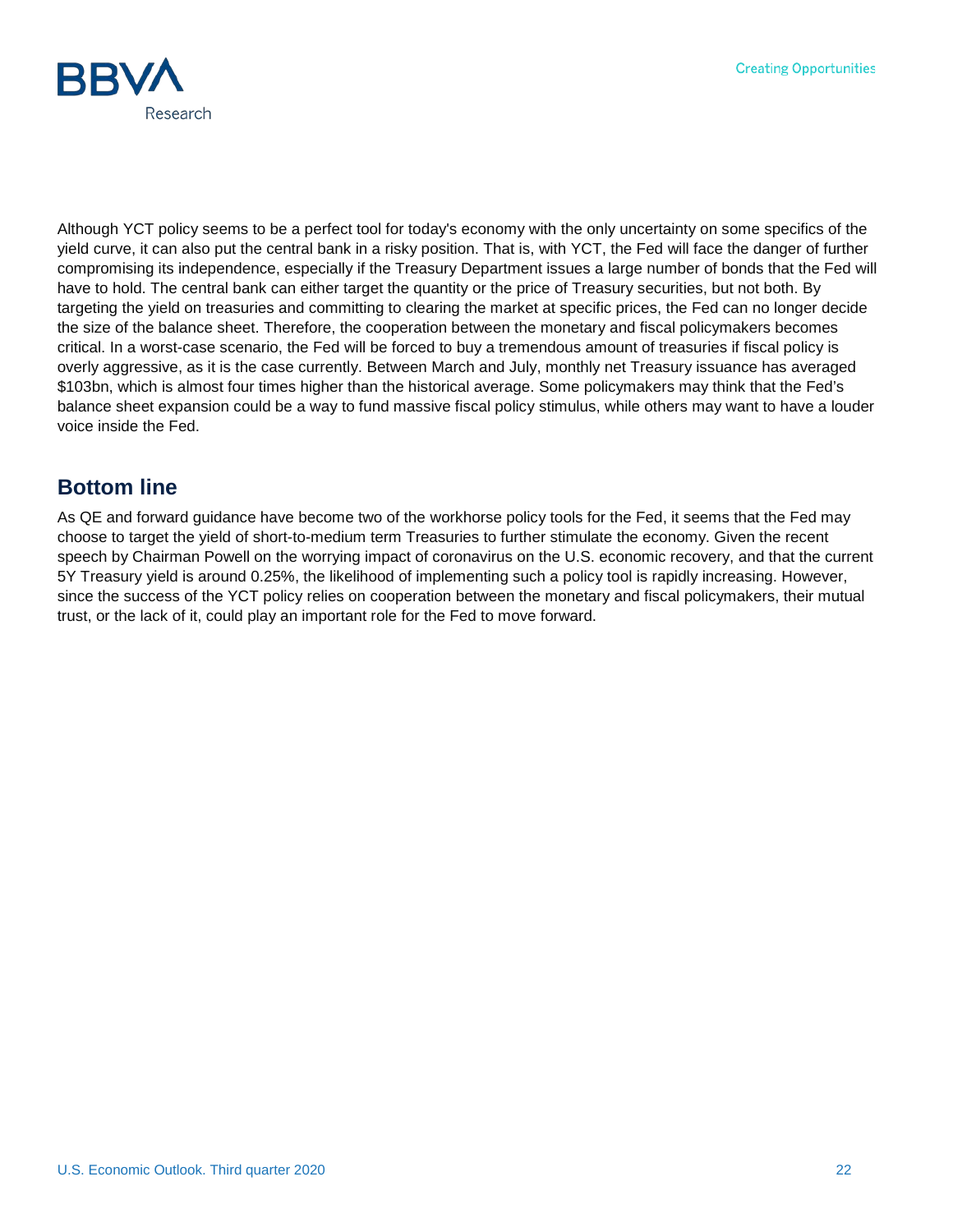Although YCT policy seems to be a perfect tool for today's economy with the only uncertainty on some specifics of the yield curve, it can also put the central bank in a risky position. That is, with YCT, the Fed will face the danger of further compromising its independence, especially if the Treasury Department issues a large number of bonds that the Fed will have to hold. The central bank can either target the quantity or the price of Treasury securities, but not both. By targeting the yield on treasuries and committing to clearing the market at specific prices, the Fed can no longer decide the size of the balance sheet. Therefore, the cooperation between the monetary and fiscal policymakers becomes critical. In a worst-case scenario, the Fed will be forced to buy a tremendous amount of treasuries if fiscal policy is overly aggressive, as it is the case currently. Between March and July, monthly net Treasury issuance has averaged $103bn, which is almost four times higher than the historical average. Some policymakers may think that the Fed's balance sheet expansion could be a way to fund massive fiscal policy stimulus, while others may want to have a louder voice inside the Fed.

## Bottom line

As QE and forward guidance have become two of the workhorse policy tools for the Fed, it seems that the Fed may choose to target the yield of short-to-medium term Treasuries to further stimulate the economy. Given the recent speech by Chairman Powell on the worrying impact of coronavirus on the U.S. economic recovery, and that the current 5Y Treasury yield is around 0.25%, the likelihood of implementing such a policy tool is rapidly increasing. However, since the success of the YCT policy relies on cooperation between the monetary and fiscal policymakers, their mutual trust, or the lack of it, could play an important role for the Fed to move forward.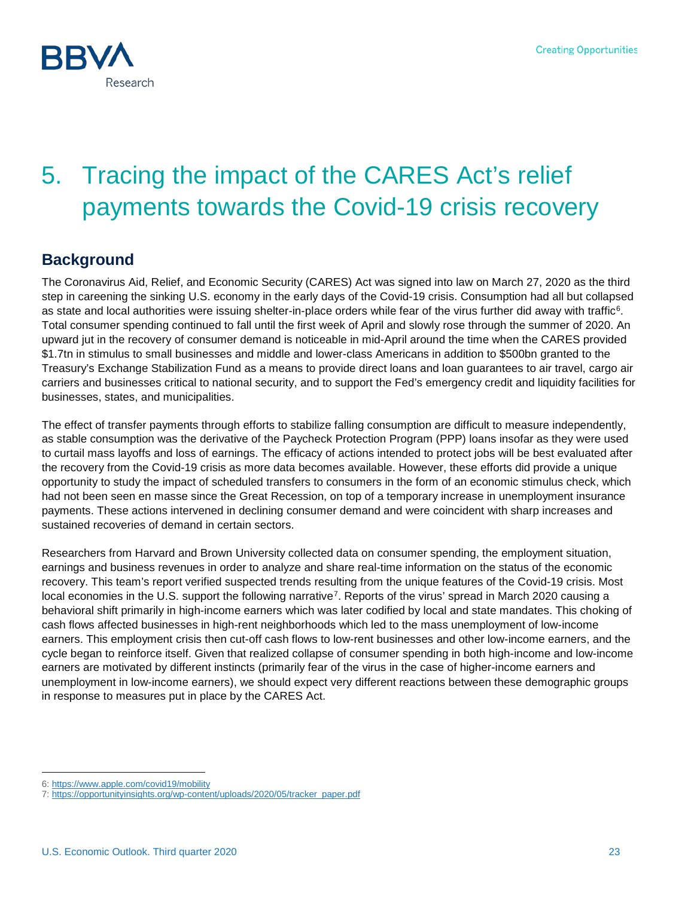# 5. Tracing the impact of the CARES Act's relief payments towards the Covid-19 crisis recovery

## Background

The Coronavirus Aid, Relief, and Economic Security (CARES) Act was signed into law on March 27, 2020 as the third step in careening the sinking U.S. economy in the early days of the Covid-19 crisis. Consumption had all but collapsed as state and local authorities were issuing shelter-in-place orders while fear of the virus further did away with traffic[6]. Total consumer spending continued to fall until the first week of April and slowly rose through the summer of 2020. An upward jut in the recovery of consumer demand is noticeable in mid-April around the time when the CARES provided $1.7tn in stimulus to small businesses and middle and lower-class Americans in addition to $500bn granted to the Treasury's Exchange Stabilization Fund as a means to provide direct loans and loan guarantees to air travel, cargo air carriers and businesses critical to national security, and to support the Fed's emergency credit and liquidity facilities for businesses, states, and municipalities.

The effect of transfer payments through efforts to stabilize falling consumption are difficult to measure independently, as stable consumption was the derivative of the Paycheck Protection Program (PPP) loans insofar as they were used to curtail mass layoffs and loss of earnings. The efficacy of actions intended to protect jobs will be best evaluated after the recovery from the Covid-19 crisis as more data becomes available. However, these efforts did provide a unique opportunity to study the impact of scheduled transfers to consumers in the form of an economic stimulus check, which had not been seen en masse since the Great Recession, on top of a temporary increase in unemployment insurance payments. These actions intervened in declining consumer demand and were coincident with sharp increases and sustained recoveries of demand in certain sectors.

Researchers from Harvard and Brown University collected data on consumer spending, the employment situation, earnings and business revenues in order to analyze and share real-time information on the status of the economic recovery. This team's report verified suspected trends resulting from the unique features of the Covid-19 crisis. Most local economies in the U.S. support the following narrative[7]. Reports of the virus' spread in March 2020 causing a behavioral shift primarily in high-income earners which was later codified by local and state mandates. This choking of cash flows affected businesses in high-rent neighborhoods which led to the mass unemployment of low-income earners. This employment crisis then cut-off cash flows to low-rent businesses and other low-income earners, and the cycle began to reinforce itself. Given that realized collapse of consumer spending in both high-income and low-income earners are motivated by different instincts (primarily fear of the virus in the case of higher-income earners and unemployment in low-income earners), we should expect very different reactions between these demographic groups in response to measures put in place by the CARES Act.

---

6: https://www.apple.com/covid19/mobility

7: https://opportunityinsights.org/wp-content/uploads/2020/05/tracker_paper.pdf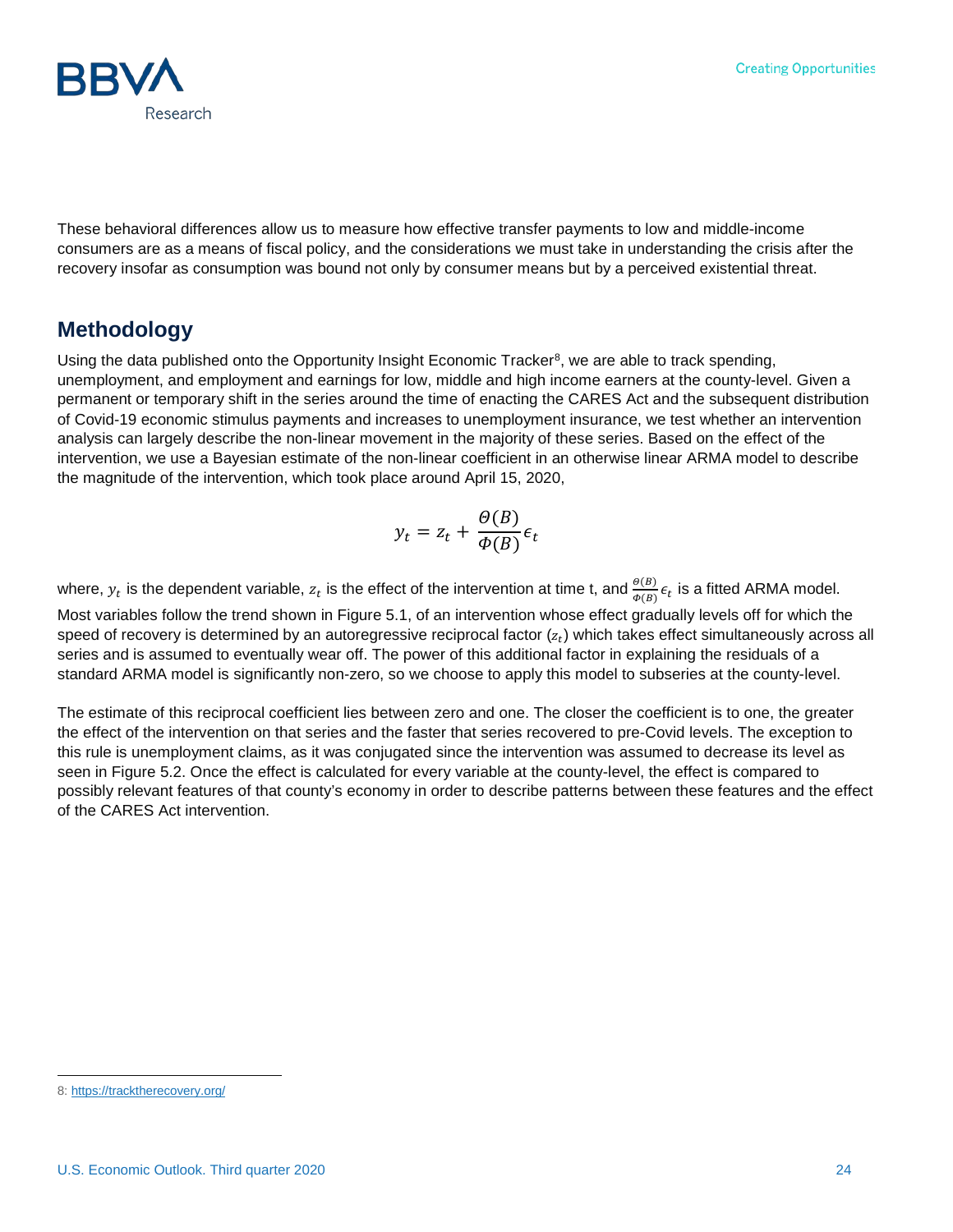These behavioral differences allow us to measure how effective transfer payments to low and middle-income consumers are as a means of fiscal policy, and the considerations we must take in understanding the crisis after the recovery insofar as consumption was bound not only by consumer means but by a perceived existential threat.

## Methodology

Using the data published onto the Opportunity Insight Economic Tracker[8], we are able to track spending, unemployment, and employment and earnings for low, middle and high income earners at the county-level. Given a permanent or temporary shift in the series around the time of enacting the CARES Act and the subsequent distribution of Covid-19 economic stimulus payments and increases to unemployment insurance, we test whether an intervention analysis can largely describe the non-linear movement in the majority of these series. Based on the effect of the intervention, we use a Bayesian estimate of the non-linear coefficient in an otherwise linear ARMA model to describe the magnitude of the intervention, which took place around April 15, 2020,

$$y_t = z_t + \frac{\Theta(B)}{\Phi(B)}\epsilon_t$$

where, $y_t$ is the dependent variable, $z_t$ is the effect of the intervention at time t, and $\frac{\Theta(B)}{\Phi(B)}\epsilon_t$ is a fitted ARMA model. Most variables follow the trend shown in Figure 5.1, of an intervention whose effect gradually levels off for which the speed of recovery is determined by an autoregressive reciprocal factor ($z_t$) which takes effect simultaneously across all series and is assumed to eventually wear off. The power of this additional factor in explaining the residuals of a standard ARMA model is significantly non-zero, so we choose to apply this model to subseries at the county-level.

The estimate of this reciprocal coefficient lies between zero and one. The closer the coefficient is to one, the greater the effect of the intervention on that series and the faster that series recovered to pre-Covid levels. The exception to this rule is unemployment claims, as it was conjugated since the intervention was assumed to decrease its level as seen in Figure 5.2. Once the effect is calculated for every variable at the county-level, the effect is compared to possibly relevant features of that county's economy in order to describe patterns between these features and the effect of the CARES Act intervention.

8: https://tracktherecovery.org/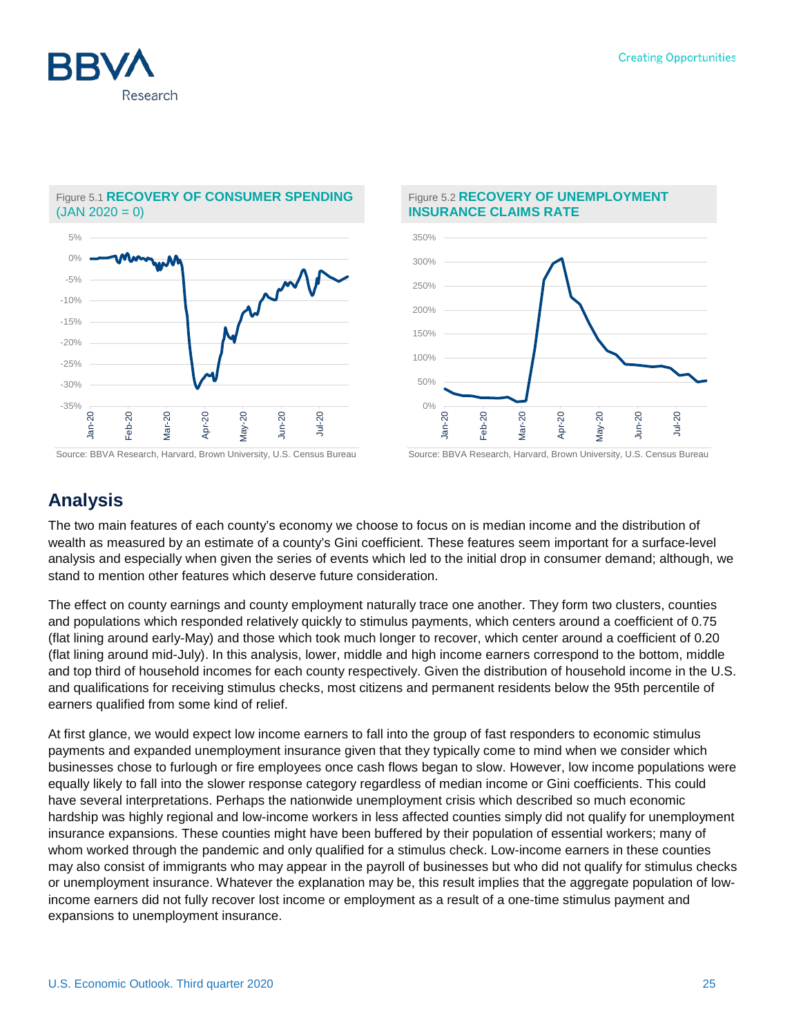Figure 5.1 **RECOVERY OF CONSUMER SPENDING (JAN 2020 = 0)**

Source: BBVA Research, Harvard, Brown University, U.S. Census Bureau

Figure 5.2 **RECOVERY OF UNEMPLOYMENT INSURANCE CLAIMS RATE**

Source: BBVA Research, Harvard, Brown University, U.S. Census Bureau

## Analysis

The two main features of each county's economy we choose to focus on is median income and the distribution of wealth as measured by an estimate of a county's Gini coefficient. These features seem important for a surface-level analysis and especially when given the series of events which led to the initial drop in consumer demand; although, we stand to mention other features which deserve future consideration.

The effect on county earnings and county employment naturally trace one another. They form two clusters, counties and populations which responded relatively quickly to stimulus payments, which centers around a coefficient of 0.75 (flat lining around early-May) and those which took much longer to recover, which center around a coefficient of 0.20 (flat lining around mid-July). In this analysis, lower, middle and high income earners correspond to the bottom, middle and top third of household incomes for each county respectively. Given the distribution of household income in the U.S. and qualifications for receiving stimulus checks, most citizens and permanent residents below the 95th percentile of earners qualified from some kind of relief.

At first glance, we would expect low income earners to fall into the group of fast responders to economic stimulus payments and expanded unemployment insurance given that they typically come to mind when we consider which businesses chose to furlough or fire employees once cash flows began to slow. However, low income populations were equally likely to fall into the slower response category regardless of median income or Gini coefficients. This could have several interpretations. Perhaps the nationwide unemployment crisis which described so much economic hardship was highly regional and low-income workers in less affected counties simply did not qualify for unemployment insurance expansions. These counties might have been buffered by their population of essential workers; many of whom worked through the pandemic and only qualified for a stimulus check. Low-income earners in these counties may also consist of immigrants who may appear in the payroll of businesses but who did not qualify for stimulus checks or unemployment insurance. Whatever the explanation may be, this result implies that the aggregate population of low-income earners did not fully recover lost income or employment as a result of a one-time stimulus payment and expansions to unemployment insurance.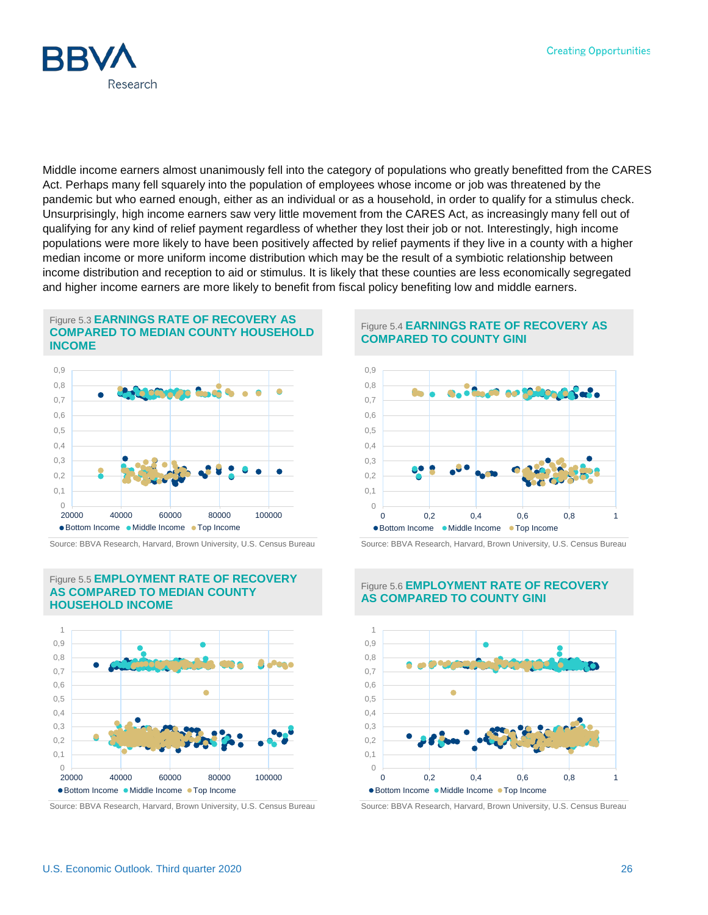Middle income earners almost unanimously fell into the category of populations who greatly benefitted from the CARES Act. Perhaps many fell squarely into the population of employees whose income or job was threatened by the pandemic but who earned enough, either as an individual or as a household, in order to qualify for a stimulus check. Unsurprisingly, high income earners saw very little movement from the CARES Act, as increasingly many fell out of qualifying for any kind of relief payment regardless of whether they lost their job or not. Interestingly, high income populations were more likely to have been positively affected by relief payments if they live in a county with a higher median income or more uniform income distribution which may be the result of a symbiotic relationship between income distribution and reception to aid or stimulus. It is likely that these counties are less economically segregated and higher income earners are more likely to benefit from fiscal policy benefiting low and middle earners.

Figure 5.3 **EARNINGS RATE OF RECOVERY AS COMPARED TO MEDIAN COUNTY HOUSEHOLD INCOME**

Source: BBVA Research, Harvard, Brown University, U.S. Census Bureau

Figure 5.4 **EARNINGS RATE OF RECOVERY AS COMPARED TO COUNTY GINI**

Source: BBVA Research, Harvard, Brown University, U.S. Census Bureau

Figure 5.5 **EMPLOYMENT RATE OF RECOVERY AS COMPARED TO MEDIAN COUNTY HOUSEHOLD INCOME**

Source: BBVA Research, Harvard, Brown University, U.S. Census Bureau

Figure 5.6 **EMPLOYMENT RATE OF RECOVERY AS COMPARED TO COUNTY GINI**

Source: BBVA Research, Harvard, Brown University, U.S. Census Bureau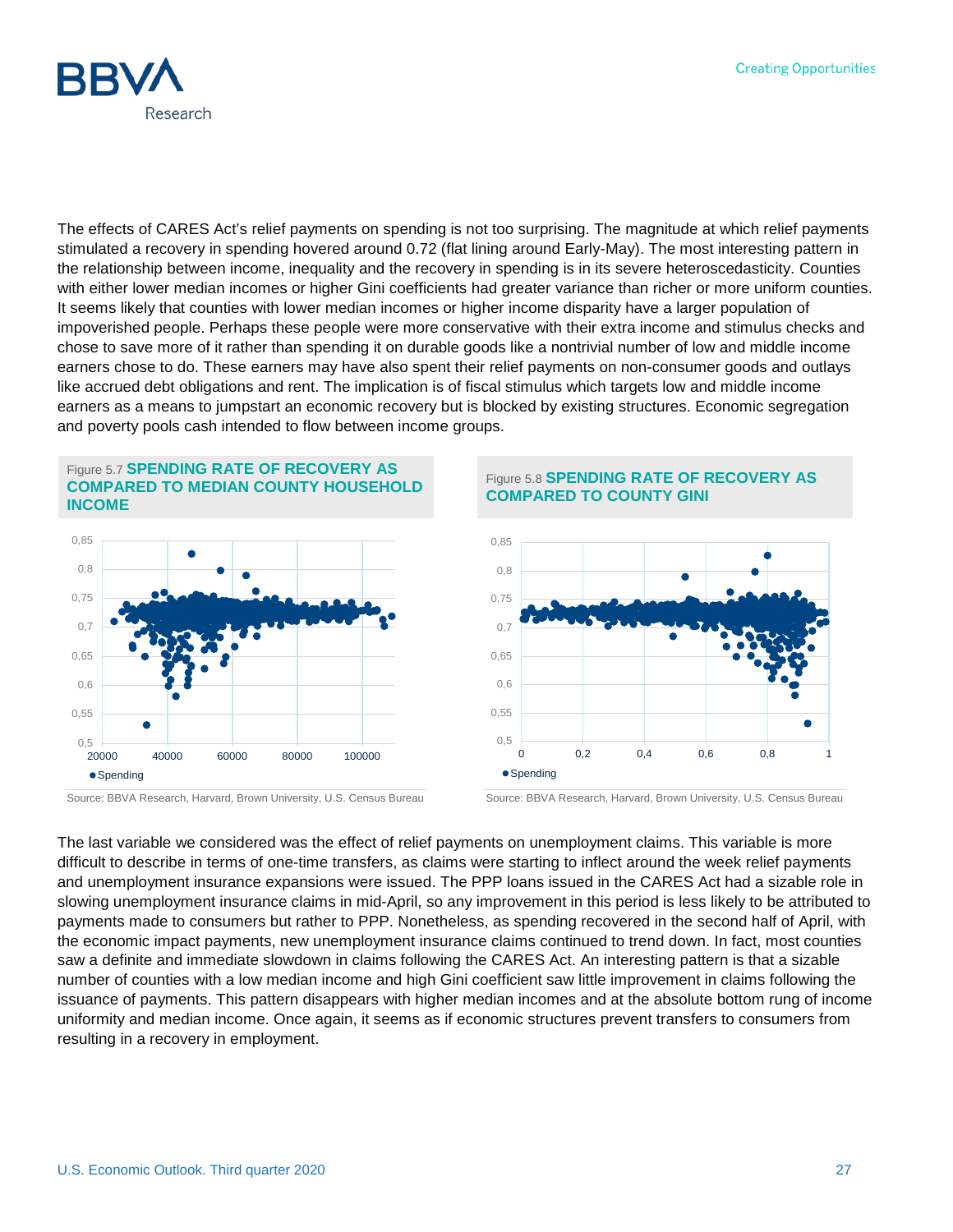The effects of CARES Act's relief payments on spending is not too surprising. The magnitude at which relief payments stimulated a recovery in spending hovered around 0.72 (flat lining around Early-May). The most interesting pattern in the relationship between income, inequality and the recovery in spending is in its severe heteroscedasticity. Counties with either lower median incomes or higher Gini coefficients had greater variance than richer or more uniform counties. It seems likely that counties with lower median incomes or higher income disparity have a larger population of impoverished people. Perhaps these people were more conservative with their extra income and stimulus checks and chose to save more of it rather than spending it on durable goods like a nontrivial number of low and middle income earners chose to do. These earners may have also spent their relief payments on non-consumer goods and outlays like accrued debt obligations and rent. The implication is of fiscal stimulus which targets low and middle income earners as a means to jumpstart an economic recovery but is blocked by existing structures. Economic segregation and poverty pools cash intended to flow between income groups.

Figure 5.7 **SPENDING RATE OF RECOVERY AS COMPARED TO MEDIAN COUNTY HOUSEHOLD INCOME**

Source: BBVA Research, Harvard, Brown University, U.S. Census Bureau

Figure 5.8 **SPENDING RATE OF RECOVERY AS COMPARED TO COUNTY GINI**

Source: BBVA Research, Harvard, Brown University, U.S. Census Bureau

The last variable we considered was the effect of relief payments on unemployment claims. This variable is more difficult to describe in terms of one-time transfers, as claims were starting to inflect around the week relief payments and unemployment insurance expansions were issued. The PPP loans issued in the CARES Act had a sizable role in slowing unemployment insurance claims in mid-April, so any improvement in this period is less likely to be attributed to payments made to consumers but rather to PPP. Nonetheless, as spending recovered in the second half of April, with the economic impact payments, new unemployment insurance claims continued to trend down. In fact, most counties saw a definite and immediate slowdown in claims following the CARES Act. An interesting pattern is that a sizable number of counties with a low median income and high Gini coefficient saw little improvement in claims following the issuance of payments. This pattern disappears with higher median incomes and at the absolute bottom rung of income uniformity and median income. Once again, it seems as if economic structures prevent transfers to consumers from resulting in a recovery in employment.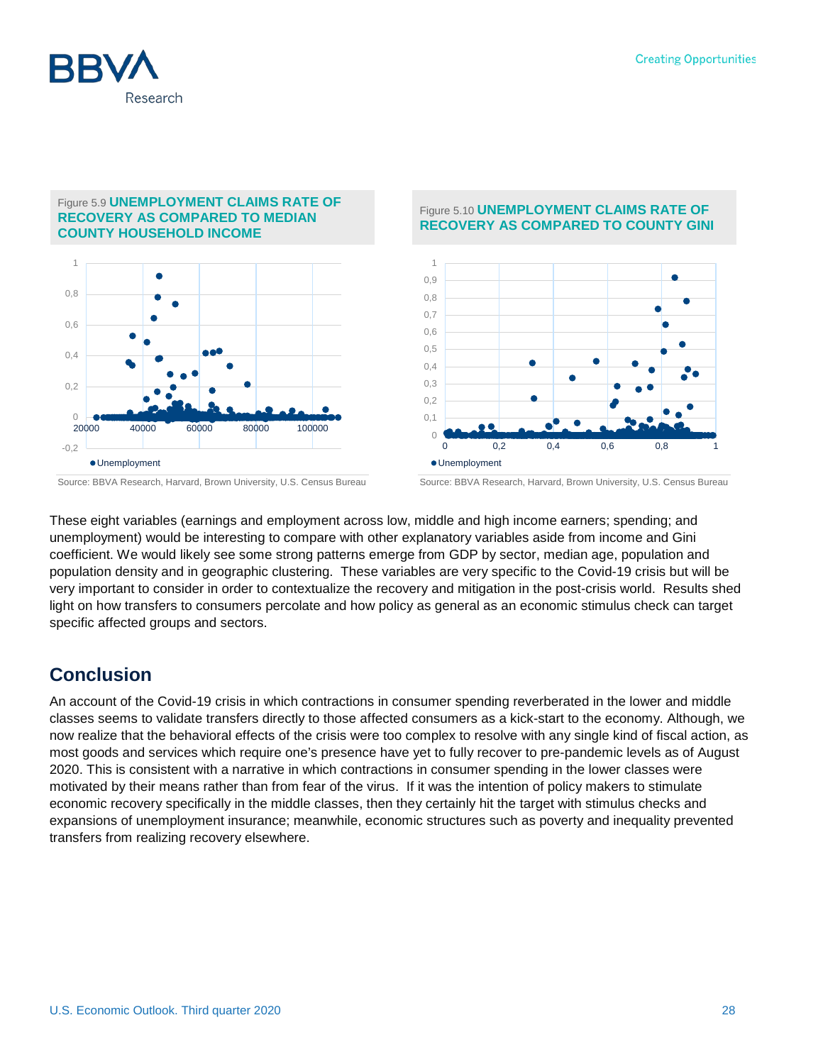Figure 5.9 **UNEMPLOYMENT CLAIMS RATE OF RECOVERY AS COMPARED TO MEDIAN COUNTY HOUSEHOLD INCOME**

Source: BBVA Research, Harvard, Brown University, U.S. Census Bureau

Figure 5.10 **UNEMPLOYMENT CLAIMS RATE OF RECOVERY AS COMPARED TO COUNTY GINI**

Source: BBVA Research, Harvard, Brown University, U.S. Census Bureau

These eight variables (earnings and employment across low, middle and high income earners; spending; and unemployment) would be interesting to compare with other explanatory variables aside from income and Gini coefficient. We would likely see some strong patterns emerge from GDP by sector, median age, population and population density and in geographic clustering. These variables are very specific to the Covid-19 crisis but will be very important to consider in order to contextualize the recovery and mitigation in the post-crisis world. Results shed light on how transfers to consumers percolate and how policy as general as an economic stimulus check can target specific affected groups and sectors.

## Conclusion

An account of the Covid-19 crisis in which contractions in consumer spending reverberated in the lower and middle classes seems to validate transfers directly to those affected consumers as a kick-start to the economy. Although, we now realize that the behavioral effects of the crisis were too complex to resolve with any single kind of fiscal action, as most goods and services which require one's presence have yet to fully recover to pre-pandemic levels as of August 2020. This is consistent with a narrative in which contractions in consumer spending in the lower classes were motivated by their means rather than from fear of the virus. If it was the intention of policy makers to stimulate economic recovery specifically in the middle classes, then they certainly hit the target with stimulus checks and expansions of unemployment insurance; meanwhile, economic structures such as poverty and inequality prevented transfers from realizing recovery elsewhere.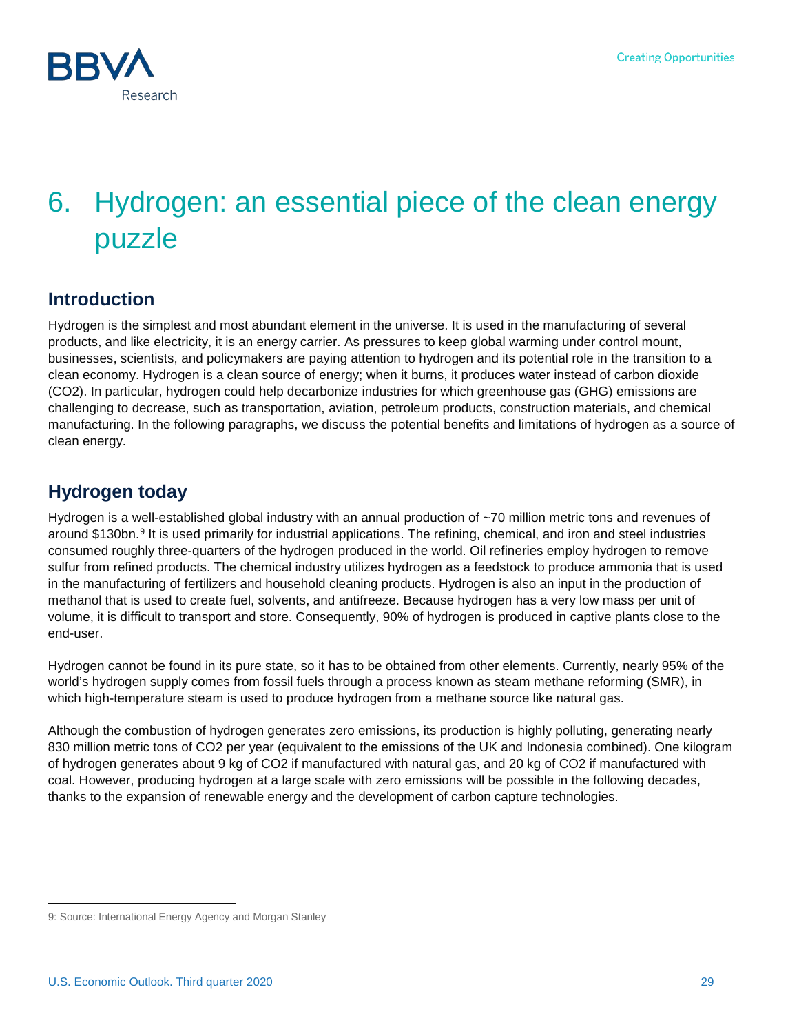# 6. Hydrogen: an essential piece of the clean energy puzzle

## Introduction

Hydrogen is the simplest and most abundant element in the universe. It is used in the manufacturing of several products, and like electricity, it is an energy carrier. As pressures to keep global warming under control mount, businesses, scientists, and policymakers are paying attention to hydrogen and its potential role in the transition to a clean economy. Hydrogen is a clean source of energy; when it burns, it produces water instead of carbon dioxide ($CO_2$). In particular, hydrogen could help decarbonize industries for which greenhouse gas (GHG) emissions are challenging to decrease, such as transportation, aviation, petroleum products, construction materials, and chemical manufacturing. In the following paragraphs, we discuss the potential benefits and limitations of hydrogen as a source of clean energy.

## Hydrogen today

Hydrogen is a well-established global industry with an annual production of ~70 million metric tons and revenues of around $130bn.[9] It is used primarily for industrial applications. The refining, chemical, and iron and steel industries consumed roughly three-quarters of the hydrogen produced in the world. Oil refineries employ hydrogen to remove sulfur from refined products. The chemical industry utilizes hydrogen as a feedstock to produce ammonia that is used in the manufacturing of fertilizers and household cleaning products. Hydrogen is also an input in the production of methanol that is used to create fuel, solvents, and antifreeze. Because hydrogen has a very low mass per unit of volume, it is difficult to transport and store. Consequently, 90% of hydrogen is produced in captive plants close to the end-user.

Hydrogen cannot be found in its pure state, so it has to be obtained from other elements. Currently, nearly 95% of the world's hydrogen supply comes from fossil fuels through a process known as steam methane reforming (SMR), in which high-temperature steam is used to produce hydrogen from a methane source like natural gas.

Although the combustion of hydrogen generates zero emissions, its production is highly polluting, generating nearly 830 million metric tons of $CO_2$ per year (equivalent to the emissions of the UK and Indonesia combined). One kilogram of hydrogen generates about 9 kg of $CO_2$ if manufactured with natural gas, and 20 kg of $CO_2$ if manufactured with coal. However, producing hydrogen at a large scale with zero emissions will be possible in the following decades, thanks to the expansion of renewable energy and the development of carbon capture technologies.

---

9: Source: International Energy Agency and Morgan Stanley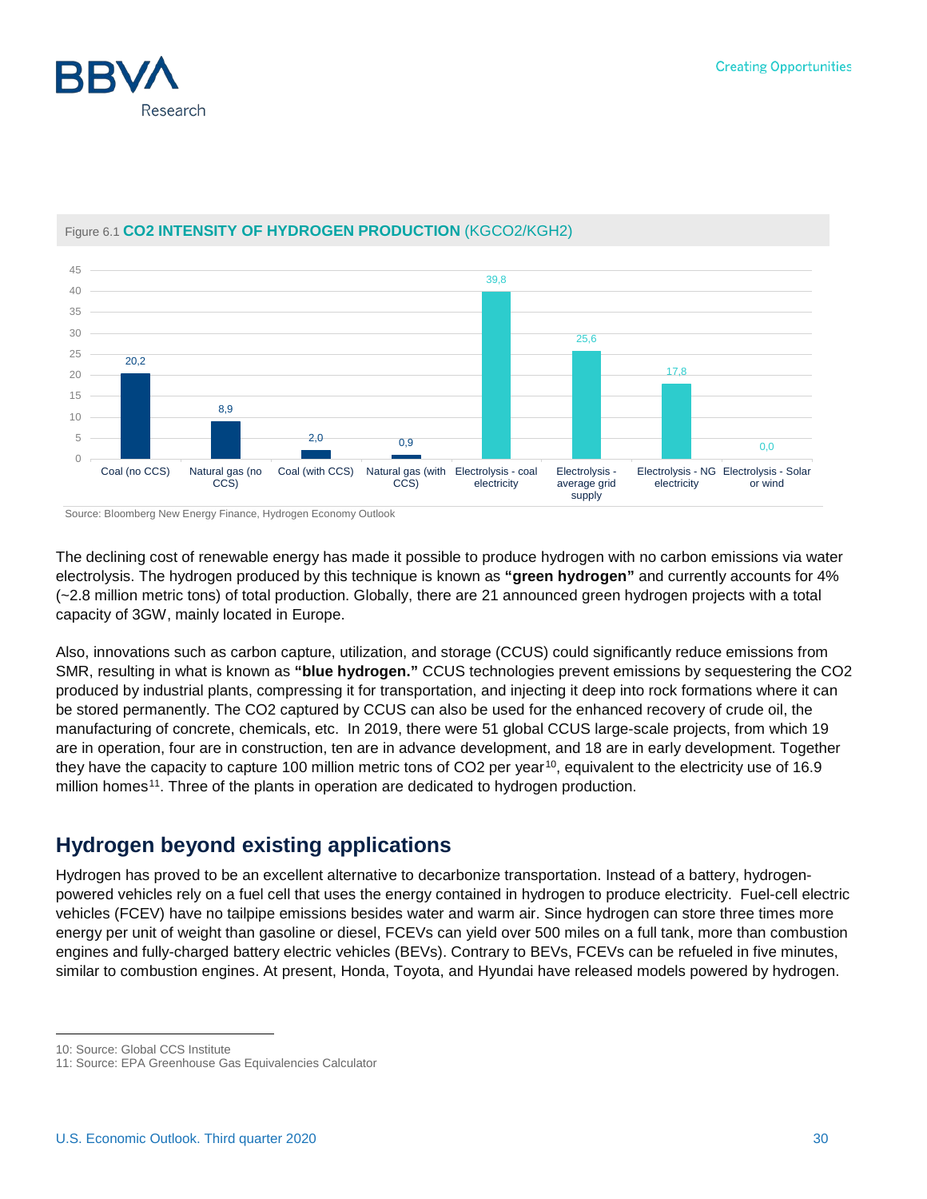Figure 6.1 **CO2 INTENSITY OF HYDROGEN PRODUCTION** (KGCO2/KGH2)

| Production method | $kgCO_2/kgH_2$ |
|---|---|
| Coal (no CCS) | 20,2 |
| Natural gas (no CCS) | 8,9 |
| Coal (with CCS) | 2,0 |
| Natural gas (with CCS) | 0,9 |
| Electrolysis - coal electricity | 39,8 |
| Electrolysis - average grid supply | 25,6 |
| Electrolysis - NG electricity | 17,8 |
| Electrolysis - Solar or wind | 0,0 |

Source: Bloomberg New Energy Finance, Hydrogen Economy Outlook

The declining cost of renewable energy has made it possible to produce hydrogen with no carbon emissions via water electrolysis. The hydrogen produced by this technique is known as **"green hydrogen"** and currently accounts for 4% (~2.8 million metric tons) of total production. Globally, there are 21 announced green hydrogen projects with a total capacity of 3GW, mainly located in Europe.

Also, innovations such as carbon capture, utilization, and storage (CCUS) could significantly reduce emissions from SMR, resulting in what is known as **"blue hydrogen."** CCUS technologies prevent emissions by sequestering the CO2 produced by industrial plants, compressing it for transportation, and injecting it deep into rock formations where it can be stored permanently. The CO2 captured by CCUS can also be used for the enhanced recovery of crude oil, the manufacturing of concrete, chemicals, etc. In 2019, there were 51 global CCUS large-scale projects, from which 19 are in operation, four are in construction, ten are in advance development, and 18 are in early development. Together they have the capacity to capture 100 million metric tons of CO2 per year[10], equivalent to the electricity use of 16.9 million homes[11]. Three of the plants in operation are dedicated to hydrogen production.

## Hydrogen beyond existing applications

Hydrogen has proved to be an excellent alternative to decarbonize transportation. Instead of a battery, hydrogen-powered vehicles rely on a fuel cell that uses the energy contained in hydrogen to produce electricity. Fuel-cell electric vehicles (FCEV) have no tailpipe emissions besides water and warm air. Since hydrogen can store three times more energy per unit of weight than gasoline or diesel, FCEVs can yield over 500 miles on a full tank, more than combustion engines and fully-charged battery electric vehicles (BEVs). Contrary to BEVs, FCEVs can be refueled in five minutes, similar to combustion engines. At present, Honda, Toyota, and Hyundai have released models powered by hydrogen.

10: Source: Global CCS Institute
11: Source: EPA Greenhouse Gas Equivalencies Calculator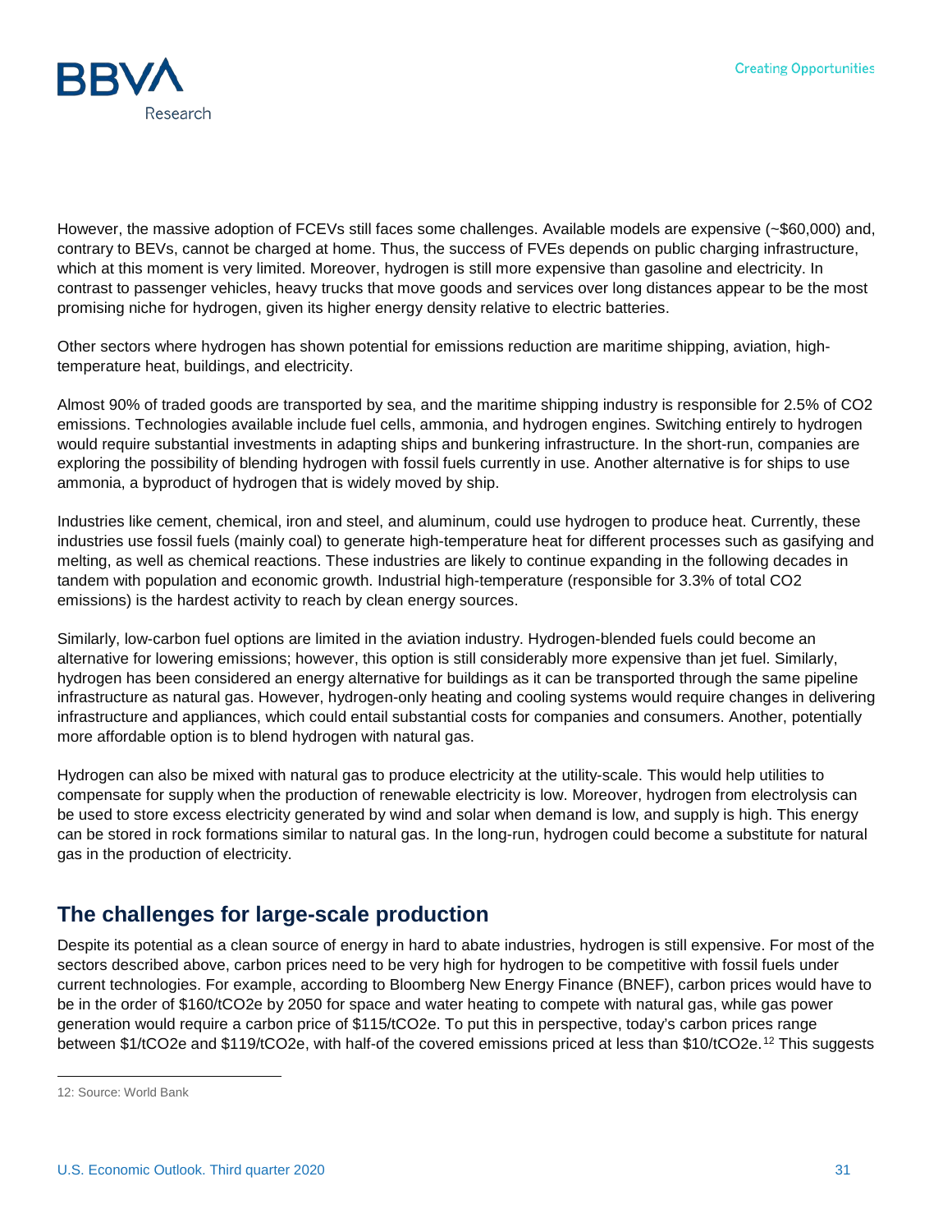However, the massive adoption of FCEVs still faces some challenges. Available models are expensive (~$60,000) and, contrary to BEVs, cannot be charged at home. Thus, the success of FVEs depends on public charging infrastructure, which at this moment is very limited. Moreover, hydrogen is still more expensive than gasoline and electricity. In contrast to passenger vehicles, heavy trucks that move goods and services over long distances appear to be the most promising niche for hydrogen, given its higher energy density relative to electric batteries.

Other sectors where hydrogen has shown potential for emissions reduction are maritime shipping, aviation, high-temperature heat, buildings, and electricity.

Almost 90% of traded goods are transported by sea, and the maritime shipping industry is responsible for 2.5% of CO2 emissions. Technologies available include fuel cells, ammonia, and hydrogen engines. Switching entirely to hydrogen would require substantial investments in adapting ships and bunkering infrastructure. In the short-run, companies are exploring the possibility of blending hydrogen with fossil fuels currently in use. Another alternative is for ships to use ammonia, a byproduct of hydrogen that is widely moved by ship.

Industries like cement, chemical, iron and steel, and aluminum, could use hydrogen to produce heat. Currently, these industries use fossil fuels (mainly coal) to generate high-temperature heat for different processes such as gasifying and melting, as well as chemical reactions. These industries are likely to continue expanding in the following decades in tandem with population and economic growth. Industrial high-temperature (responsible for 3.3% of total CO2 emissions) is the hardest activity to reach by clean energy sources.

Similarly, low-carbon fuel options are limited in the aviation industry. Hydrogen-blended fuels could become an alternative for lowering emissions; however, this option is still considerably more expensive than jet fuel. Similarly, hydrogen has been considered an energy alternative for buildings as it can be transported through the same pipeline infrastructure as natural gas. However, hydrogen-only heating and cooling systems would require changes in delivering infrastructure and appliances, which could entail substantial costs for companies and consumers. Another, potentially more affordable option is to blend hydrogen with natural gas.

Hydrogen can also be mixed with natural gas to produce electricity at the utility-scale. This would help utilities to compensate for supply when the production of renewable electricity is low. Moreover, hydrogen from electrolysis can be used to store excess electricity generated by wind and solar when demand is low, and supply is high. This energy can be stored in rock formations similar to natural gas. In the long-run, hydrogen could become a substitute for natural gas in the production of electricity.

## The challenges for large-scale production

Despite its potential as a clean source of energy in hard to abate industries, hydrogen is still expensive. For most of the sectors described above, carbon prices need to be very high for hydrogen to be competitive with fossil fuels under current technologies. For example, according to Bloomberg New Energy Finance (BNEF), carbon prices would have to be in the order of $160/tCO2e by 2050 for space and water heating to compete with natural gas, while gas power generation would require a carbon price of $115/tCO2e. To put this in perspective, today's carbon prices range between $1/tCO2e and $119/tCO2e, with half-of the covered emissions priced at less than $10/tCO2e.[12] This suggests

12: Source: World Bank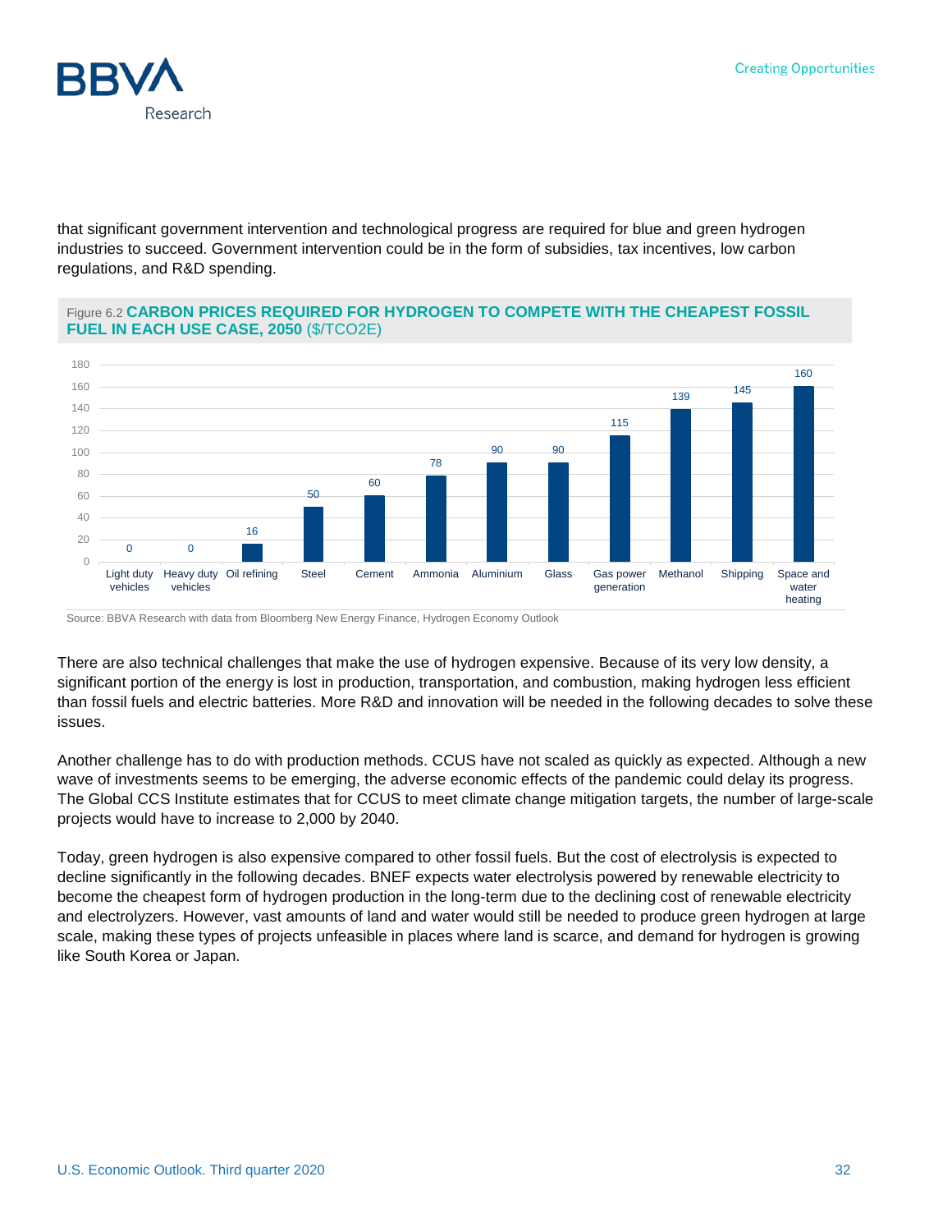that significant government intervention and technological progress are required for blue and green hydrogen industries to succeed. Government intervention could be in the form of subsidies, tax incentives, low carbon regulations, and R&D spending.

Figure 6.2 **CARBON PRICES REQUIRED FOR HYDROGEN TO COMPETE WITH THE CHEAPEST FOSSIL FUEL IN EACH USE CASE, 2050** ($/TCO2E)

| Use case | $/TCO2E |
|---|---|
| Light duty vehicles | 0 |
| Heavy duty vehicles | 0 |
| Oil refining | 16 |
| Steel | 50 |
| Cement | 60 |
| Ammonia | 78 |
| Aluminium | 90 |
| Glass | 90 |
| Gas power generation | 115 |
| Methanol | 139 |
| Shipping | 145 |
| Space and water heating | 160 |

Source: BBVA Research with data from Bloomberg New Energy Finance, Hydrogen Economy Outlook

There are also technical challenges that make the use of hydrogen expensive. Because of its very low density, a significant portion of the energy is lost in production, transportation, and combustion, making hydrogen less efficient than fossil fuels and electric batteries. More R&D and innovation will be needed in the following decades to solve these issues.

Another challenge has to do with production methods. CCUS have not scaled as quickly as expected. Although a new wave of investments seems to be emerging, the adverse economic effects of the pandemic could delay its progress. The Global CCS Institute estimates that for CCUS to meet climate change mitigation targets, the number of large-scale projects would have to increase to 2,000 by 2040.

Today, green hydrogen is also expensive compared to other fossil fuels. But the cost of electrolysis is expected to decline significantly in the following decades. BNEF expects water electrolysis powered by renewable electricity to become the cheapest form of hydrogen production in the long-term due to the declining cost of renewable electricity and electrolyzers. However, vast amounts of land and water would still be needed to produce green hydrogen at large scale, making these types of projects unfeasible in places where land is scarce, and demand for hydrogen is growing like South Korea or Japan.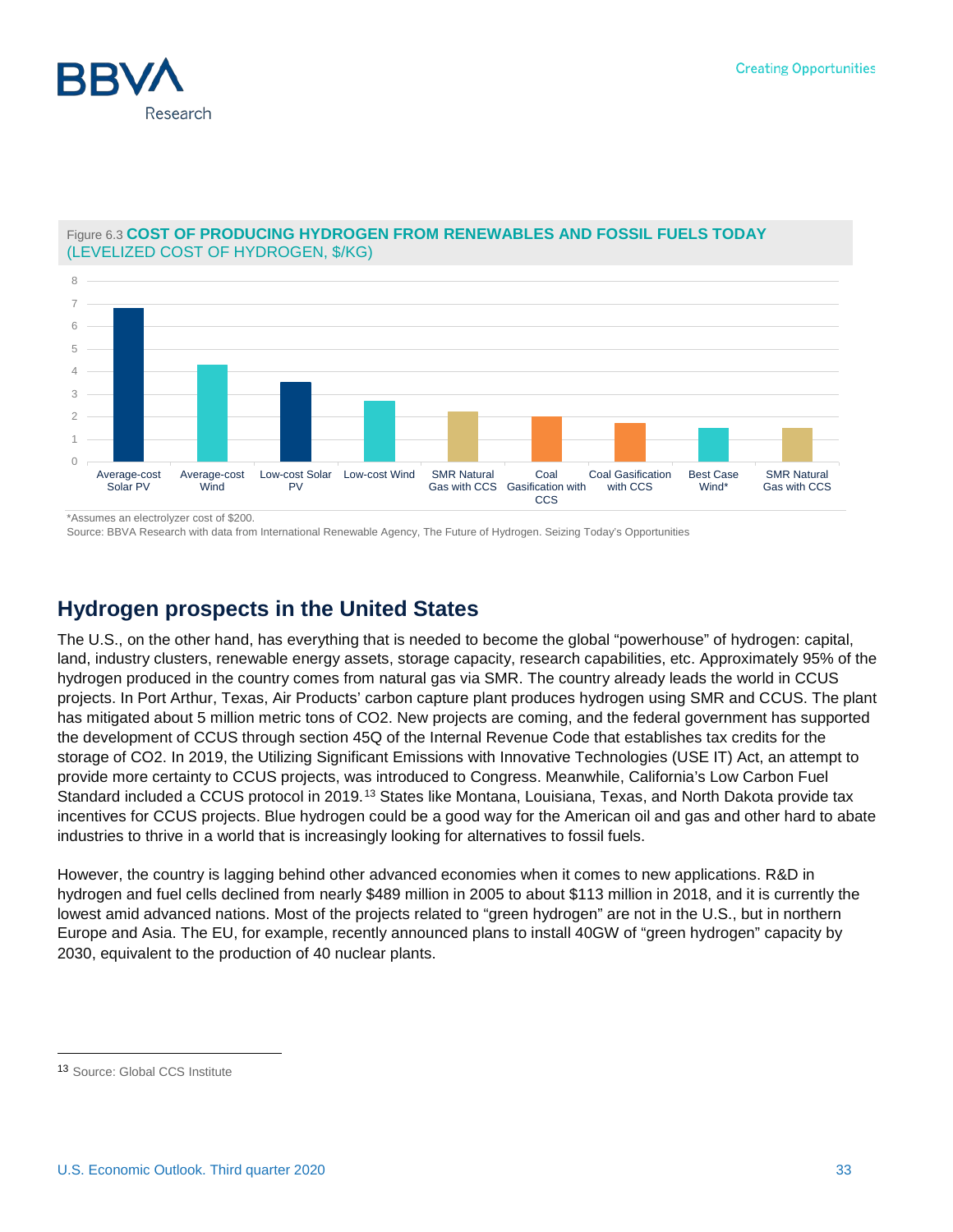Figure 6.3 **COST OF PRODUCING HYDROGEN FROM RENEWABLES AND FOSSIL FUELS TODAY** (LEVELIZED COST OF HYDROGEN, $/KG)

*Assumes an electrolyzer cost of $200.

Source: BBVA Research with data from International Renewable Agency, The Future of Hydrogen. Seizing Today's Opportunities

## Hydrogen prospects in the United States

The U.S., on the other hand, has everything that is needed to become the global "powerhouse" of hydrogen: capital, land, industry clusters, renewable energy assets, storage capacity, research capabilities, etc. Approximately 95% of the hydrogen produced in the country comes from natural gas via SMR. The country already leads the world in CCUS projects. In Port Arthur, Texas, Air Products' carbon capture plant produces hydrogen using SMR and CCUS. The plant has mitigated about 5 million metric tons of CO2. New projects are coming, and the federal government has supported the development of CCUS through section 45Q of the Internal Revenue Code that establishes tax credits for the storage of CO2. In 2019, the Utilizing Significant Emissions with Innovative Technologies (USE IT) Act, an attempt to provide more certainty to CCUS projects, was introduced to Congress. Meanwhile, California's Low Carbon Fuel Standard included a CCUS protocol in 2019.[13] States like Montana, Louisiana, Texas, and North Dakota provide tax incentives for CCUS projects. Blue hydrogen could be a good way for the American oil and gas and other hard to abate industries to thrive in a world that is increasingly looking for alternatives to fossil fuels.

However, the country is lagging behind other advanced economies when it comes to new applications. R&D in hydrogen and fuel cells declined from nearly $489 million in 2005 to about $113 million in 2018, and it is currently the lowest amid advanced nations. Most of the projects related to "green hydrogen" are not in the U.S., but in northern Europe and Asia. The EU, for example, recently announced plans to install 40GW of "green hydrogen" capacity by 2030, equivalent to the production of 40 nuclear plants.

[13] Source: Global CCS Institute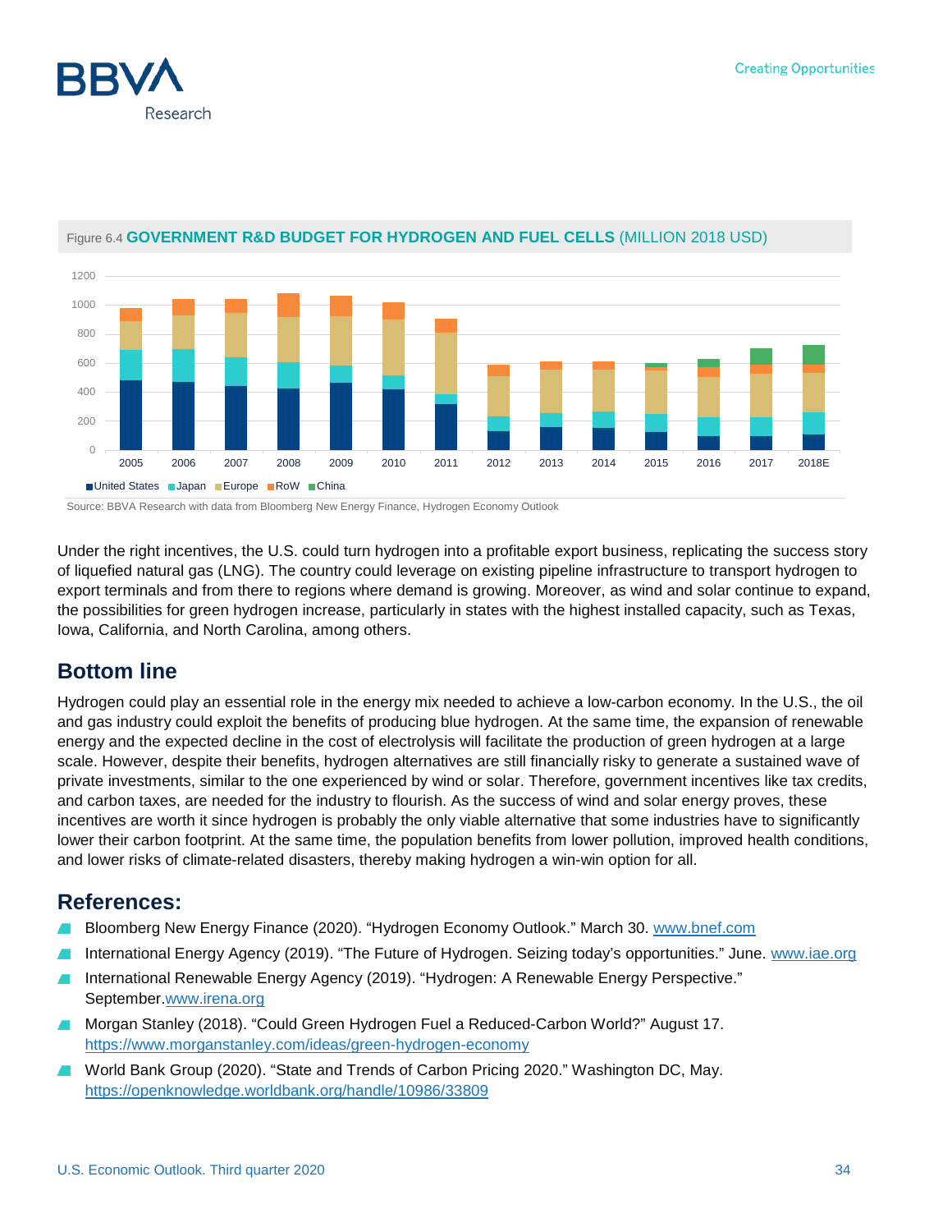Figure 6.4 **GOVERNMENT R&D BUDGET FOR HYDROGEN AND FUEL CELLS** (MILLION 2018 USD)

Source: BBVA Research with data from Bloomberg New Energy Finance, Hydrogen Economy Outlook

Under the right incentives, the U.S. could turn hydrogen into a profitable export business, replicating the success story of liquefied natural gas (LNG). The country could leverage on existing pipeline infrastructure to transport hydrogen to export terminals and from there to regions where demand is growing. Moreover, as wind and solar continue to expand, the possibilities for green hydrogen increase, particularly in states with the highest installed capacity, such as Texas, Iowa, California, and North Carolina, among others.

## Bottom line

Hydrogen could play an essential role in the energy mix needed to achieve a low-carbon economy. In the U.S., the oil and gas industry could exploit the benefits of producing blue hydrogen. At the same time, the expansion of renewable energy and the expected decline in the cost of electrolysis will facilitate the production of green hydrogen at a large scale. However, despite their benefits, hydrogen alternatives are still financially risky to generate a sustained wave of private investments, similar to the one experienced by wind or solar. Therefore, government incentives like tax credits, and carbon taxes, are needed for the industry to flourish. As the success of wind and solar energy proves, these incentives are worth it since hydrogen is probably the only viable alternative that some industries have to significantly lower their carbon footprint. At the same time, the population benefits from lower pollution, improved health conditions, and lower risks of climate-related disasters, thereby making hydrogen a win-win option for all.

## References:

- Bloomberg New Energy Finance (2020). "Hydrogen Economy Outlook." March 30. www.bnef.com
- International Energy Agency (2019). "The Future of Hydrogen. Seizing today's opportunities." June. www.iae.org
- International Renewable Energy Agency (2019). "Hydrogen: A Renewable Energy Perspective." September.www.irena.org
- Morgan Stanley (2018). "Could Green Hydrogen Fuel a Reduced-Carbon World?" August 17. https://www.morganstanley.com/ideas/green-hydrogen-economy
- World Bank Group (2020). "State and Trends of Carbon Pricing 2020." Washington DC, May. https://openknowledge.worldbank.org/handle/10986/33809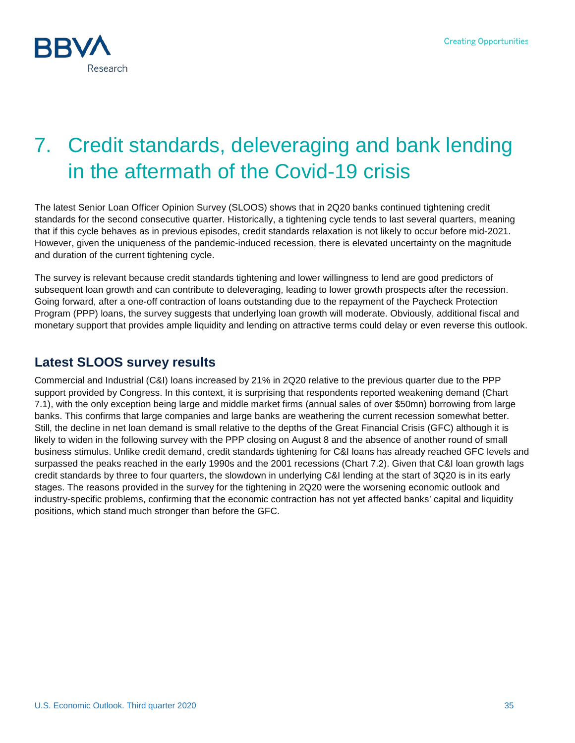# 7. Credit standards, deleveraging and bank lending in the aftermath of the Covid-19 crisis

The latest Senior Loan Officer Opinion Survey (SLOOS) shows that in 2Q20 banks continued tightening credit standards for the second consecutive quarter. Historically, a tightening cycle tends to last several quarters, meaning that if this cycle behaves as in previous episodes, credit standards relaxation is not likely to occur before mid-2021. However, given the uniqueness of the pandemic-induced recession, there is elevated uncertainty on the magnitude and duration of the current tightening cycle.

The survey is relevant because credit standards tightening and lower willingness to lend are good predictors of subsequent loan growth and can contribute to deleveraging, leading to lower growth prospects after the recession. Going forward, after a one-off contraction of loans outstanding due to the repayment of the Paycheck Protection Program (PPP) loans, the survey suggests that underlying loan growth will moderate. Obviously, additional fiscal and monetary support that provides ample liquidity and lending on attractive terms could delay or even reverse this outlook.

## Latest SLOOS survey results

Commercial and Industrial (C&I) loans increased by 21% in 2Q20 relative to the previous quarter due to the PPP support provided by Congress. In this context, it is surprising that respondents reported weakening demand (Chart 7.1), with the only exception being large and middle market firms (annual sales of over $50mn) borrowing from large banks. This confirms that large companies and large banks are weathering the current recession somewhat better. Still, the decline in net loan demand is small relative to the depths of the Great Financial Crisis (GFC) although it is likely to widen in the following survey with the PPP closing on August 8 and the absence of another round of small business stimulus. Unlike credit demand, credit standards tightening for C&I loans has already reached GFC levels and surpassed the peaks reached in the early 1990s and the 2001 recessions (Chart 7.2). Given that C&I loan growth lags credit standards by three to four quarters, the slowdown in underlying C&I lending at the start of 3Q20 is in its early stages. The reasons provided in the survey for the tightening in 2Q20 were the worsening economic outlook and industry-specific problems, confirming that the economic contraction has not yet affected banks' capital and liquidity positions, which stand much stronger than before the GFC.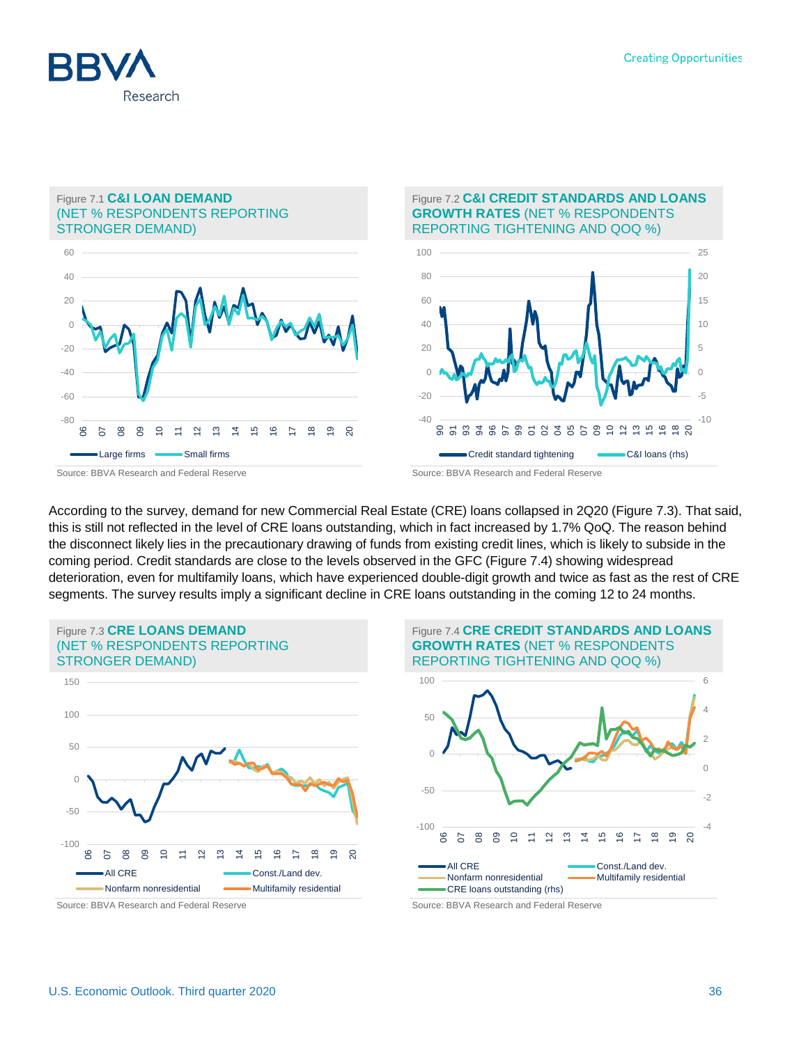Figure 7.1 **C&I LOAN DEMAND** (NET % RESPONDENTS REPORTING STRONGER DEMAND)

Source: BBVA Research and Federal Reserve

Figure 7.2 **C&I CREDIT STANDARDS AND LOANS GROWTH RATES** (NET % RESPONDENTS REPORTING TIGHTENING AND QOQ %)

Source: BBVA Research and Federal Reserve

According to the survey, demand for new Commercial Real Estate (CRE) loans collapsed in 2Q20 (Figure 7.3). That said, this is still not reflected in the level of CRE loans outstanding, which in fact increased by 1.7% QoQ. The reason behind the disconnect likely lies in the precautionary drawing of funds from existing credit lines, which is likely to subside in the coming period. Credit standards are close to the levels observed in the GFC (Figure 7.4) showing widespread deterioration, even for multifamily loans, which have experienced double-digit growth and twice as fast as the rest of CRE segments. The survey results imply a significant decline in CRE loans outstanding in the coming 12 to 24 months.

Figure 7.3 **CRE LOANS DEMAND** (NET % RESPONDENTS REPORTING STRONGER DEMAND)

Source: BBVA Research and Federal Reserve

Figure 7.4 **CRE CREDIT STANDARDS AND LOANS GROWTH RATES** (NET % RESPONDENTS REPORTING TIGHTENING AND QOQ %)

Source: BBVA Research and Federal Reserve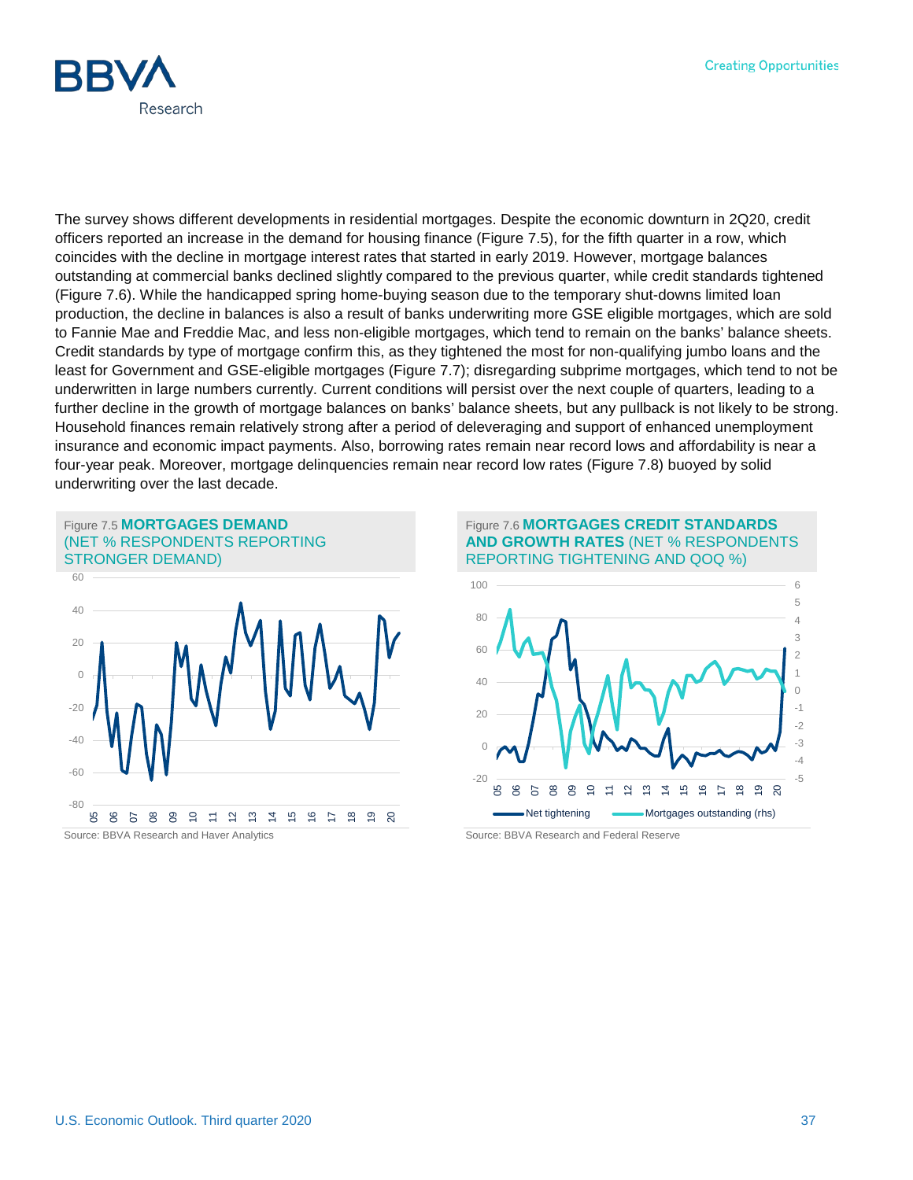The survey shows different developments in residential mortgages. Despite the economic downturn in 2Q20, credit officers reported an increase in the demand for housing finance (Figure 7.5), for the fifth quarter in a row, which coincides with the decline in mortgage interest rates that started in early 2019. However, mortgage balances outstanding at commercial banks declined slightly compared to the previous quarter, while credit standards tightened (Figure 7.6). While the handicapped spring home-buying season due to the temporary shut-downs limited loan production, the decline in balances is also a result of banks underwriting more GSE eligible mortgages, which are sold to Fannie Mae and Freddie Mac, and less non-eligible mortgages, which tend to remain on the banks' balance sheets. Credit standards by type of mortgage confirm this, as they tightened the most for non-qualifying jumbo loans and the least for Government and GSE-eligible mortgages (Figure 7.7); disregarding subprime mortgages, which tend to not be underwritten in large numbers currently. Current conditions will persist over the next couple of quarters, leading to a further decline in the growth of mortgage balances on banks' balance sheets, but any pullback is not likely to be strong. Household finances remain relatively strong after a period of deleveraging and support of enhanced unemployment insurance and economic impact payments. Also, borrowing rates remain near record lows and affordability is near a four-year peak. Moreover, mortgage delinquencies remain near record low rates (Figure 7.8) buoyed by solid underwriting over the last decade.

Figure 7.5 **MORTGAGES DEMAND** (NET % RESPONDENTS REPORTING STRONGER DEMAND)

Source: BBVA Research and Haver Analytics

Figure 7.6 **MORTGAGES CREDIT STANDARDS AND GROWTH RATES** (NET % RESPONDENTS REPORTING TIGHTENING AND QOQ %)

Source: BBVA Research and Federal Reserve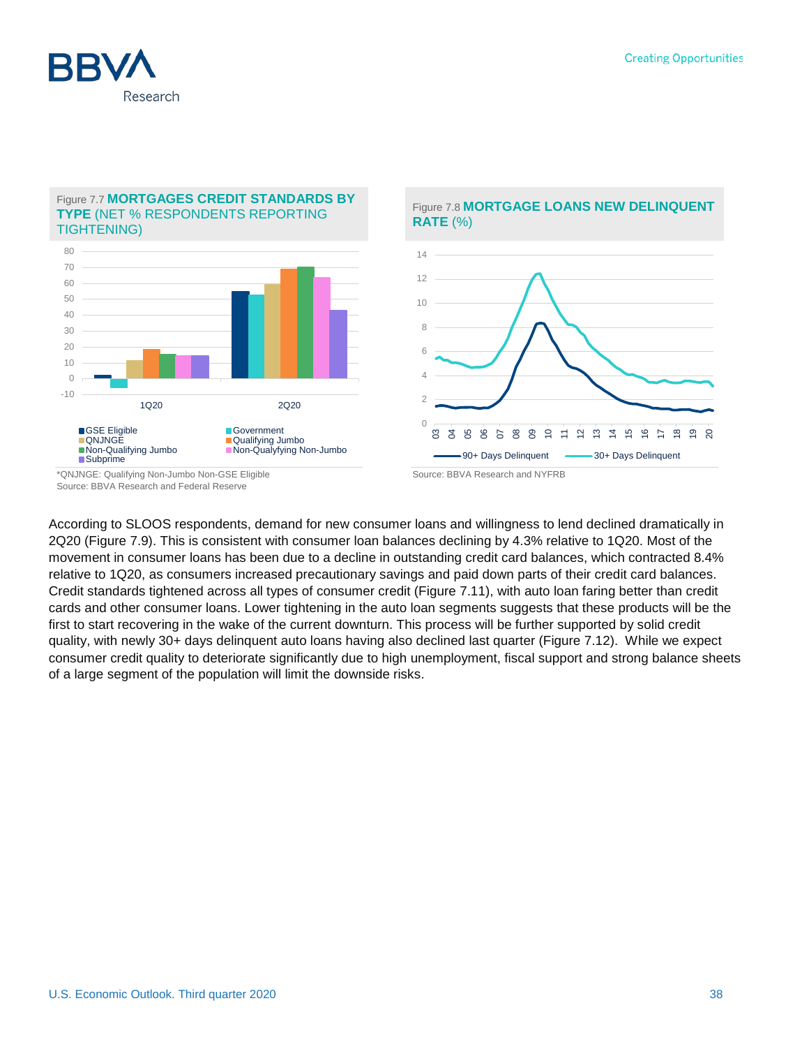Figure 7.7 **MORTGAGES CREDIT STANDARDS BY TYPE** (NET % RESPONDENTS REPORTING TIGHTENING)

*QNJNGE: Qualifying Non-Jumbo Non-GSE Eligible
Source: BBVA Research and Federal Reserve

Figure 7.8 **MORTGAGE LOANS NEW DELINQUENT RATE** (%)

Source: BBVA Research and NYFRB

According to SLOOS respondents, demand for new consumer loans and willingness to lend declined dramatically in 2Q20 (Figure 7.9). This is consistent with consumer loan balances declining by 4.3% relative to 1Q20. Most of the movement in consumer loans has been due to a decline in outstanding credit card balances, which contracted 8.4% relative to 1Q20, as consumers increased precautionary savings and paid down parts of their credit card balances. Credit standards tightened across all types of consumer credit (Figure 7.11), with auto loan faring better than credit cards and other consumer loans. Lower tightening in the auto loan segments suggests that these products will be the first to start recovering in the wake of the current downturn. This process will be further supported by solid credit quality, with newly 30+ days delinquent auto loans having also declined last quarter (Figure 7.12). While we expect consumer credit quality to deteriorate significantly due to high unemployment, fiscal support and strong balance sheets of a large segment of the population will limit the downside risks.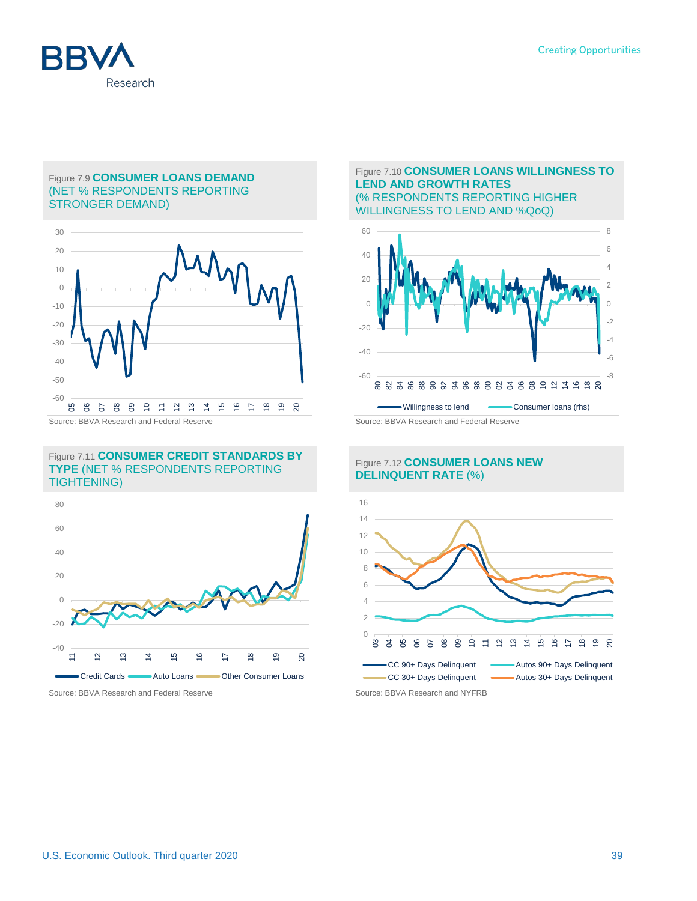Figure 7.9 **CONSUMER LOANS DEMAND** (NET % RESPONDENTS REPORTING STRONGER DEMAND)

Source: BBVA Research and Federal Reserve

Figure 7.10 **CONSUMER LOANS WILLINGNESS TO LEND AND GROWTH RATES** (% RESPONDENTS REPORTING HIGHER WILLINGNESS TO LEND AND %QoQ)

Source: BBVA Research and Federal Reserve

Figure 7.11 **CONSUMER CREDIT STANDARDS BY TYPE** (NET % RESPONDENTS REPORTING TIGHTENING)

Source: BBVA Research and Federal Reserve

Figure 7.12 **CONSUMER LOANS NEW DELINQUENT RATE** (%)

Source: BBVA Research and NYFRB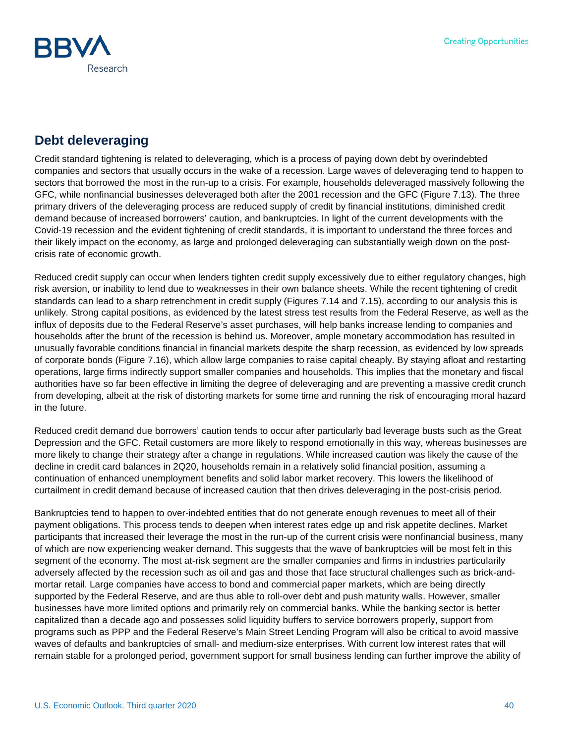## Debt deleveraging

Credit standard tightening is related to deleveraging, which is a process of paying down debt by overindebted companies and sectors that usually occurs in the wake of a recession. Large waves of deleveraging tend to happen to sectors that borrowed the most in the run-up to a crisis. For example, households deleveraged massively following the GFC, while nonfinancial businesses deleveraged both after the 2001 recession and the GFC (Figure 7.13). The three primary drivers of the deleveraging process are reduced supply of credit by financial institutions, diminished credit demand because of increased borrowers' caution, and bankruptcies. In light of the current developments with the Covid-19 recession and the evident tightening of credit standards, it is important to understand the three forces and their likely impact on the economy, as large and prolonged deleveraging can substantially weigh down on the post-crisis rate of economic growth.

Reduced credit supply can occur when lenders tighten credit supply excessively due to either regulatory changes, high risk aversion, or inability to lend due to weaknesses in their own balance sheets. While the recent tightening of credit standards can lead to a sharp retrenchment in credit supply (Figures 7.14 and 7.15), according to our analysis this is unlikely. Strong capital positions, as evidenced by the latest stress test results from the Federal Reserve, as well as the influx of deposits due to the Federal Reserve's asset purchases, will help banks increase lending to companies and households after the brunt of the recession is behind us. Moreover, ample monetary accommodation has resulted in unusually favorable conditions financial in financial markets despite the sharp recession, as evidenced by low spreads of corporate bonds (Figure 7.16), which allow large companies to raise capital cheaply. By staying afloat and restarting operations, large firms indirectly support smaller companies and households. This implies that the monetary and fiscal authorities have so far been effective in limiting the degree of deleveraging and are preventing a massive credit crunch from developing, albeit at the risk of distorting markets for some time and running the risk of encouraging moral hazard in the future.

Reduced credit demand due borrowers' caution tends to occur after particularly bad leverage busts such as the Great Depression and the GFC. Retail customers are more likely to respond emotionally in this way, whereas businesses are more likely to change their strategy after a change in regulations. While increased caution was likely the cause of the decline in credit card balances in 2Q20, households remain in a relatively solid financial position, assuming a continuation of enhanced unemployment benefits and solid labor market recovery. This lowers the likelihood of curtailment in credit demand because of increased caution that then drives deleveraging in the post-crisis period.

Bankruptcies tend to happen to over-indebted entities that do not generate enough revenues to meet all of their payment obligations. This process tends to deepen when interest rates edge up and risk appetite declines. Market participants that increased their leverage the most in the run-up of the current crisis were nonfinancial business, many of which are now experiencing weaker demand. This suggests that the wave of bankruptcies will be most felt in this segment of the economy. The most at-risk segment are the smaller companies and firms in industries particularily adversely affected by the recession such as oil and gas and those that face structural challenges such as brick-and-mortar retail. Large companies have access to bond and commercial paper markets, which are being directly supported by the Federal Reserve, and are thus able to roll-over debt and push maturity walls. However, smaller businesses have more limited options and primarily rely on commercial banks. While the banking sector is better capitalized than a decade ago and possesses solid liquidity buffers to service borrowers properly, support from programs such as PPP and the Federal Reserve's Main Street Lending Program will also be critical to avoid massive waves of defaults and bankruptcies of small- and medium-size enterprises. With current low interest rates that will remain stable for a prolonged period, government support for small business lending can further improve the ability of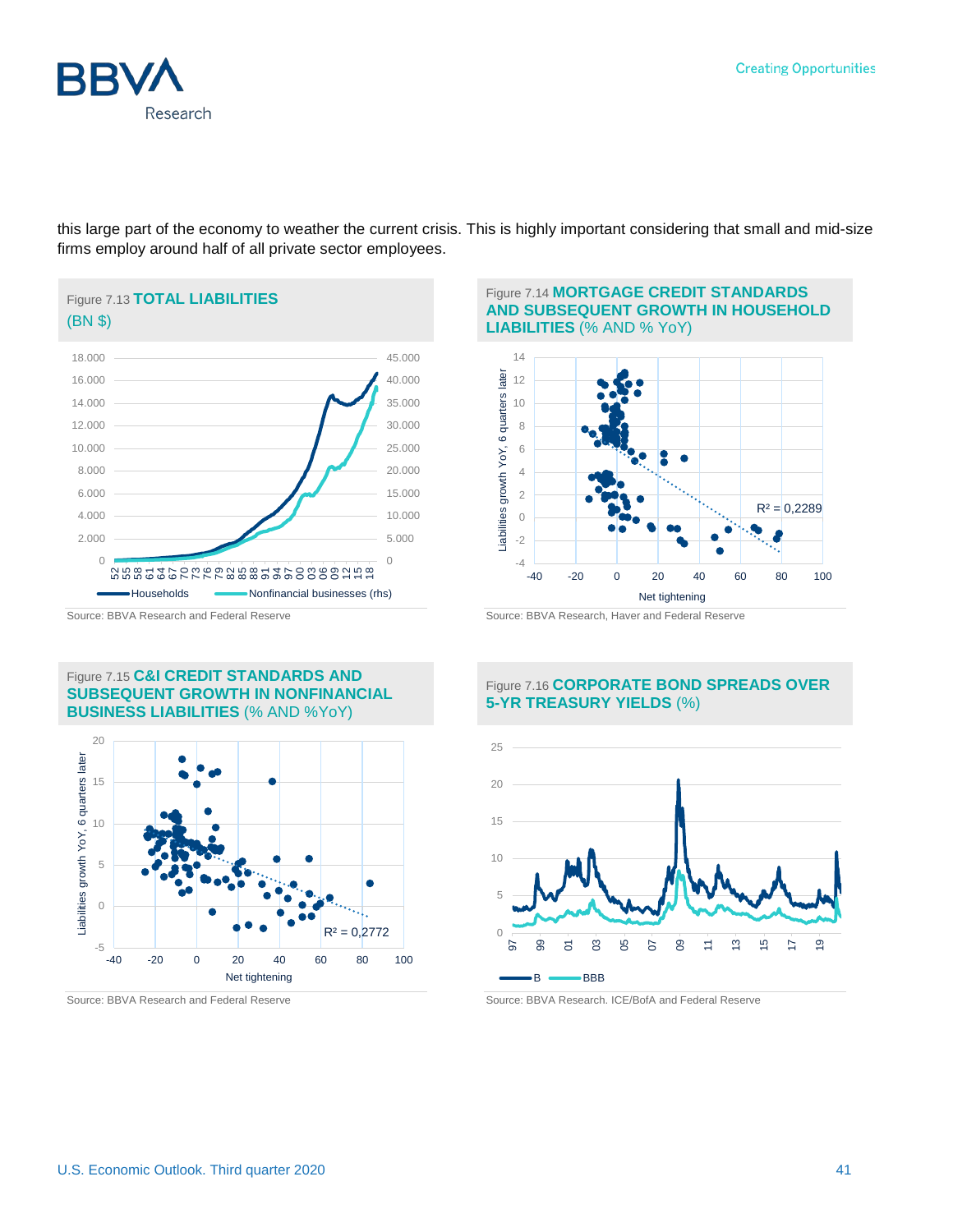this large part of the economy to weather the current crisis. This is highly important considering that small and mid-size firms employ around half of all private sector employees.

Figure 7.13 **TOTAL LIABILITIES** (BN $)

Source: BBVA Research and Federal Reserve

Figure 7.14 **MORTGAGE CREDIT STANDARDS AND SUBSEQUENT GROWTH IN HOUSEHOLD LIABILITIES** (% AND % YoY)

Source: BBVA Research, Haver and Federal Reserve

Figure 7.15 **C&I CREDIT STANDARDS AND SUBSEQUENT GROWTH IN NONFINANCIAL BUSINESS LIABILITIES** (% AND %YoY)

Source: BBVA Research and Federal Reserve

Figure 7.16 **CORPORATE BOND SPREADS OVER 5-YR TREASURY YIELDS** (%)

Source: BBVA Research. ICE/BofA and Federal Reserve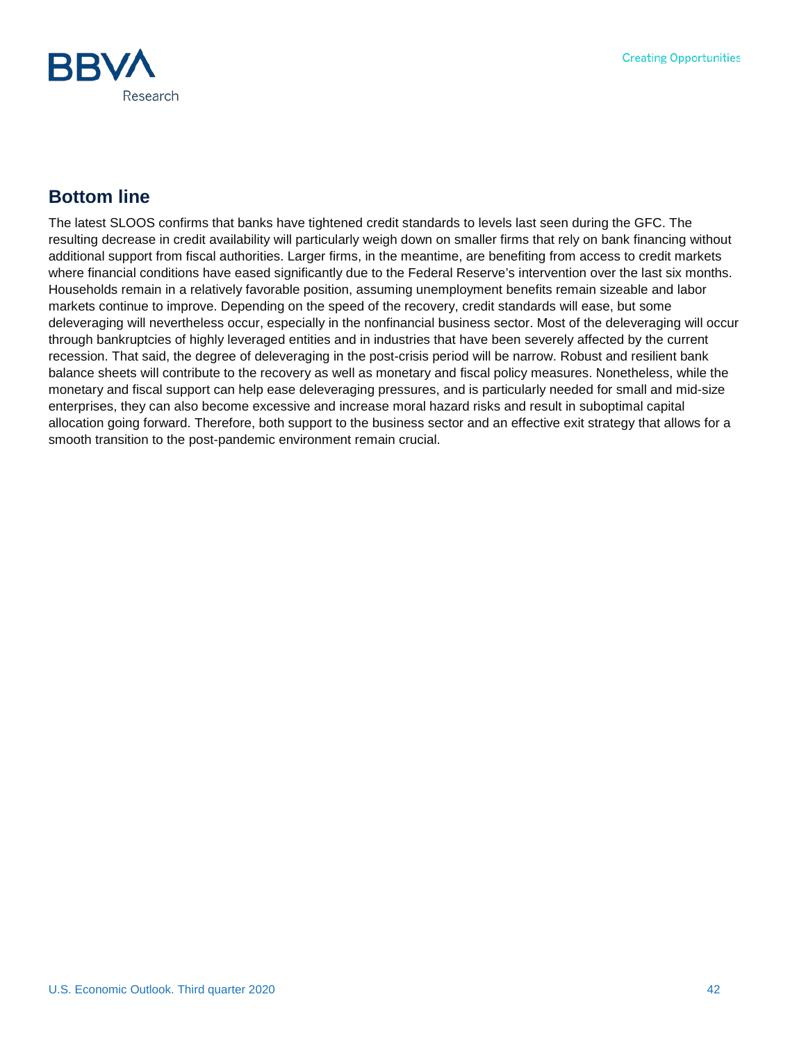## Bottom line

The latest SLOOS confirms that banks have tightened credit standards to levels last seen during the GFC. The resulting decrease in credit availability will particularly weigh down on smaller firms that rely on bank financing without additional support from fiscal authorities. Larger firms, in the meantime, are benefiting from access to credit markets where financial conditions have eased significantly due to the Federal Reserve's intervention over the last six months. Households remain in a relatively favorable position, assuming unemployment benefits remain sizeable and labor markets continue to improve. Depending on the speed of the recovery, credit standards will ease, but some deleveraging will nevertheless occur, especially in the nonfinancial business sector. Most of the deleveraging will occur through bankruptcies of highly leveraged entities and in industries that have been severely affected by the current recession. That said, the degree of deleveraging in the post-crisis period will be narrow. Robust and resilient bank balance sheets will contribute to the recovery as well as monetary and fiscal policy measures. Nonetheless, while the monetary and fiscal support can help ease deleveraging pressures, and is particularly needed for small and mid-size enterprises, they can also become excessive and increase moral hazard risks and result in suboptimal capital allocation going forward. Therefore, both support to the business sector and an effective exit strategy that allows for a smooth transition to the post-pandemic environment remain crucial.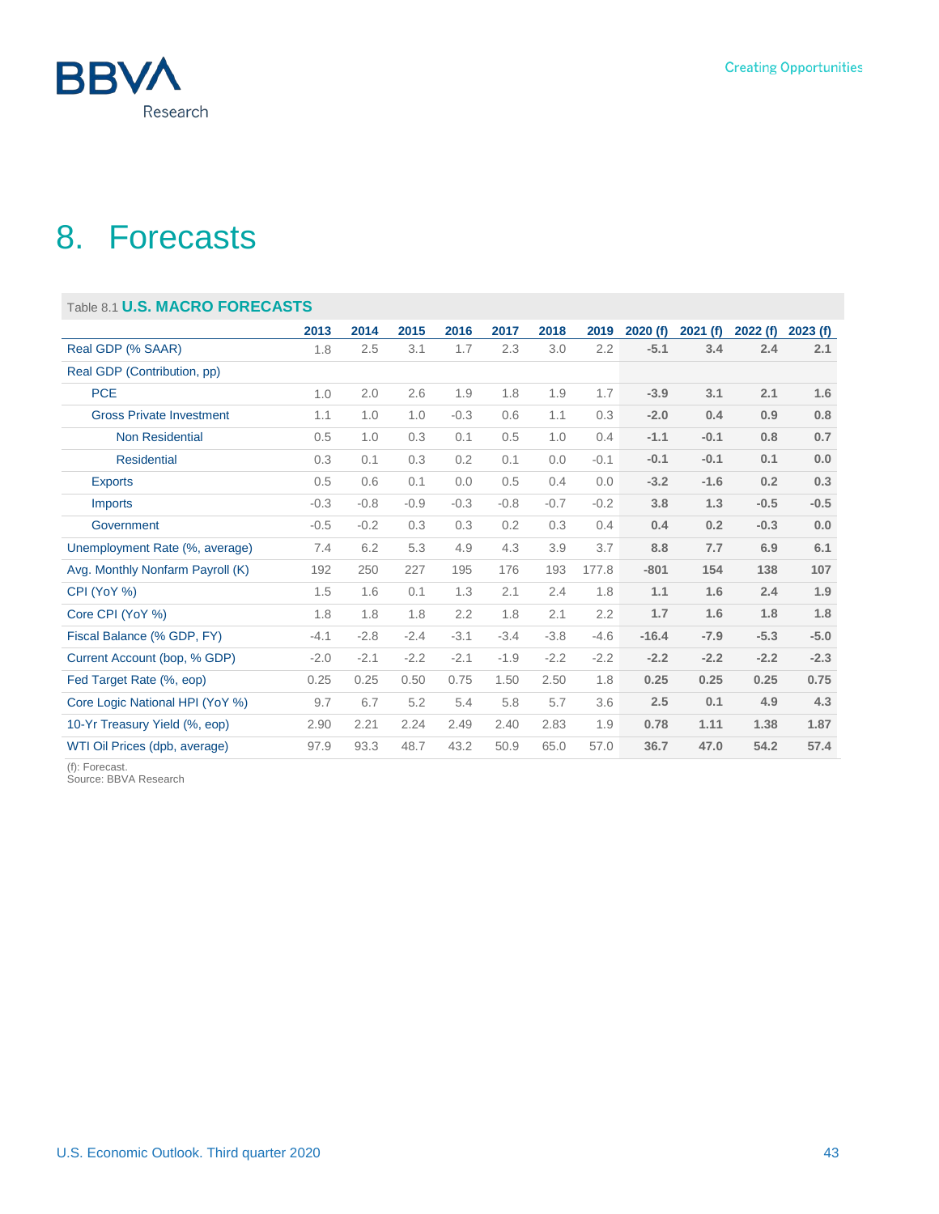# 8. Forecasts

Table 8.1 **U.S. MACRO FORECASTS**

| | 2013 | 2014 | 2015 | 2016 | 2017 | 2018 | 2019 | 2020 (f) | 2021 (f) | 2022 (f) | 2023 (f) |
|---|---|---|---|---|---|---|---|---|---|---|---|
| Real GDP (% SAAR) | 1.8 | 2.5 | 3.1 | 1.7 | 2.3 | 3.0 | 2.2 | **-5.1** | **3.4** | **2.4** | **2.1** |
| Real GDP (Contribution, pp) | | | | | | | | | | | |
| PCE | 1.0 | 2.0 | 2.6 | 1.9 | 1.8 | 1.9 | 1.7 | **-3.9** | **3.1** | **2.1** | **1.6** |
| Gross Private Investment | 1.1 | 1.0 | 1.0 | -0.3 | 0.6 | 1.1 | 0.3 | **-2.0** | **0.4** | **0.9** | **0.8** |
| Non Residential | 0.5 | 1.0 | 0.3 | 0.1 | 0.5 | 1.0 | 0.4 | **-1.1** | **-0.1** | **0.8** | **0.7** |
| Residential | 0.3 | 0.1 | 0.3 | 0.2 | 0.1 | 0.0 | -0.1 | **-0.1** | **-0.1** | **0.1** | **0.0** |
| Exports | 0.5 | 0.6 | 0.1 | 0.0 | 0.5 | 0.4 | 0.0 | **-3.2** | **-1.6** | **0.2** | **0.3** |
| Imports | -0.3 | -0.8 | -0.9 | -0.3 | -0.8 | -0.7 | -0.2 | **3.8** | **1.3** | **-0.5** | **-0.5** |
| Government | -0.5 | -0.2 | 0.3 | 0.3 | 0.2 | 0.3 | 0.4 | **0.4** | **0.2** | **-0.3** | **0.0** |
| Unemployment Rate (%, average) | 7.4 | 6.2 | 5.3 | 4.9 | 4.3 | 3.9 | 3.7 | **8.8** | **7.7** | **6.9** | **6.1** |
| Avg. Monthly Nonfarm Payroll (K) | 192 | 250 | 227 | 195 | 176 | 193 | 177.8 | **-801** | **154** | **138** | **107** |
| CPI (YoY %) | 1.5 | 1.6 | 0.1 | 1.3 | 2.1 | 2.4 | 1.8 | **1.1** | **1.6** | **2.4** | **1.9** |
| Core CPI (YoY %) | 1.8 | 1.8 | 1.8 | 2.2 | 1.8 | 2.1 | 2.2 | **1.7** | **1.6** | **1.8** | **1.8** |
| Fiscal Balance (% GDP, FY) | -4.1 | -2.8 | -2.4 | -3.1 | -3.4 | -3.8 | -4.6 | **-16.4** | **-7.9** | **-5.3** | **-5.0** |
| Current Account (bop, % GDP) | -2.0 | -2.1 | -2.2 | -2.1 | -1.9 | -2.2 | -2.2 | **-2.2** | **-2.2** | **-2.2** | **-2.3** |
| Fed Target Rate (%, eop) | 0.25 | 0.25 | 0.50 | 0.75 | 1.50 | 2.50 | 1.8 | **0.25** | **0.25** | **0.25** | **0.75** |
| Core Logic National HPI (YoY %) | 9.7 | 6.7 | 5.2 | 5.4 | 5.8 | 5.7 | 3.6 | **2.5** | **0.1** | **4.9** | **4.3** |
| 10-Yr Treasury Yield (%, eop) | 2.90 | 2.21 | 2.24 | 2.49 | 2.40 | 2.83 | 1.9 | **0.78** | **1.11** | **1.38** | **1.87** |
| WTI Oil Prices (dpb, average) | 97.9 | 93.3 | 48.7 | 43.2 | 50.9 | 65.0 | 57.0 | **36.7** | **47.0** | **54.2** | **57.4** |

(f): Forecast.
Source: BBVA Research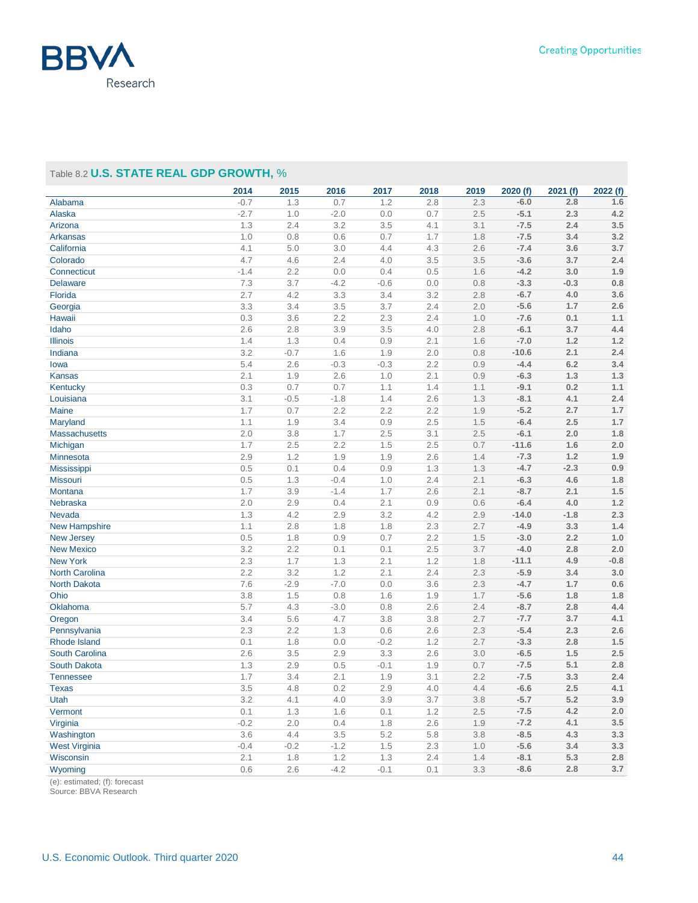Table 8.2 **U.S. STATE REAL GDP GROWTH, %**

| | 2014 | 2015 | 2016 | 2017 | 2018 | 2019 | 2020 (f) | 2021 (f) | 2022 (f) |
|---|---|---|---|---|---|---|---|---|---|
| Alabama | -0.7 | 1.3 | 0.7 | 1.2 | 2.8 | 2.3 | **-6.0** | **2.8** | **1.6** |
| Alaska | -2.7 | 1.0 | -2.0 | 0.0 | 0.7 | 2.5 | **-5.1** | **2.3** | **4.2** |
| Arizona | 1.3 | 2.4 | 3.2 | 3.5 | 4.1 | 3.1 | **-7.5** | **2.4** | **3.5** |
| Arkansas | 1.0 | 0.8 | 0.6 | 0.7 | 1.7 | 1.8 | **-7.5** | **3.4** | **3.2** |
| California | 4.1 | 5.0 | 3.0 | 4.4 | 4.3 | 2.6 | **-7.4** | **3.6** | **3.7** |
| Colorado | 4.7 | 4.6 | 2.4 | 4.0 | 3.5 | 3.5 | **-3.6** | **3.7** | **2.4** |
| Connecticut | -1.4 | 2.2 | 0.0 | 0.4 | 0.5 | 1.6 | **-4.2** | **3.0** | **1.9** |
| Delaware | 7.3 | 3.7 | -4.2 | -0.6 | 0.0 | 0.8 | **-3.3** | **-0.3** | **0.8** |
| Florida | 2.7 | 4.2 | 3.3 | 3.4 | 3.2 | 2.8 | **-6.7** | **4.0** | **3.6** |
| Georgia | 3.3 | 3.4 | 3.5 | 3.7 | 2.4 | 2.0 | **-5.6** | **1.7** | **2.6** |
| Hawaii | 0.3 | 3.6 | 2.2 | 2.3 | 2.4 | 1.0 | **-7.6** | **0.1** | **1.1** |
| Idaho | 2.6 | 2.8 | 3.9 | 3.5 | 4.0 | 2.8 | **-6.1** | **3.7** | **4.4** |
| Illinois | 1.4 | 1.3 | 0.4 | 0.9 | 2.1 | 1.6 | **-7.0** | **1.2** | **1.2** |
| Indiana | 3.2 | -0.7 | 1.6 | 1.9 | 2.0 | 0.8 | **-10.6** | **2.1** | **2.4** |
| Iowa | 5.4 | 2.6 | -0.3 | -0.3 | 2.2 | 0.9 | **-4.4** | **6.2** | **3.4** |
| Kansas | 2.1 | 1.9 | 2.6 | 1.0 | 2.1 | 0.9 | **-6.3** | **1.3** | **1.3** |
| Kentucky | 0.3 | 0.7 | 0.7 | 1.1 | 1.4 | 1.1 | **-9.1** | **0.2** | **1.1** |
| Louisiana | 3.1 | -0.5 | -1.8 | 1.4 | 2.6 | 1.3 | **-8.1** | **4.1** | **2.4** |
| Maine | 1.7 | 0.7 | 2.2 | 2.2 | 2.2 | 1.9 | **-5.2** | **2.7** | **1.7** |
| Maryland | 1.1 | 1.9 | 3.4 | 0.9 | 2.5 | 1.5 | **-6.4** | **2.5** | **1.7** |
| Massachusetts | 2.0 | 3.8 | 1.7 | 2.5 | 3.1 | 2.5 | **-6.1** | **2.0** | **1.8** |
| Michigan | 1.7 | 2.5 | 2.2 | 1.5 | 2.5 | 0.7 | **-11.6** | **1.6** | **2.0** |
| Minnesota | 2.9 | 1.2 | 1.9 | 1.9 | 2.6 | 1.4 | **-7.3** | **1.2** | **1.9** |
| Mississippi | 0.5 | 0.1 | 0.4 | 0.9 | 1.3 | 1.3 | **-4.7** | **-2.3** | **0.9** |
| Missouri | 0.5 | 1.3 | -0.4 | 1.0 | 2.4 | 2.1 | **-6.3** | **4.6** | **1.8** |
| Montana | 1.7 | 3.9 | -1.4 | 1.7 | 2.6 | 2.1 | **-8.7** | **2.1** | **1.5** |
| Nebraska | 2.0 | 2.9 | 0.4 | 2.1 | 0.9 | 0.6 | **-6.4** | **4.0** | **1.2** |
| Nevada | 1.3 | 4.2 | 2.9 | 3.2 | 4.2 | 2.9 | **-14.0** | **-1.8** | **2.3** |
| New Hampshire | 1.1 | 2.8 | 1.8 | 1.8 | 2.3 | 2.7 | **-4.9** | **3.3** | **1.4** |
| New Jersey | 0.5 | 1.8 | 0.9 | 0.7 | 2.2 | 1.5 | **-3.0** | **2.2** | **1.0** |
| New Mexico | 3.2 | 2.2 | 0.1 | 0.1 | 2.5 | 3.7 | **-4.0** | **2.8** | **2.0** |
| New York | 2.3 | 1.7 | 1.3 | 2.1 | 1.2 | 1.8 | **-11.1** | **4.9** | **-0.8** |
| North Carolina | 2.2 | 3.2 | 1.2 | 2.1 | 2.4 | 2.3 | **-5.9** | **3.4** | **3.0** |
| North Dakota | 7.6 | -2.9 | -7.0 | 0.0 | 3.6 | 2.3 | **-4.7** | **1.7** | **0.6** |
| Ohio | 3.8 | 1.5 | 0.8 | 1.6 | 1.9 | 1.7 | **-5.6** | **1.8** | **1.8** |
| Oklahoma | 5.7 | 4.3 | -3.0 | 0.8 | 2.6 | 2.4 | **-8.7** | **2.8** | **4.4** |
| Oregon | 3.4 | 5.6 | 4.7 | 3.8 | 3.8 | 2.7 | **-7.7** | **3.7** | **4.1** |
| Pennsylvania | 2.3 | 2.2 | 1.3 | 0.6 | 2.6 | 2.3 | **-5.4** | **2.3** | **2.6** |
| Rhode Island | 0.1 | 1.8 | 0.0 | -0.2 | 1.2 | 2.7 | **-3.3** | **2.8** | **1.5** |
| South Carolina | 2.6 | 3.5 | 2.9 | 3.3 | 2.6 | 3.0 | **-6.5** | **1.5** | **2.5** |
| South Dakota | 1.3 | 2.9 | 0.5 | -0.1 | 1.9 | 0.7 | **-7.5** | **5.1** | **2.8** |
| Tennessee | 1.7 | 3.4 | 2.1 | 1.9 | 3.1 | 2.2 | **-7.5** | **3.3** | **2.4** |
| Texas | 3.5 | 4.8 | 0.2 | 2.9 | 4.0 | 4.4 | **-6.6** | **2.5** | **4.1** |
| Utah | 3.2 | 4.1 | 4.0 | 3.9 | 3.7 | 3.8 | **-5.7** | **5.2** | **3.9** |
| Vermont | 0.1 | 1.3 | 1.6 | 0.1 | 1.2 | 2.5 | **-7.5** | **4.2** | **2.0** |
| Virginia | -0.2 | 2.0 | 0.4 | 1.8 | 2.6 | 1.9 | **-7.2** | **4.1** | **3.5** |
| Washington | 3.6 | 4.4 | 3.5 | 5.2 | 5.8 | 3.8 | **-8.5** | **4.3** | **3.3** |
| West Virginia | -0.4 | -0.2 | -1.2 | 1.5 | 2.3 | 1.0 | **-5.6** | **3.4** | **3.3** |
| Wisconsin | 2.1 | 1.8 | 1.2 | 1.3 | 2.4 | 1.4 | **-8.1** | **5.3** | **2.8** |
| Wyoming | 0.6 | 2.6 | -4.2 | -0.1 | 0.1 | 3.3 | **-8.6** | **2.8** | **3.7** |

(e): estimated; (f): forecast
Source: BBVA Research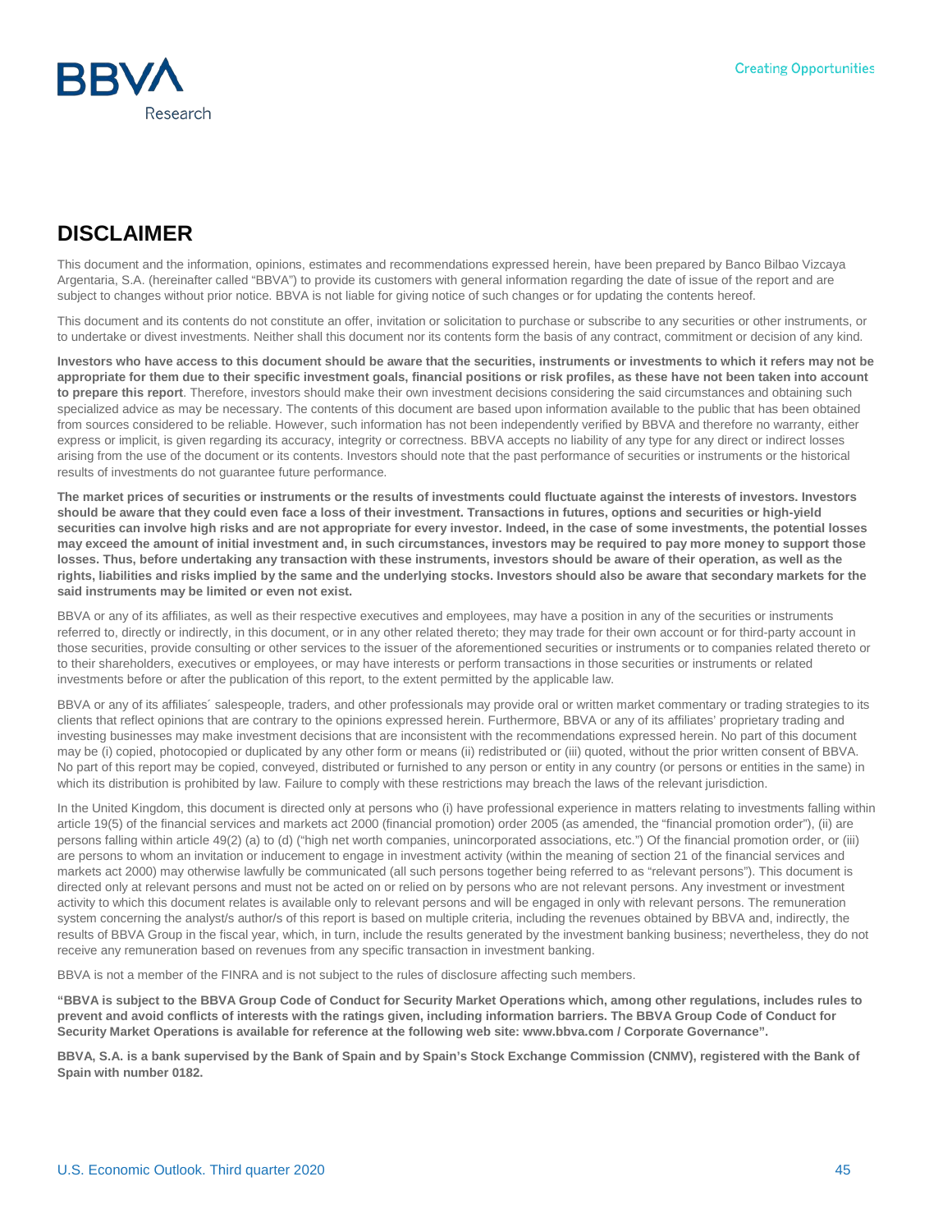# DISCLAIMER

This document and the information, opinions, estimates and recommendations expressed herein, have been prepared by Banco Bilbao Vizcaya Argentaria, S.A. (hereinafter called "BBVA") to provide its customers with general information regarding the date of issue of the report and are subject to changes without prior notice. BBVA is not liable for giving notice of such changes or for updating the contents hereof.

This document and its contents do not constitute an offer, invitation or solicitation to purchase or subscribe to any securities or other instruments, or to undertake or divest investments. Neither shall this document nor its contents form the basis of any contract, commitment or decision of any kind.

**Investors who have access to this document should be aware that the securities, instruments or investments to which it refers may not be appropriate for them due to their specific investment goals, financial positions or risk profiles, as these have not been taken into account to prepare this report**. Therefore, investors should make their own investment decisions considering the said circumstances and obtaining such specialized advice as may be necessary. The contents of this document are based upon information available to the public that has been obtained from sources considered to be reliable. However, such information has not been independently verified by BBVA and therefore no warranty, either express or implicit, is given regarding its accuracy, integrity or correctness. BBVA accepts no liability of any type for any direct or indirect losses arising from the use of the document or its contents. Investors should note that the past performance of securities or instruments or the historical results of investments do not guarantee future performance.

**The market prices of securities or instruments or the results of investments could fluctuate against the interests of investors. Investors should be aware that they could even face a loss of their investment. Transactions in futures, options and securities or high-yield securities can involve high risks and are not appropriate for every investor. Indeed, in the case of some investments, the potential losses may exceed the amount of initial investment and, in such circumstances, investors may be required to pay more money to support those losses. Thus, before undertaking any transaction with these instruments, investors should be aware of their operation, as well as the rights, liabilities and risks implied by the same and the underlying stocks. Investors should also be aware that secondary markets for the said instruments may be limited or even not exist.**

BBVA or any of its affiliates, as well as their respective executives and employees, may have a position in any of the securities or instruments referred to, directly or indirectly, in this document, or in any other related thereto; they may trade for their own account or for third-party account in those securities, provide consulting or other services to the issuer of the aforementioned securities or instruments or to companies related thereto or to their shareholders, executives or employees, or may have interests or perform transactions in those securities or instruments or related investments before or after the publication of this report, to the extent permitted by the applicable law.

BBVA or any of its affiliates´ salespeople, traders, and other professionals may provide oral or written market commentary or trading strategies to its clients that reflect opinions that are contrary to the opinions expressed herein. Furthermore, BBVA or any of its affiliates' proprietary trading and investing businesses may make investment decisions that are inconsistent with the recommendations expressed herein. No part of this document may be (i) copied, photocopied or duplicated by any other form or means (ii) redistributed or (iii) quoted, without the prior written consent of BBVA. No part of this report may be copied, conveyed, distributed or furnished to any person or entity in any country (or persons or entities in the same) in which its distribution is prohibited by law. Failure to comply with these restrictions may breach the laws of the relevant jurisdiction.

In the United Kingdom, this document is directed only at persons who (i) have professional experience in matters relating to investments falling within article 19(5) of the financial services and markets act 2000 (financial promotion) order 2005 (as amended, the "financial promotion order"), (ii) are persons falling within article 49(2) (a) to (d) ("high net worth companies, unincorporated associations, etc.") Of the financial promotion order, or (iii) are persons to whom an invitation or inducement to engage in investment activity (within the meaning of section 21 of the financial services and markets act 2000) may otherwise lawfully be communicated (all such persons together being referred to as "relevant persons"). This document is directed only at relevant persons and must not be acted on or relied on by persons who are not relevant persons. Any investment or investment activity to which this document relates is available only to relevant persons and will be engaged in only with relevant persons. The remuneration system concerning the analyst's author/s of this report is based on multiple criteria, including the revenues obtained by BBVA and, indirectly, the results of BBVA Group in the fiscal year, which, in turn, include the results generated by the investment banking business; nevertheless, they do not receive any remuneration based on revenues from any specific transaction in investment banking.

BBVA is not a member of the FINRA and is not subject to the rules of disclosure affecting such members.

**"BBVA is subject to the BBVA Group Code of Conduct for Security Market Operations which, among other regulations, includes rules to prevent and avoid conflicts of interests with the ratings given, including information barriers. The BBVA Group Code of Conduct for Security Market Operations is available for reference at the following web site: www.bbva.com / Corporate Governance".**

**BBVA, S.A. is a bank supervised by the Bank of Spain and by Spain's Stock Exchange Commission (CNMV), registered with the Bank of Spain with number 0182.**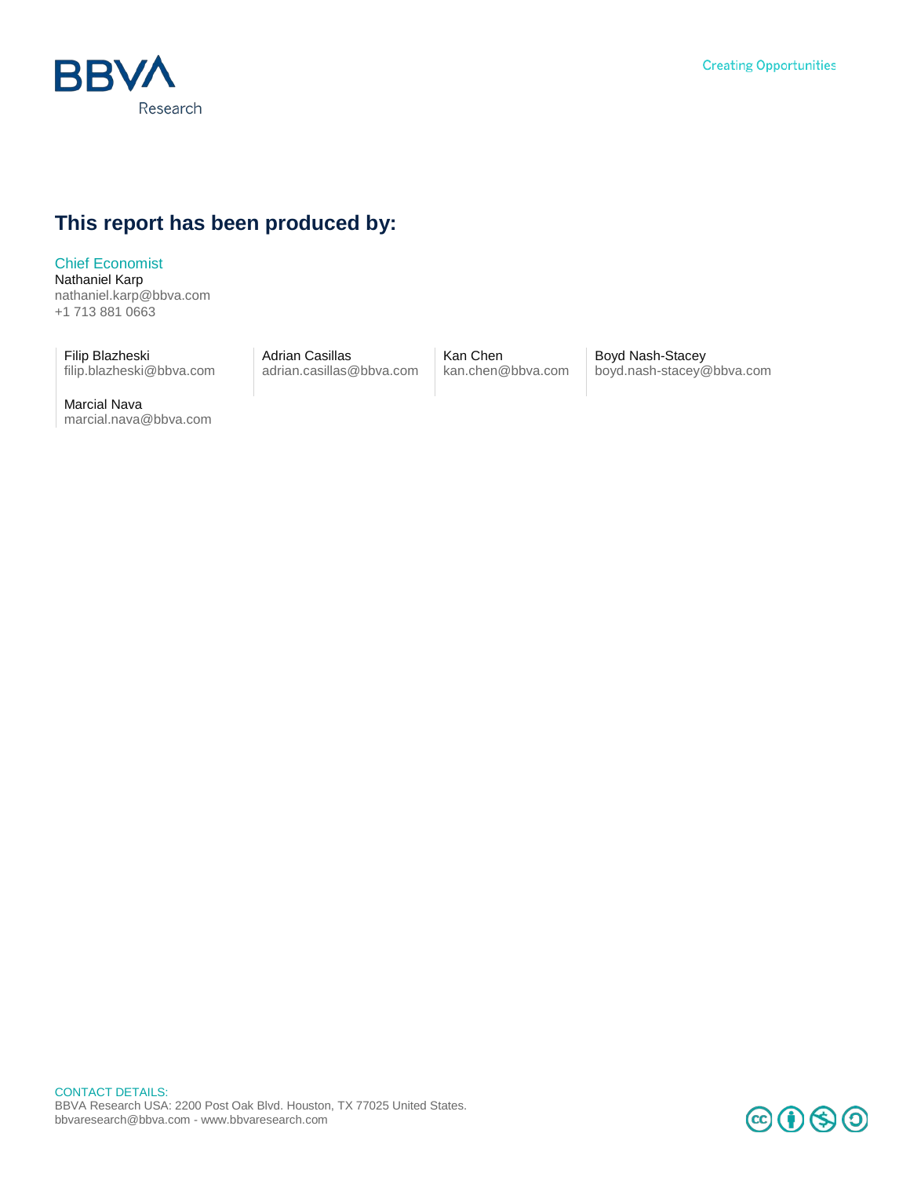## This report has been produced by:

Chief Economist

Nathaniel Karp
nathaniel.karp@bbva.com
+1 713 881 0663

Filip Blazheski
filip.blazheski@bbva.com

Adrian Casillas
adrian.casillas@bbva.com

Kan Chen
kan.chen@bbva.com

Boyd Nash-Stacey
boyd.nash-stacey@bbva.com

Marcial Nava
marcial.nava@bbva.com

CONTACT DETAILS:
BBVA Research USA: 2200 Post Oak Blvd. Houston, TX 77025 United States.
bbvaresearch@bbva.com - www.bbvaresearch.com